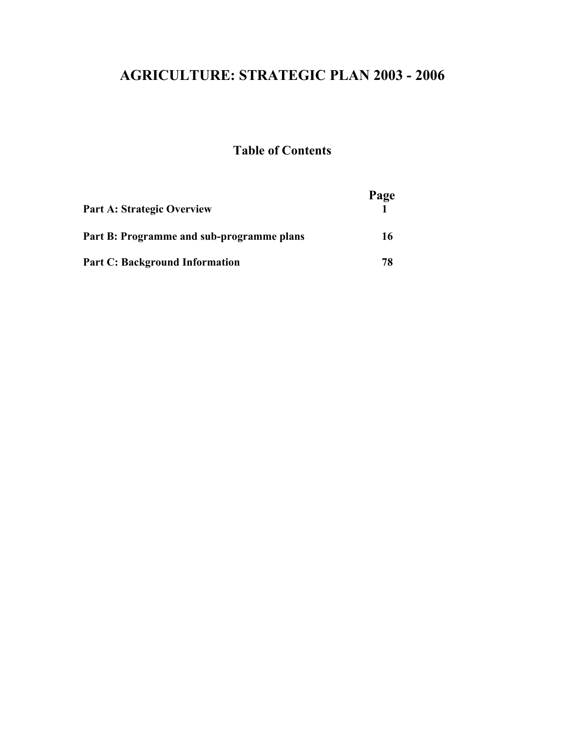# AGRICULTURE: STRATEGIC PLAN 2003 - 2006

## Table of Contents

| | Page |
|---|---|
| **Part A: Strategic Overview** | **1** |
| **Part B: Programme and sub-programme plans** | **16** |
| **Part C: Background Information** | **78** |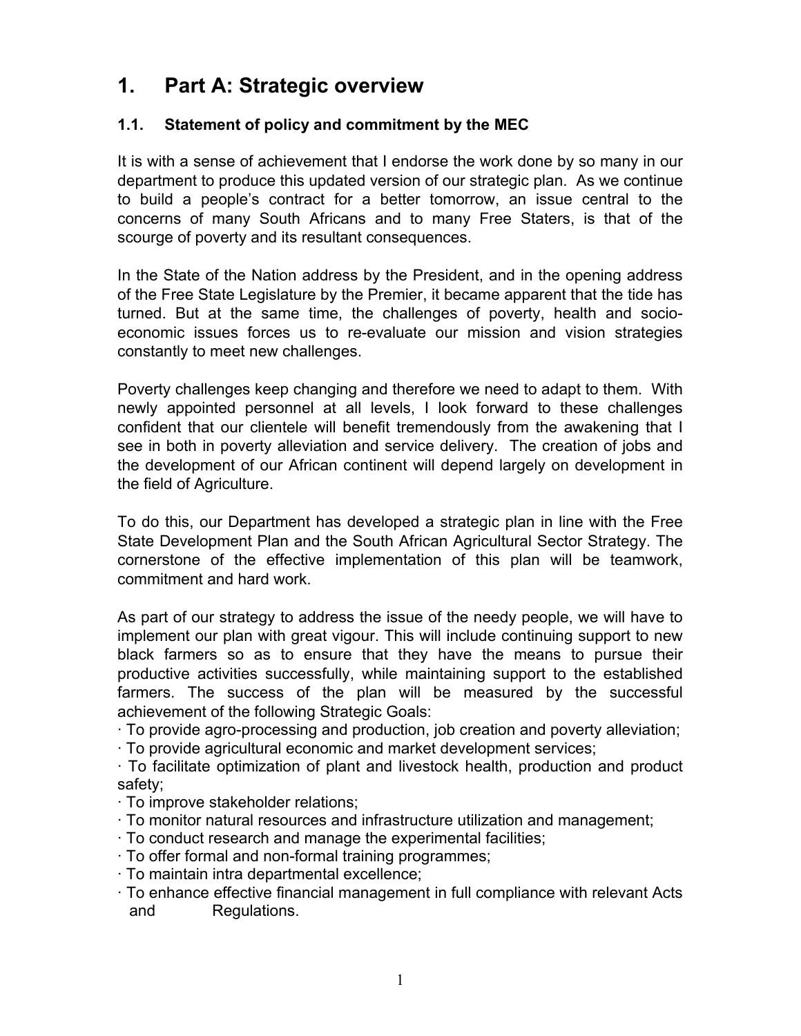# 1. Part A: Strategic overview

## 1.1. Statement of policy and commitment by the MEC

It is with a sense of achievement that I endorse the work done by so many in our department to produce this updated version of our strategic plan. As we continue to build a people's contract for a better tomorrow, an issue central to the concerns of many South Africans and to many Free Staters, is that of the scourge of poverty and its resultant consequences.

In the State of the Nation address by the President, and in the opening address of the Free State Legislature by the Premier, it became apparent that the tide has turned. But at the same time, the challenges of poverty, health and socio-economic issues forces us to re-evaluate our mission and vision strategies constantly to meet new challenges.

Poverty challenges keep changing and therefore we need to adapt to them. With newly appointed personnel at all levels, I look forward to these challenges confident that our clientele will benefit tremendously from the awakening that I see in both in poverty alleviation and service delivery. The creation of jobs and the development of our African continent will depend largely on development in the field of Agriculture.

To do this, our Department has developed a strategic plan in line with the Free State Development Plan and the South African Agricultural Sector Strategy. The cornerstone of the effective implementation of this plan will be teamwork, commitment and hard work.

As part of our strategy to address the issue of the needy people, we will have to implement our plan with great vigour. This will include continuing support to new black farmers so as to ensure that they have the means to pursue their productive activities successfully, while maintaining support to the established farmers. The success of the plan will be measured by the successful achievement of the following Strategic Goals:

- To provide agro-processing and production, job creation and poverty alleviation;
- To provide agricultural economic and market development services;
- To facilitate optimization of plant and livestock health, production and product safety;
- To improve stakeholder relations;
- To monitor natural resources and infrastructure utilization and management;
- To conduct research and manage the experimental facilities;
- To offer formal and non-formal training programmes;
- To maintain intra departmental excellence;
- To enhance effective financial management in full compliance with relevant Acts and Regulations.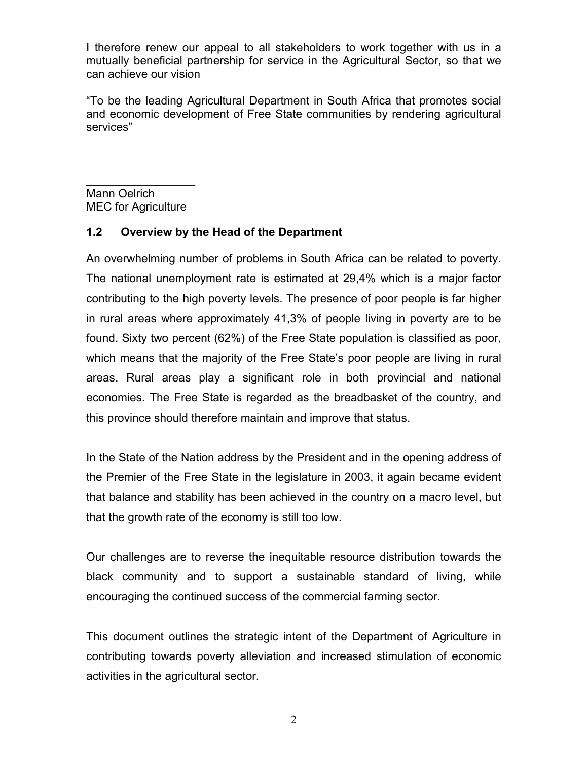I therefore renew our appeal to all stakeholders to work together with us in a mutually beneficial partnership for service in the Agricultural Sector, so that we can achieve our vision

"To be the leading Agricultural Department in South Africa that promotes social and economic development of Free State communities by rendering agricultural services"

_________________

Mann Oelrich
MEC for Agriculture

### 1.2 Overview by the Head of the Department

An overwhelming number of problems in South Africa can be related to poverty. The national unemployment rate is estimated at 29,4% which is a major factor contributing to the high poverty levels. The presence of poor people is far higher in rural areas where approximately 41,3% of people living in poverty are to be found. Sixty two percent (62%) of the Free State population is classified as poor, which means that the majority of the Free State's poor people are living in rural areas. Rural areas play a significant role in both provincial and national economies. The Free State is regarded as the breadbasket of the country, and this province should therefore maintain and improve that status.

In the State of the Nation address by the President and in the opening address of the Premier of the Free State in the legislature in 2003, it again became evident that balance and stability has been achieved in the country on a macro level, but that the growth rate of the economy is still too low.

Our challenges are to reverse the inequitable resource distribution towards the black community and to support a sustainable standard of living, while encouraging the continued success of the commercial farming sector.

This document outlines the strategic intent of the Department of Agriculture in contributing towards poverty alleviation and increased stimulation of economic activities in the agricultural sector.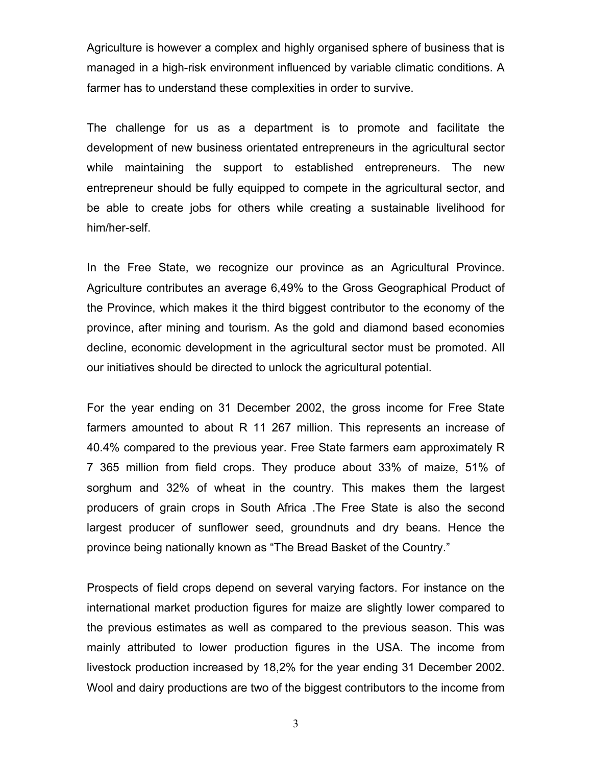Agriculture is however a complex and highly organised sphere of business that is managed in a high-risk environment influenced by variable climatic conditions. A farmer has to understand these complexities in order to survive.

The challenge for us as a department is to promote and facilitate the development of new business orientated entrepreneurs in the agricultural sector while maintaining the support to established entrepreneurs. The new entrepreneur should be fully equipped to compete in the agricultural sector, and be able to create jobs for others while creating a sustainable livelihood for him/her-self.

In the Free State, we recognize our province as an Agricultural Province. Agriculture contributes an average 6,49% to the Gross Geographical Product of the Province, which makes it the third biggest contributor to the economy of the province, after mining and tourism. As the gold and diamond based economies decline, economic development in the agricultural sector must be promoted. All our initiatives should be directed to unlock the agricultural potential.

For the year ending on 31 December 2002, the gross income for Free State farmers amounted to about R 11 267 million. This represents an increase of 40.4% compared to the previous year. Free State farmers earn approximately R 7 365 million from field crops. They produce about 33% of maize, 51% of sorghum and 32% of wheat in the country. This makes them the largest producers of grain crops in South Africa .The Free State is also the second largest producer of sunflower seed, groundnuts and dry beans. Hence the province being nationally known as "The Bread Basket of the Country."

Prospects of field crops depend on several varying factors. For instance on the international market production figures for maize are slightly lower compared to the previous estimates as well as compared to the previous season. This was mainly attributed to lower production figures in the USA. The income from livestock production increased by 18,2% for the year ending 31 December 2002. Wool and dairy productions are two of the biggest contributors to the income from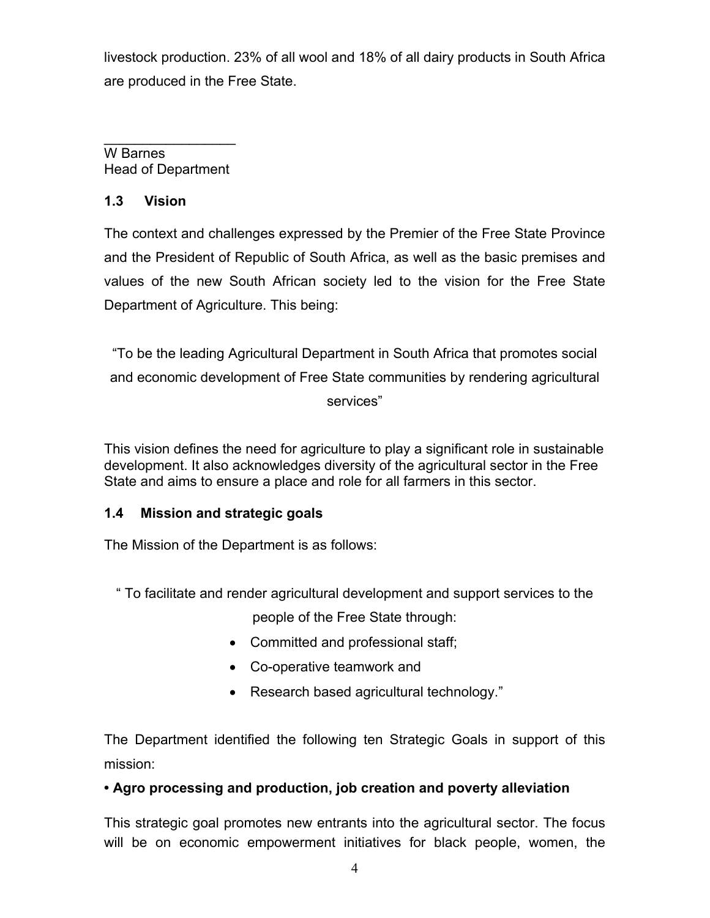livestock production. 23% of all wool and 18% of all dairy products in South Africa are produced in the Free State.

_________________
W Barnes
Head of Department

### 1.3 Vision

The context and challenges expressed by the Premier of the Free State Province and the President of Republic of South Africa, as well as the basic premises and values of the new South African society led to the vision for the Free State Department of Agriculture. This being:

"To be the leading Agricultural Department in South Africa that promotes social and economic development of Free State communities by rendering agricultural services"

This vision defines the need for agriculture to play a significant role in sustainable development. It also acknowledges diversity of the agricultural sector in the Free State and aims to ensure a place and role for all farmers in this sector.

### 1.4 Mission and strategic goals

The Mission of the Department is as follows:

" To facilitate and render agricultural development and support services to the people of the Free State through:

- Committed and professional staff;
- Co-operative teamwork and
- Research based agricultural technology."

The Department identified the following ten Strategic Goals in support of this mission:

**• Agro processing and production, job creation and poverty alleviation**

This strategic goal promotes new entrants into the agricultural sector. The focus will be on economic empowerment initiatives for black people, women, the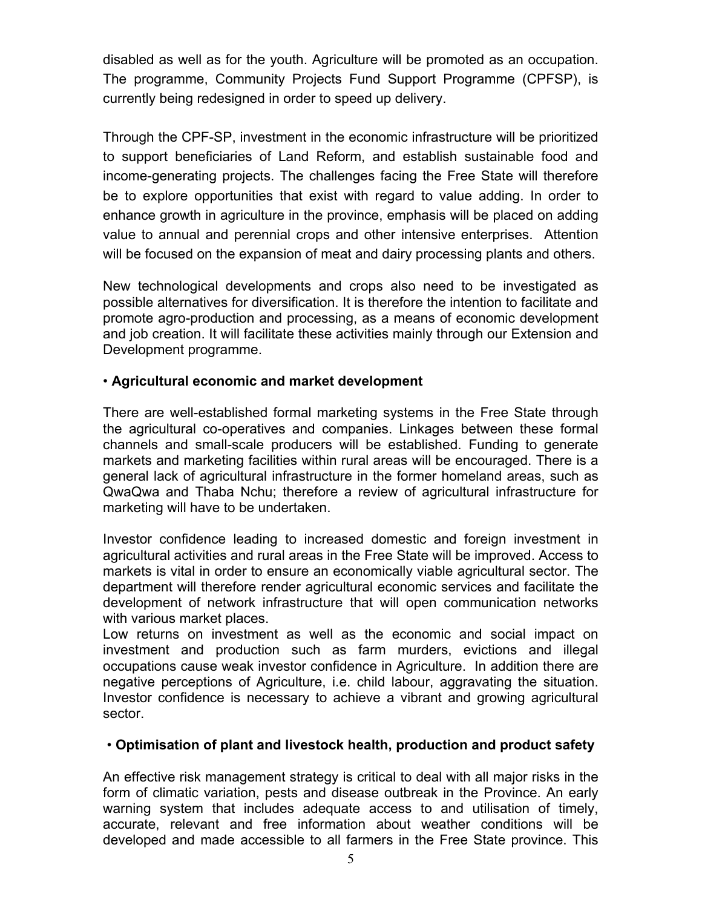disabled as well as for the youth. Agriculture will be promoted as an occupation. The programme, Community Projects Fund Support Programme (CPFSP), is currently being redesigned in order to speed up delivery.

Through the CPF-SP, investment in the economic infrastructure will be prioritized to support beneficiaries of Land Reform, and establish sustainable food and income-generating projects. The challenges facing the Free State will therefore be to explore opportunities that exist with regard to value adding. In order to enhance growth in agriculture in the province, emphasis will be placed on adding value to annual and perennial crops and other intensive enterprises. Attention will be focused on the expansion of meat and dairy processing plants and others.

New technological developments and crops also need to be investigated as possible alternatives for diversification. It is therefore the intention to facilitate and promote agro-production and processing, as a means of economic development and job creation. It will facilitate these activities mainly through our Extension and Development programme.

• **Agricultural economic and market development**

There are well-established formal marketing systems in the Free State through the agricultural co-operatives and companies. Linkages between these formal channels and small-scale producers will be established. Funding to generate markets and marketing facilities within rural areas will be encouraged. There is a general lack of agricultural infrastructure in the former homeland areas, such as QwaQwa and Thaba Nchu; therefore a review of agricultural infrastructure for marketing will have to be undertaken.

Investor confidence leading to increased domestic and foreign investment in agricultural activities and rural areas in the Free State will be improved. Access to markets is vital in order to ensure an economically viable agricultural sector. The department will therefore render agricultural economic services and facilitate the development of network infrastructure that will open communication networks with various market places.
Low returns on investment as well as the economic and social impact on investment and production such as farm murders, evictions and illegal occupations cause weak investor confidence in Agriculture. In addition there are negative perceptions of Agriculture, i.e. child labour, aggravating the situation. Investor confidence is necessary to achieve a vibrant and growing agricultural sector.

• **Optimisation of plant and livestock health, production and product safety**

An effective risk management strategy is critical to deal with all major risks in the form of climatic variation, pests and disease outbreak in the Province. An early warning system that includes adequate access to and utilisation of timely, accurate, relevant and free information about weather conditions will be developed and made accessible to all farmers in the Free State province. This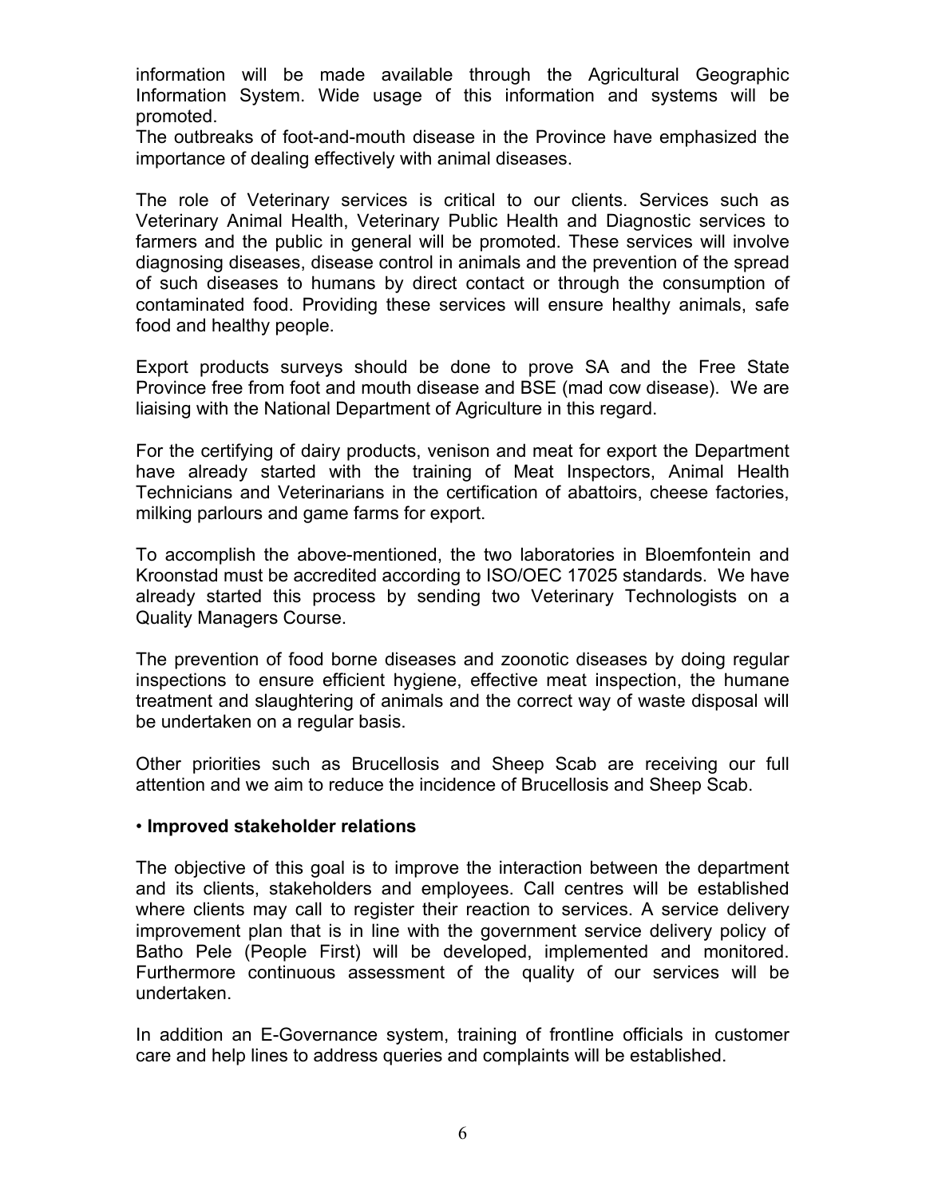information will be made available through the Agricultural Geographic Information System. Wide usage of this information and systems will be promoted.

The outbreaks of foot-and-mouth disease in the Province have emphasized the importance of dealing effectively with animal diseases.

The role of Veterinary services is critical to our clients. Services such as Veterinary Animal Health, Veterinary Public Health and Diagnostic services to farmers and the public in general will be promoted. These services will involve diagnosing diseases, disease control in animals and the prevention of the spread of such diseases to humans by direct contact or through the consumption of contaminated food. Providing these services will ensure healthy animals, safe food and healthy people.

Export products surveys should be done to prove SA and the Free State Province free from foot and mouth disease and BSE (mad cow disease). We are liaising with the National Department of Agriculture in this regard.

For the certifying of dairy products, venison and meat for export the Department have already started with the training of Meat Inspectors, Animal Health Technicians and Veterinarians in the certification of abattoirs, cheese factories, milking parlours and game farms for export.

To accomplish the above-mentioned, the two laboratories in Bloemfontein and Kroonstad must be accredited according to ISO/OEC 17025 standards. We have already started this process by sending two Veterinary Technologists on a Quality Managers Course.

The prevention of food borne diseases and zoonotic diseases by doing regular inspections to ensure efficient hygiene, effective meat inspection, the humane treatment and slaughtering of animals and the correct way of waste disposal will be undertaken on a regular basis.

Other priorities such as Brucellosis and Sheep Scab are receiving our full attention and we aim to reduce the incidence of Brucellosis and Sheep Scab.

• **Improved stakeholder relations**

The objective of this goal is to improve the interaction between the department and its clients, stakeholders and employees. Call centres will be established where clients may call to register their reaction to services. A service delivery improvement plan that is in line with the government service delivery policy of Batho Pele (People First) will be developed, implemented and monitored. Furthermore continuous assessment of the quality of our services will be undertaken.

In addition an E-Governance system, training of frontline officials in customer care and help lines to address queries and complaints will be established.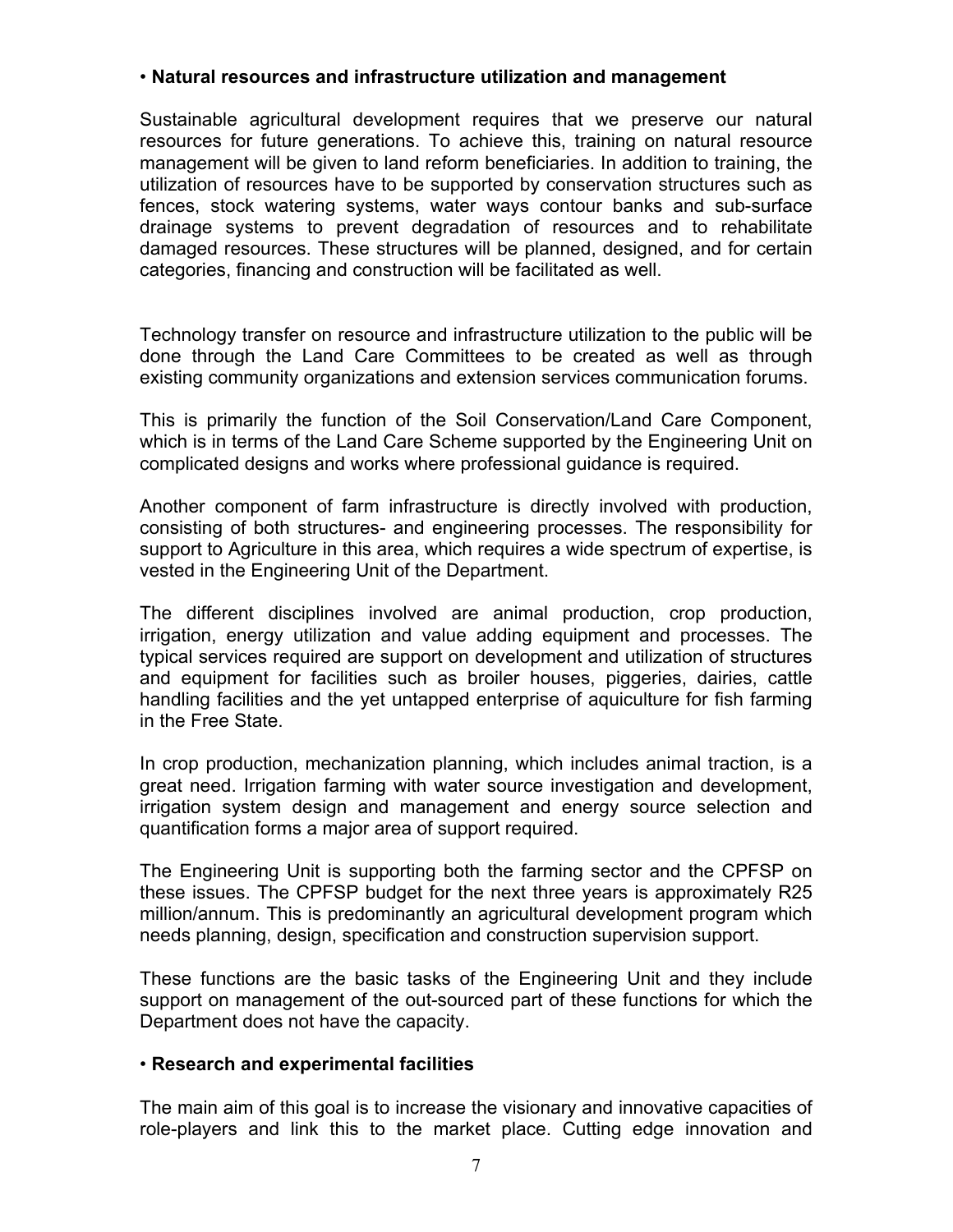- **Natural resources and infrastructure utilization and management**

Sustainable agricultural development requires that we preserve our natural resources for future generations. To achieve this, training on natural resource management will be given to land reform beneficiaries. In addition to training, the utilization of resources have to be supported by conservation structures such as fences, stock watering systems, water ways contour banks and sub-surface drainage systems to prevent degradation of resources and to rehabilitate damaged resources. These structures will be planned, designed, and for certain categories, financing and construction will be facilitated as well.

Technology transfer on resource and infrastructure utilization to the public will be done through the Land Care Committees to be created as well as through existing community organizations and extension services communication forums.

This is primarily the function of the Soil Conservation/Land Care Component, which is in terms of the Land Care Scheme supported by the Engineering Unit on complicated designs and works where professional guidance is required.

Another component of farm infrastructure is directly involved with production, consisting of both structures- and engineering processes. The responsibility for support to Agriculture in this area, which requires a wide spectrum of expertise, is vested in the Engineering Unit of the Department.

The different disciplines involved are animal production, crop production, irrigation, energy utilization and value adding equipment and processes. The typical services required are support on development and utilization of structures and equipment for facilities such as broiler houses, piggeries, dairies, cattle handling facilities and the yet untapped enterprise of aquiculture for fish farming in the Free State.

In crop production, mechanization planning, which includes animal traction, is a great need. Irrigation farming with water source investigation and development, irrigation system design and management and energy source selection and quantification forms a major area of support required.

The Engineering Unit is supporting both the farming sector and the CPFSP on these issues. The CPFSP budget for the next three years is approximately R25 million/annum. This is predominantly an agricultural development program which needs planning, design, specification and construction supervision support.

These functions are the basic tasks of the Engineering Unit and they include support on management of the out-sourced part of these functions for which the Department does not have the capacity.

- **Research and experimental facilities**

The main aim of this goal is to increase the visionary and innovative capacities of role-players and link this to the market place. Cutting edge innovation and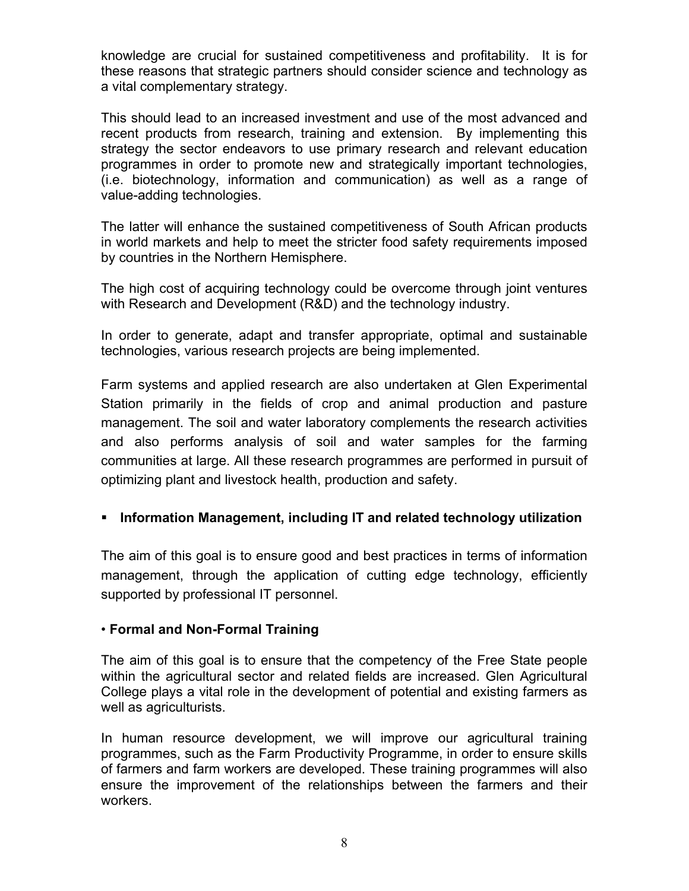knowledge are crucial for sustained competitiveness and profitability. It is for these reasons that strategic partners should consider science and technology as a vital complementary strategy.

This should lead to an increased investment and use of the most advanced and recent products from research, training and extension. By implementing this strategy the sector endeavors to use primary research and relevant education programmes in order to promote new and strategically important technologies, (i.e. biotechnology, information and communication) as well as a range of value-adding technologies.

The latter will enhance the sustained competitiveness of South African products in world markets and help to meet the stricter food safety requirements imposed by countries in the Northern Hemisphere.

The high cost of acquiring technology could be overcome through joint ventures with Research and Development (R&D) and the technology industry.

In order to generate, adapt and transfer appropriate, optimal and sustainable technologies, various research projects are being implemented.

Farm systems and applied research are also undertaken at Glen Experimental Station primarily in the fields of crop and animal production and pasture management. The soil and water laboratory complements the research activities and also performs analysis of soil and water samples for the farming communities at large. All these research programmes are performed in pursuit of optimizing plant and livestock health, production and safety.

- **Information Management, including IT and related technology utilization**

The aim of this goal is to ensure good and best practices in terms of information management, through the application of cutting edge technology, efficiently supported by professional IT personnel.

- **Formal and Non-Formal Training**

The aim of this goal is to ensure that the competency of the Free State people within the agricultural sector and related fields are increased. Glen Agricultural College plays a vital role in the development of potential and existing farmers as well as agriculturists.

In human resource development, we will improve our agricultural training programmes, such as the Farm Productivity Programme, in order to ensure skills of farmers and farm workers are developed. These training programmes will also ensure the improvement of the relationships between the farmers and their workers.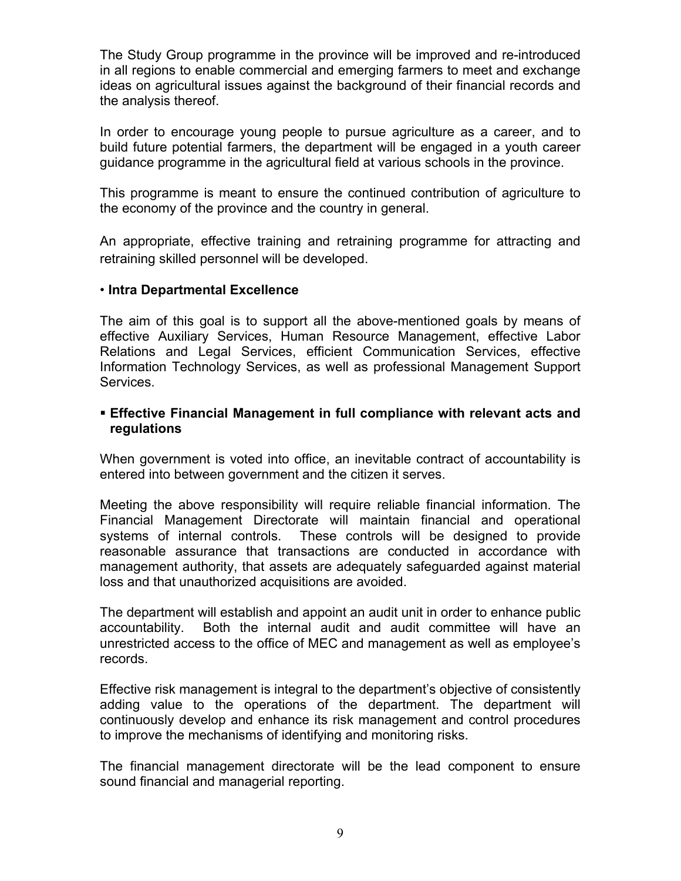The Study Group programme in the province will be improved and re-introduced in all regions to enable commercial and emerging farmers to meet and exchange ideas on agricultural issues against the background of their financial records and the analysis thereof.

In order to encourage young people to pursue agriculture as a career, and to build future potential farmers, the department will be engaged in a youth career guidance programme in the agricultural field at various schools in the province.

This programme is meant to ensure the continued contribution of agriculture to the economy of the province and the country in general.

An appropriate, effective training and retraining programme for attracting and retraining skilled personnel will be developed.

- **Intra Departmental Excellence**

The aim of this goal is to support all the above-mentioned goals by means of effective Auxiliary Services, Human Resource Management, effective Labor Relations and Legal Services, efficient Communication Services, effective Information Technology Services, as well as professional Management Support Services.

- **Effective Financial Management in full compliance with relevant acts and regulations**

When government is voted into office, an inevitable contract of accountability is entered into between government and the citizen it serves.

Meeting the above responsibility will require reliable financial information. The Financial Management Directorate will maintain financial and operational systems of internal controls. These controls will be designed to provide reasonable assurance that transactions are conducted in accordance with management authority, that assets are adequately safeguarded against material loss and that unauthorized acquisitions are avoided.

The department will establish and appoint an audit unit in order to enhance public accountability. Both the internal audit and audit committee will have an unrestricted access to the office of MEC and management as well as employee's records.

Effective risk management is integral to the department's objective of consistently adding value to the operations of the department. The department will continuously develop and enhance its risk management and control procedures to improve the mechanisms of identifying and monitoring risks.

The financial management directorate will be the lead component to ensure sound financial and managerial reporting.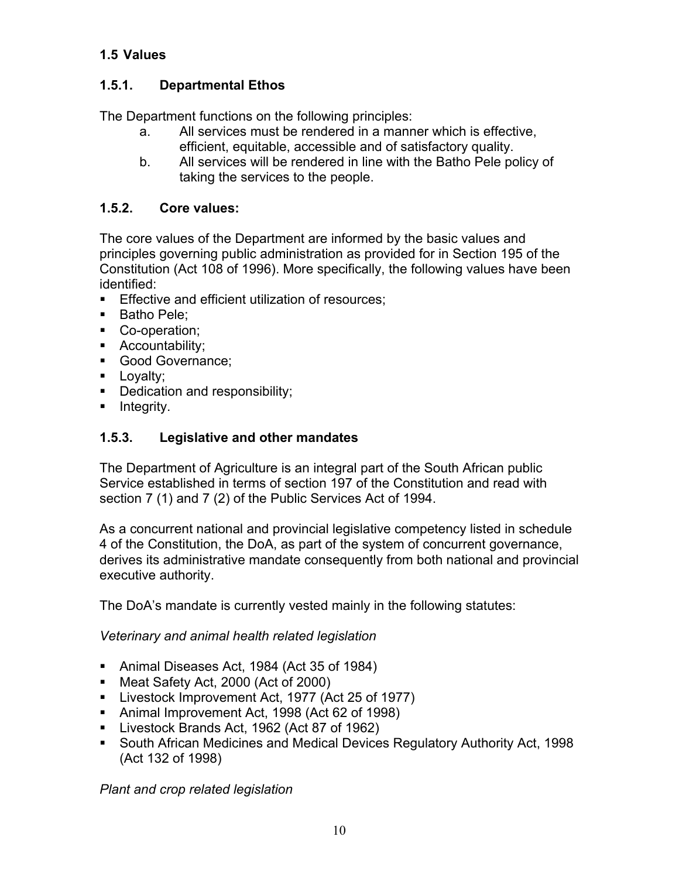### 1.5 Values

### 1.5.1. Departmental Ethos

The Department functions on the following principles:

a. All services must be rendered in a manner which is effective, efficient, equitable, accessible and of satisfactory quality.

b. All services will be rendered in line with the Batho Pele policy of taking the services to the people.

### 1.5.2. Core values:

The core values of the Department are informed by the basic values and principles governing public administration as provided for in Section 195 of the Constitution (Act 108 of 1996). More specifically, the following values have been identified:

- Effective and efficient utilization of resources;
- Batho Pele;
- Co-operation;
- Accountability;
- Good Governance;
- Loyalty;
- Dedication and responsibility;
- Integrity.

### 1.5.3. Legislative and other mandates

The Department of Agriculture is an integral part of the South African public Service established in terms of section 197 of the Constitution and read with section 7 (1) and 7 (2) of the Public Services Act of 1994.

As a concurrent national and provincial legislative competency listed in schedule 4 of the Constitution, the DoA, as part of the system of concurrent governance, derives its administrative mandate consequently from both national and provincial executive authority.

The DoA's mandate is currently vested mainly in the following statutes:

*Veterinary and animal health related legislation*

- Animal Diseases Act, 1984 (Act 35 of 1984)
- Meat Safety Act, 2000 (Act of 2000)
- Livestock Improvement Act, 1977 (Act 25 of 1977)
- Animal Improvement Act, 1998 (Act 62 of 1998)
- Livestock Brands Act, 1962 (Act 87 of 1962)
- South African Medicines and Medical Devices Regulatory Authority Act, 1998 (Act 132 of 1998)

*Plant and crop related legislation*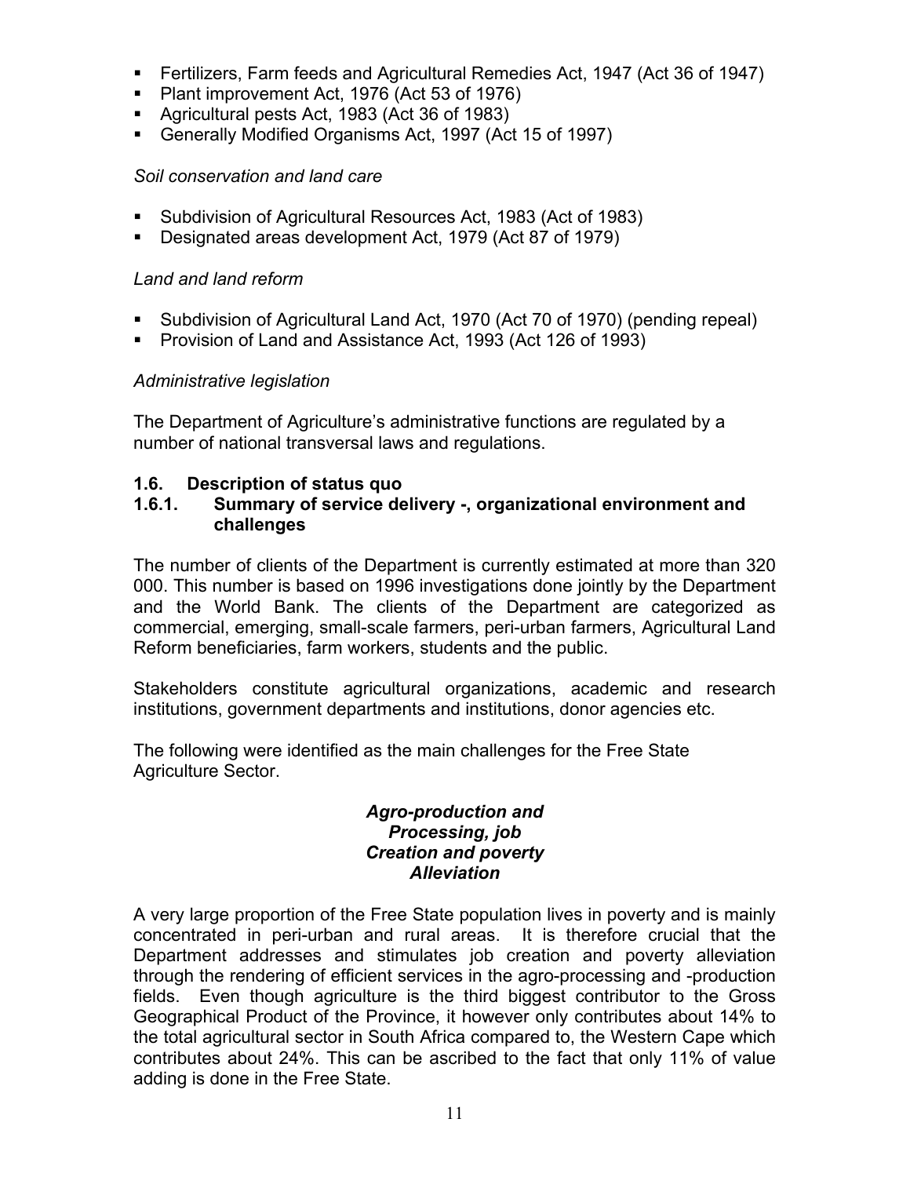- Fertilizers, Farm feeds and Agricultural Remedies Act, 1947 (Act 36 of 1947)
- Plant improvement Act, 1976 (Act 53 of 1976)
- Agricultural pests Act, 1983 (Act 36 of 1983)
- Generally Modified Organisms Act, 1997 (Act 15 of 1997)

*Soil conservation and land care*

- Subdivision of Agricultural Resources Act, 1983 (Act of 1983)
- Designated areas development Act, 1979 (Act 87 of 1979)

*Land and land reform*

- Subdivision of Agricultural Land Act, 1970 (Act 70 of 1970) (pending repeal)
- Provision of Land and Assistance Act, 1993 (Act 126 of 1993)

*Administrative legislation*

The Department of Agriculture's administrative functions are regulated by a number of national transversal laws and regulations.

### 1.6. Description of status quo

#### 1.6.1. Summary of service delivery -, organizational environment and challenges

The number of clients of the Department is currently estimated at more than 320 000. This number is based on 1996 investigations done jointly by the Department and the World Bank. The clients of the Department are categorized as commercial, emerging, small-scale farmers, peri-urban farmers, Agricultural Land Reform beneficiaries, farm workers, students and the public.

Stakeholders constitute agricultural organizations, academic and research institutions, government departments and institutions, donor agencies etc.

The following were identified as the main challenges for the Free State Agriculture Sector.

***Agro-production and Processing, job Creation and poverty Alleviation***

A very large proportion of the Free State population lives in poverty and is mainly concentrated in peri-urban and rural areas. It is therefore crucial that the Department addresses and stimulates job creation and poverty alleviation through the rendering of efficient services in the agro-processing and -production fields. Even though agriculture is the third biggest contributor to the Gross Geographical Product of the Province, it however only contributes about 14% to the total agricultural sector in South Africa compared to, the Western Cape which contributes about 24%. This can be ascribed to the fact that only 11% of value adding is done in the Free State.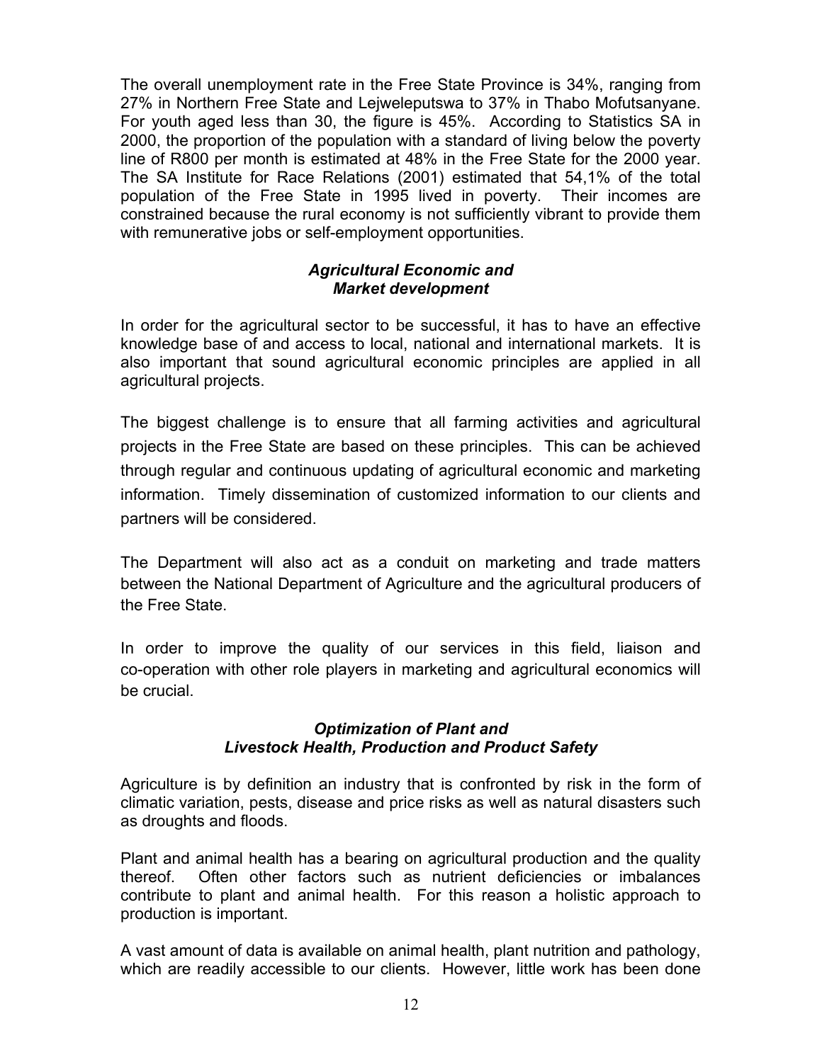The overall unemployment rate in the Free State Province is 34%, ranging from 27% in Northern Free State and Lejweleputswa to 37% in Thabo Mofutsanyane. For youth aged less than 30, the figure is 45%. According to Statistics SA in 2000, the proportion of the population with a standard of living below the poverty line of R800 per month is estimated at 48% in the Free State for the 2000 year. The SA Institute for Race Relations (2001) estimated that 54,1% of the total population of the Free State in 1995 lived in poverty. Their incomes are constrained because the rural economy is not sufficiently vibrant to provide them with remunerative jobs or self-employment opportunities.

### *Agricultural Economic and Market development*

In order for the agricultural sector to be successful, it has to have an effective knowledge base of and access to local, national and international markets. It is also important that sound agricultural economic principles are applied in all agricultural projects.

The biggest challenge is to ensure that all farming activities and agricultural projects in the Free State are based on these principles. This can be achieved through regular and continuous updating of agricultural economic and marketing information. Timely dissemination of customized information to our clients and partners will be considered.

The Department will also act as a conduit on marketing and trade matters between the National Department of Agriculture and the agricultural producers of the Free State.

In order to improve the quality of our services in this field, liaison and co-operation with other role players in marketing and agricultural economics will be crucial.

### *Optimization of Plant and Livestock Health, Production and Product Safety*

Agriculture is by definition an industry that is confronted by risk in the form of climatic variation, pests, disease and price risks as well as natural disasters such as droughts and floods.

Plant and animal health has a bearing on agricultural production and the quality thereof. Often other factors such as nutrient deficiencies or imbalances contribute to plant and animal health. For this reason a holistic approach to production is important.

A vast amount of data is available on animal health, plant nutrition and pathology, which are readily accessible to our clients. However, little work has been done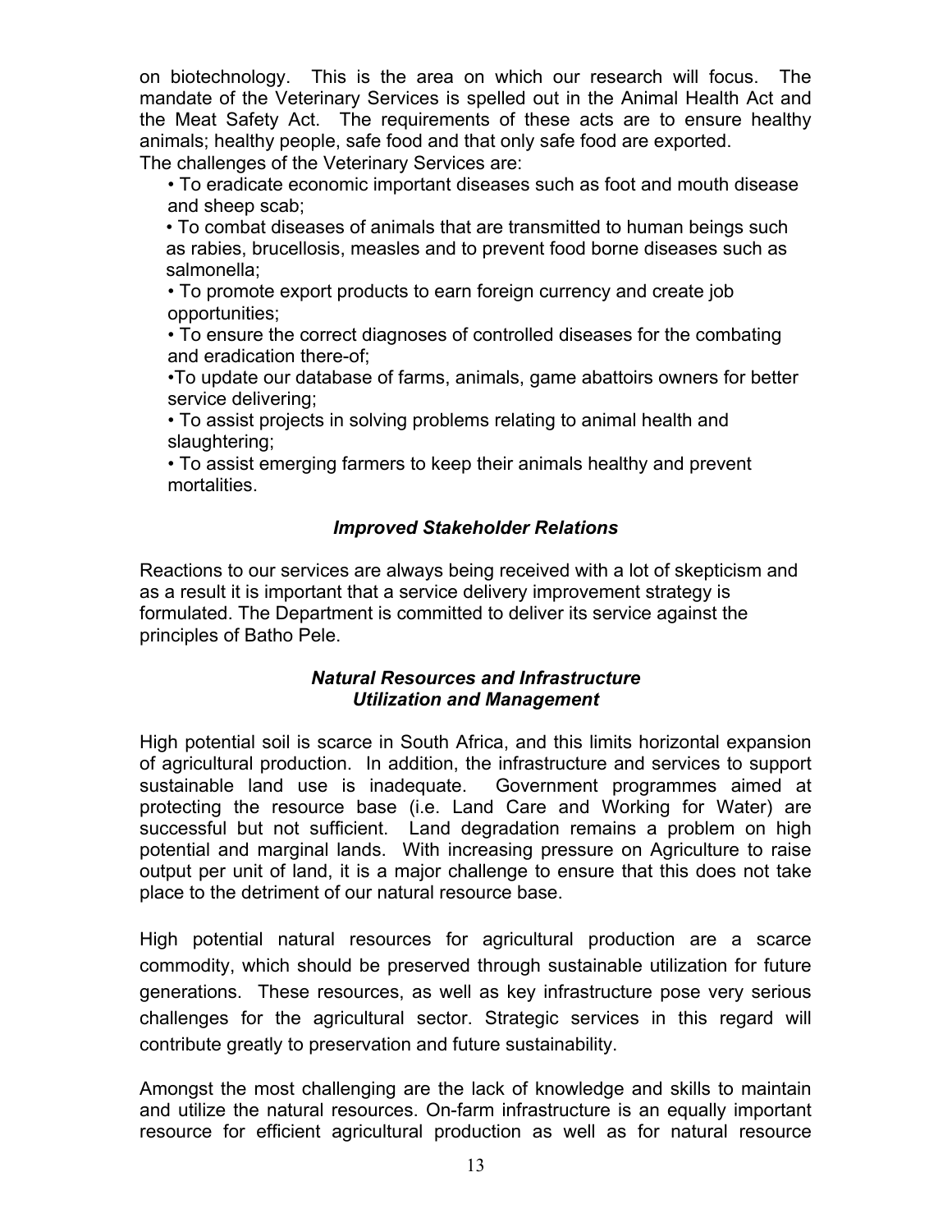on biotechnology. This is the area on which our research will focus. The mandate of the Veterinary Services is spelled out in the Animal Health Act and the Meat Safety Act. The requirements of these acts are to ensure healthy animals; healthy people, safe food and that only safe food are exported.
The challenges of the Veterinary Services are:

- To eradicate economic important diseases such as foot and mouth disease and sheep scab;
- To combat diseases of animals that are transmitted to human beings such as rabies, brucellosis, measles and to prevent food borne diseases such as salmonella;
- To promote export products to earn foreign currency and create job opportunities;
- To ensure the correct diagnoses of controlled diseases for the combating and eradication there-of;
- To update our database of farms, animals, game abattoirs owners for better service delivering;
- To assist projects in solving problems relating to animal health and slaughtering;
- To assist emerging farmers to keep their animals healthy and prevent mortalities.

### *Improved Stakeholder Relations*

Reactions to our services are always being received with a lot of skepticism and as a result it is important that a service delivery improvement strategy is formulated. The Department is committed to deliver its service against the principles of Batho Pele.

### *Natural Resources and Infrastructure Utilization and Management*

High potential soil is scarce in South Africa, and this limits horizontal expansion of agricultural production. In addition, the infrastructure and services to support sustainable land use is inadequate. Government programmes aimed at protecting the resource base (i.e. Land Care and Working for Water) are successful but not sufficient. Land degradation remains a problem on high potential and marginal lands. With increasing pressure on Agriculture to raise output per unit of land, it is a major challenge to ensure that this does not take place to the detriment of our natural resource base.

High potential natural resources for agricultural production are a scarce commodity, which should be preserved through sustainable utilization for future generations. These resources, as well as key infrastructure pose very serious challenges for the agricultural sector. Strategic services in this regard will contribute greatly to preservation and future sustainability.

Amongst the most challenging are the lack of knowledge and skills to maintain and utilize the natural resources. On-farm infrastructure is an equally important resource for efficient agricultural production as well as for natural resource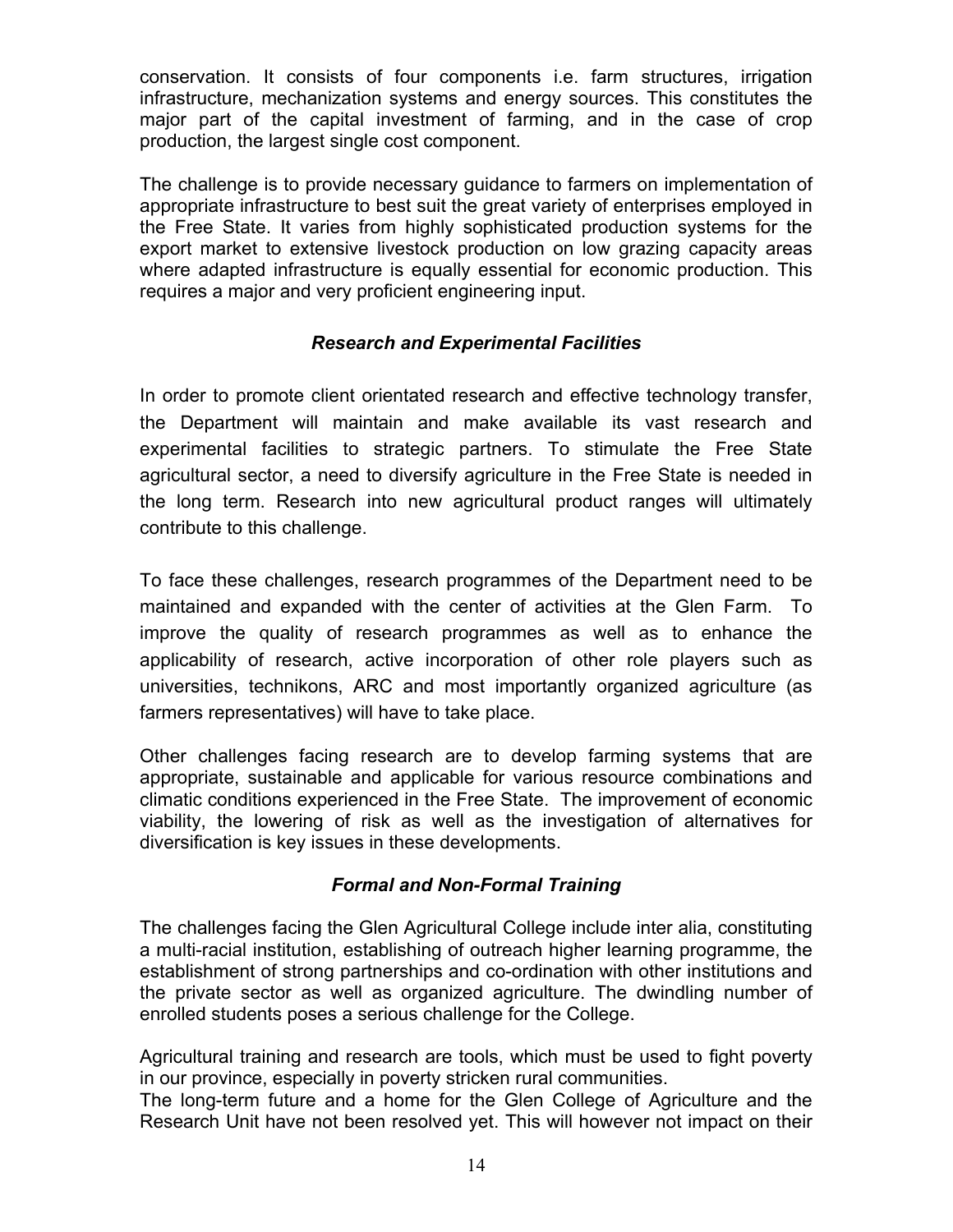conservation. It consists of four components i.e. farm structures, irrigation infrastructure, mechanization systems and energy sources. This constitutes the major part of the capital investment of farming, and in the case of crop production, the largest single cost component.

The challenge is to provide necessary guidance to farmers on implementation of appropriate infrastructure to best suit the great variety of enterprises employed in the Free State. It varies from highly sophisticated production systems for the export market to extensive livestock production on low grazing capacity areas where adapted infrastructure is equally essential for economic production. This requires a major and very proficient engineering input.

### *Research and Experimental Facilities*

In order to promote client orientated research and effective technology transfer, the Department will maintain and make available its vast research and experimental facilities to strategic partners. To stimulate the Free State agricultural sector, a need to diversify agriculture in the Free State is needed in the long term. Research into new agricultural product ranges will ultimately contribute to this challenge.

To face these challenges, research programmes of the Department need to be maintained and expanded with the center of activities at the Glen Farm. To improve the quality of research programmes as well as to enhance the applicability of research, active incorporation of other role players such as universities, technikons, ARC and most importantly organized agriculture (as farmers representatives) will have to take place.

Other challenges facing research are to develop farming systems that are appropriate, sustainable and applicable for various resource combinations and climatic conditions experienced in the Free State. The improvement of economic viability, the lowering of risk as well as the investigation of alternatives for diversification is key issues in these developments.

### *Formal and Non-Formal Training*

The challenges facing the Glen Agricultural College include inter alia, constituting a multi-racial institution, establishing of outreach higher learning programme, the establishment of strong partnerships and co-ordination with other institutions and the private sector as well as organized agriculture. The dwindling number of enrolled students poses a serious challenge for the College.

Agricultural training and research are tools, which must be used to fight poverty in our province, especially in poverty stricken rural communities.
The long-term future and a home for the Glen College of Agriculture and the Research Unit have not been resolved yet. This will however not impact on their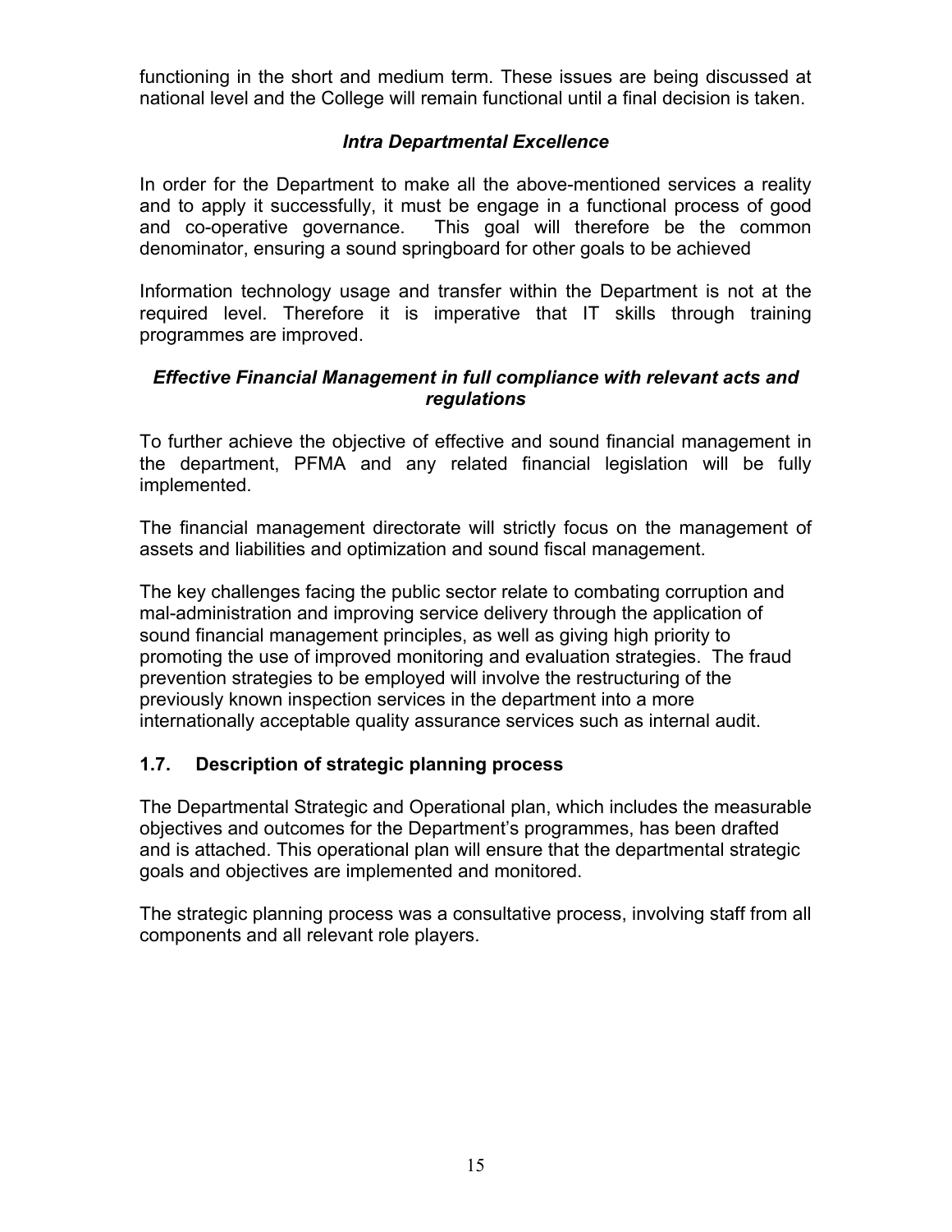functioning in the short and medium term. These issues are being discussed at national level and the College will remain functional until a final decision is taken.

### *Intra Departmental Excellence*

In order for the Department to make all the above-mentioned services a reality and to apply it successfully, it must be engage in a functional process of good and co-operative governance. This goal will therefore be the common denominator, ensuring a sound springboard for other goals to be achieved

Information technology usage and transfer within the Department is not at the required level. Therefore it is imperative that IT skills through training programmes are improved.

### *Effective Financial Management in full compliance with relevant acts and regulations*

To further achieve the objective of effective and sound financial management in the department, PFMA and any related financial legislation will be fully implemented.

The financial management directorate will strictly focus on the management of assets and liabilities and optimization and sound fiscal management.

The key challenges facing the public sector relate to combating corruption and mal-administration and improving service delivery through the application of sound financial management principles, as well as giving high priority to promoting the use of improved monitoring and evaluation strategies. The fraud prevention strategies to be employed will involve the restructuring of the previously known inspection services in the department into a more internationally acceptable quality assurance services such as internal audit.

## 1.7. Description of strategic planning process

The Departmental Strategic and Operational plan, which includes the measurable objectives and outcomes for the Department's programmes, has been drafted and is attached. This operational plan will ensure that the departmental strategic goals and objectives are implemented and monitored.

The strategic planning process was a consultative process, involving staff from all components and all relevant role players.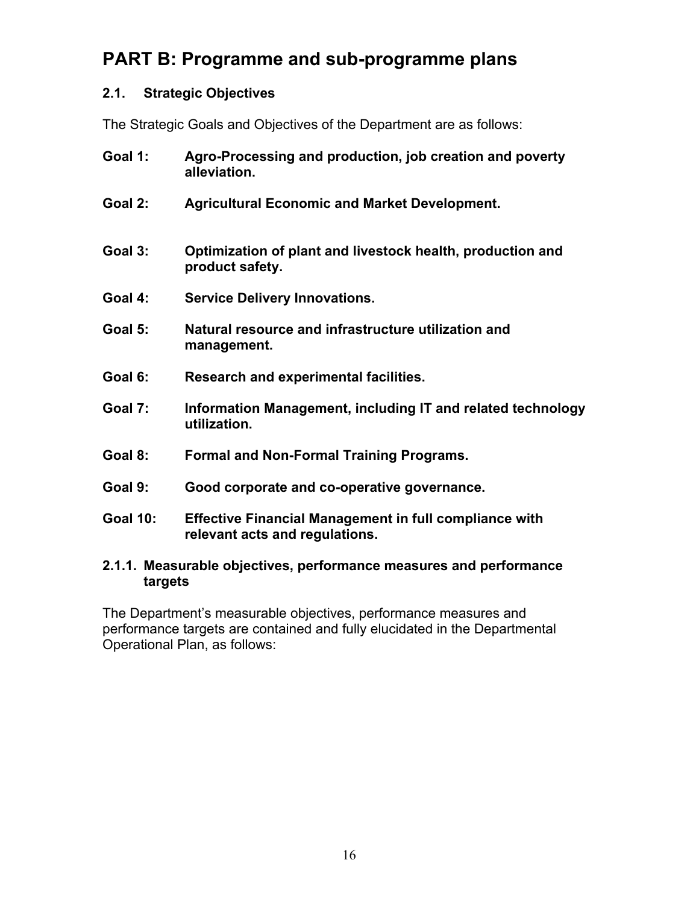# PART B: Programme and sub-programme plans

## 2.1. Strategic Objectives

The Strategic Goals and Objectives of the Department are as follows:

**Goal 1: Agro-Processing and production, job creation and poverty alleviation.**

**Goal 2: Agricultural Economic and Market Development.**

**Goal 3: Optimization of plant and livestock health, production and product safety.**

**Goal 4: Service Delivery Innovations.**

**Goal 5: Natural resource and infrastructure utilization and management.**

**Goal 6: Research and experimental facilities.**

**Goal 7: Information Management, including IT and related technology utilization.**

**Goal 8: Formal and Non-Formal Training Programs.**

**Goal 9: Good corporate and co-operative governance.**

**Goal 10: Effective Financial Management in full compliance with relevant acts and regulations.**

### 2.1.1. Measurable objectives, performance measures and performance targets

The Department's measurable objectives, performance measures and performance targets are contained and fully elucidated in the Departmental Operational Plan, as follows: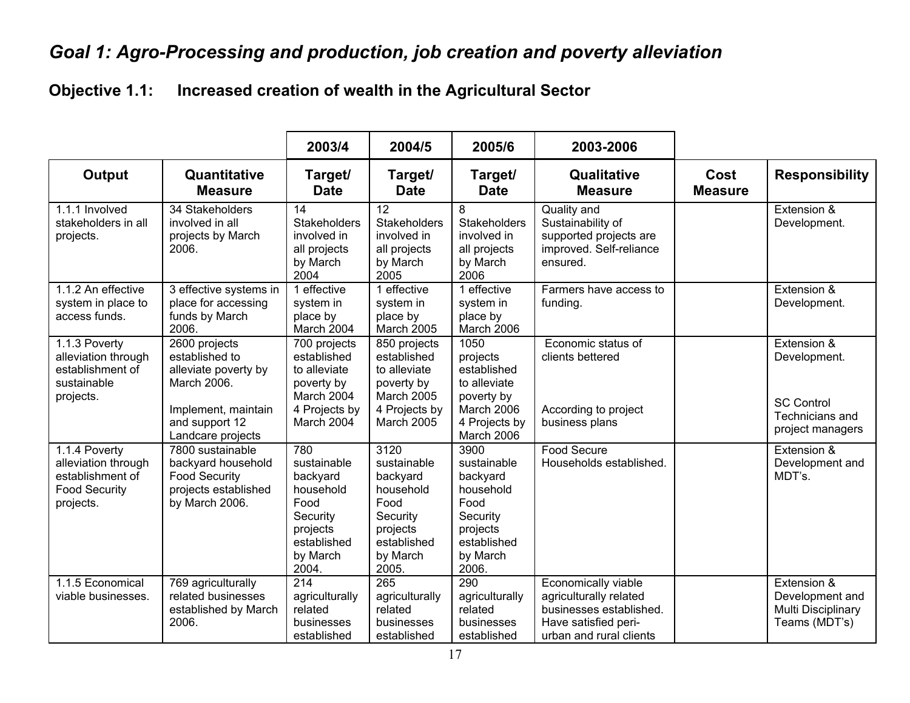# *Goal 1: Agro-Processing and production, job creation and poverty alleviation*

## Objective 1.1: Increased creation of wealth in the Agricultural Sector

| | | 2003/4 | 2004/5 | 2005/6 | 2003-2006 | | |
|---|---|---|---|---|---|---|---|
| **Output** | **Quantitative Measure** | **Target/ Date** | **Target/ Date** | **Target/ Date** | **Qualitative Measure** | **Cost Measure** | **Responsibility** |
| 1.1.1 Involved stakeholders in all projects. | 34 Stakeholders involved in all projects by March 2006. | 14 Stakeholders involved in all projects by March 2004 | 12 Stakeholders involved in all projects by March 2005 | 8 Stakeholders involved in all projects by March 2006 | Quality and Sustainability of supported projects are improved. Self-reliance ensured. | | Extension & Development. |
| 1.1.2 An effective system in place to access funds. | 3 effective systems in place for accessing funds by March 2006. | 1 effective system in place by March 2004 | 1 effective system in place by March 2005 | 1 effective system in place by March 2006 | Farmers have access to funding. | | Extension & Development. |
| 1.1.3 Poverty alleviation through establishment of sustainable projects. | 2600 projects established to alleviate poverty by March 2006.<br><br>Implement, maintain and support 12 Landcare projects | 700 projects established to alleviate poverty by March 2004<br>4 Projects by March 2004 | 850 projects established to alleviate poverty by March 2005<br>4 Projects by March 2005 | 1050 projects established to alleviate poverty by March 2006<br>4 Projects by March 2006 | Economic status of clients bettered<br><br>According to project business plans | | Extension & Development.<br><br>SC Control Technicians and project managers |
| 1.1.4 Poverty alleviation through establishment of Food Security projects. | 7800 sustainable backyard household Food Security projects established by March 2006. | 780 sustainable backyard household Food Security projects established by March 2004. | 3120 sustainable backyard household Food Security projects established by March 2005. | 3900 sustainable backyard household Food Security projects established by March 2006. | Food Secure Households established. | | Extension & Development and MDT's. |
| 1.1.5 Economical viable businesses. | 769 agriculturally related businesses established by March 2006. | 214 agriculturally related businesses established | 265 agriculturally related businesses established | 290 agriculturally related businesses established | Economically viable agriculturally related businesses established. Have satisfied peri-urban and rural clients | | Extension & Development and Multi Disciplinary Teams (MDT's) |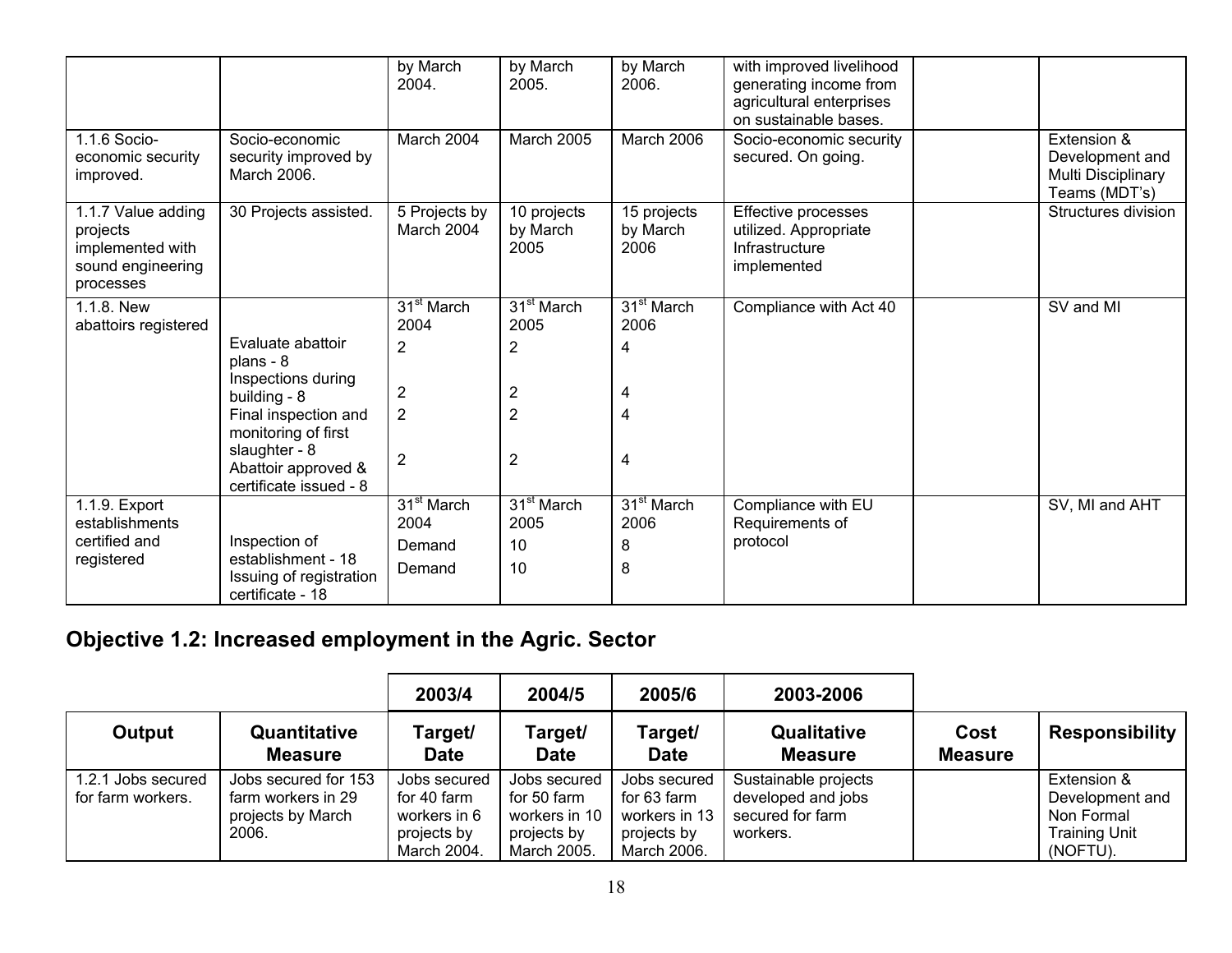| | | | | | | | |
|---|---|---|---|---|---|---|---|
| | | by March 2004. | by March 2005. | by March 2006. | with improved livelihood generating income from agricultural enterprises on sustainable bases. | | |
| 1.1.6 Socio-economic security improved. | Socio-economic security improved by March 2006. | March 2004 | March 2005 | March 2006 | Socio-economic security secured. On going. | | Extension & Development and Multi Disciplinary Teams (MDT's) |
| 1.1.7 Value adding projects implemented with sound engineering processes | 30 Projects assisted. | 5 Projects by March 2004 | 10 projects by March 2005 | 15 projects by March 2006 | Effective processes utilized. Appropriate Infrastructure implemented | | Structures division |
| 1.1.8. New abattoirs registered | | 31st March 2004 | 31st March 2005 | 31st March 2006 | Compliance with Act 40 | | SV and MI |
| | Evaluate abattoir plans - 8 | 2 | 2 | 4 | | | |
| | Inspections during building - 8 | 2 | 2 | 4 | | | |
| | Final inspection and monitoring of first slaughter - 8 | 2 | 2 | 4 | | | |
| | Abattoir approved & certificate issued - 8 | 2 | 2 | 4 | | | |
| 1.1.9. Export establishments certified and registered | | 31st March 2004 | 31st March 2005 | 31st March 2006 | Compliance with EU Requirements of protocol | | SV, MI and AHT |
| | Inspection of establishment - 18 | Demand | 10 | 8 | | | |
| | Issuing of registration certificate - 18 | Demand | 10 | 8 | | | |

## Objective 1.2: Increased employment in the Agric. Sector

| | | 2003/4 | 2004/5 | 2005/6 | 2003-2006 | | |
|---|---|---|---|---|---|---|---|
| **Output** | **Quantitative Measure** | **Target/ Date** | **Target/ Date** | **Target/ Date** | **Qualitative Measure** | **Cost Measure** | **Responsibility** |
| 1.2.1 Jobs secured for farm workers. | Jobs secured for 153 farm workers in 29 projects by March 2006. | Jobs secured for 40 farm workers in 6 projects by March 2004. | Jobs secured for 50 farm workers in 10 projects by March 2005. | Jobs secured for 63 farm workers in 13 projects by March 2006. | Sustainable projects developed and jobs secured for farm workers. | | Extension & Development and Non Formal Training Unit (NOFTU). |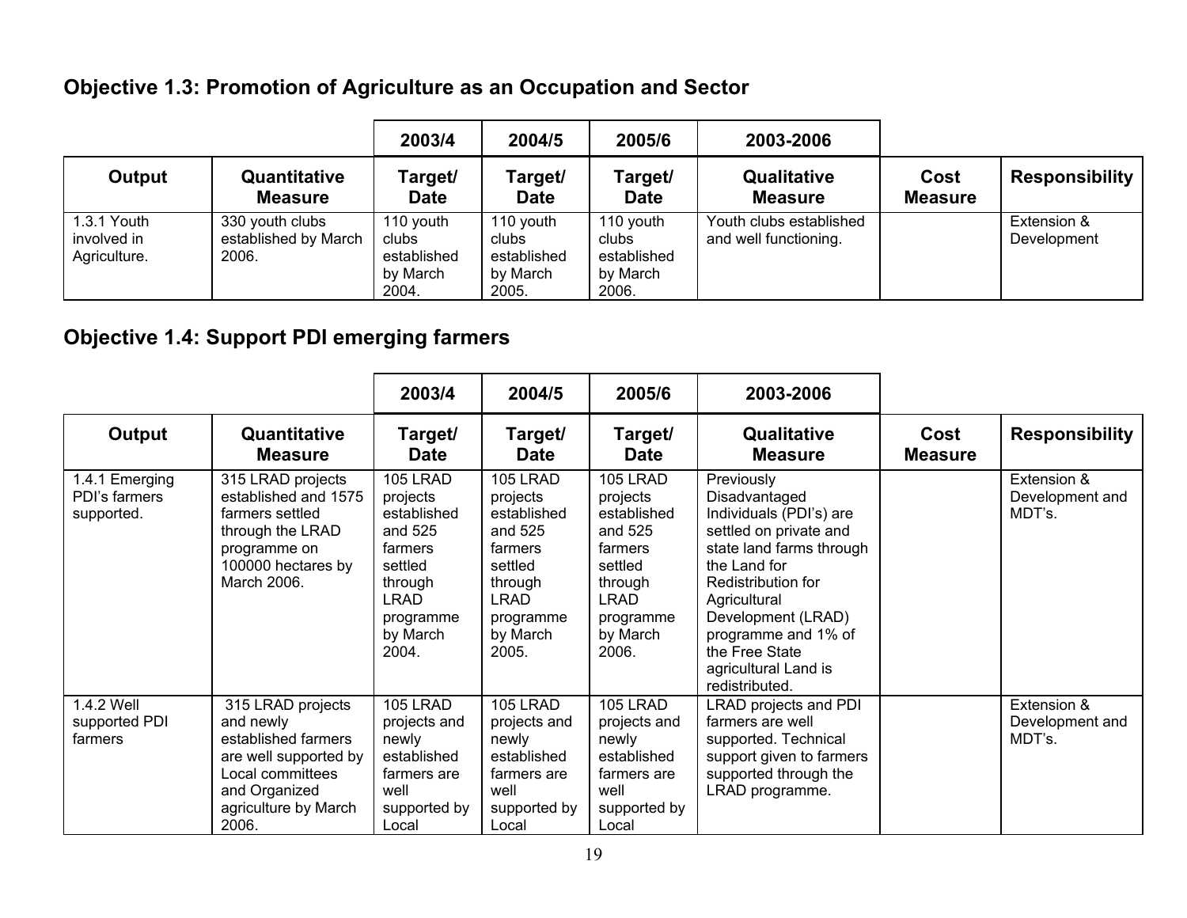## Objective 1.3: Promotion of Agriculture as an Occupation and Sector

| | | 2003/4 | 2004/5 | 2005/6 | 2003-2006 | | |
|---|---|---|---|---|---|---|---|
| **Output** | **Quantitative Measure** | **Target/ Date** | **Target/ Date** | **Target/ Date** | **Qualitative Measure** | **Cost Measure** | **Responsibility** |
| 1.3.1 Youth involved in Agriculture. | 330 youth clubs established by March 2006. | 110 youth clubs established by March 2004. | 110 youth clubs established by March 2005. | 110 youth clubs established by March 2006. | Youth clubs established and well functioning. | | Extension & Development |

## Objective 1.4: Support PDI emerging farmers

| | | 2003/4 | 2004/5 | 2005/6 | 2003-2006 | | |
|---|---|---|---|---|---|---|---|
| **Output** | **Quantitative Measure** | **Target/ Date** | **Target/ Date** | **Target/ Date** | **Qualitative Measure** | **Cost Measure** | **Responsibility** |
| 1.4.1 Emerging PDI's farmers supported. | 315 LRAD projects established and 1575 farmers settled through the LRAD programme on 100000 hectares by March 2006. | 105 LRAD projects established and 525 farmers settled through LRAD programme by March 2004. | 105 LRAD projects established and 525 farmers settled through LRAD programme by March 2005. | 105 LRAD projects established and 525 farmers settled through LRAD programme by March 2006. | Previously Disadvantaged Individuals (PDI's) are settled on private and state land farms through the Land for Redistribution for Agricultural Development (LRAD) programme and 1% of the Free State agricultural Land is redistributed. | | Extension & Development and MDT's. |
| 1.4.2 Well supported PDI farmers | 315 LRAD projects and newly established farmers are well supported by Local committees and Organized agriculture by March 2006. | 105 LRAD projects and newly established farmers are well supported by Local | 105 LRAD projects and newly established farmers are well supported by Local | 105 LRAD projects and newly established farmers are well supported by Local | LRAD projects and PDI farmers are well supported. Technical support given to farmers supported through the LRAD programme. | | Extension & Development and MDT's. |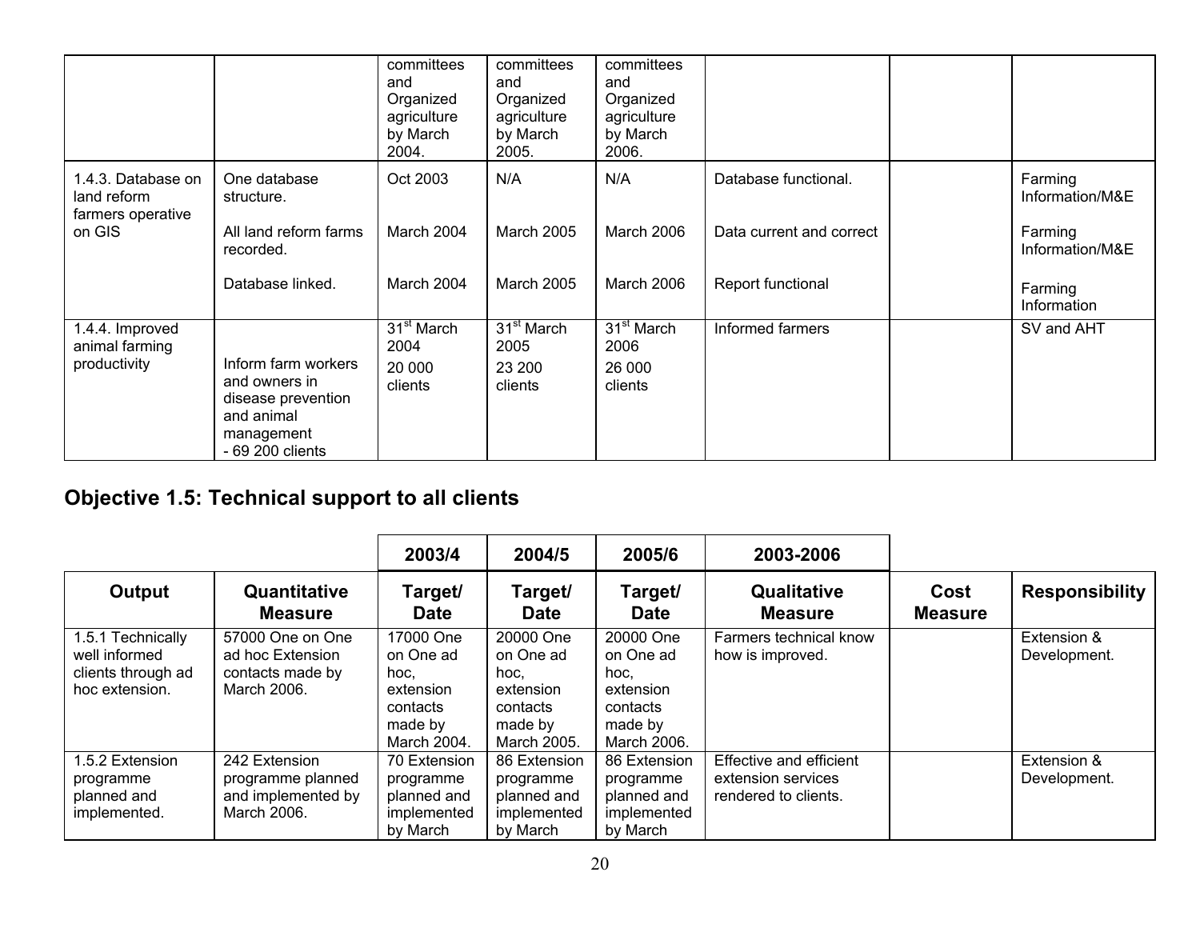| | | committees and Organized agriculture by March 2004. | committees and Organized agriculture by March 2005. | committees and Organized agriculture by March 2006. | | | |
|---|---|---|---|---|---|---|---|
| 1.4.3. Database on land reform farmers operative on GIS | One database structure. | Oct 2003 | N/A | N/A | Database functional. | | Farming Information/M&E |
| | All land reform farms recorded. | March 2004 | March 2005 | March 2006 | Data current and correct | | Farming Information/M&E |
| | Database linked. | March 2004 | March 2005 | March 2006 | Report functional | | Farming Information |
| 1.4.4. Improved animal farming productivity | Inform farm workers and owners in disease prevention and animal management - 69 200 clients | 31st March 2004<br>20 000 clients | 31st March 2005<br>23 200 clients | 31st March 2006<br>26 000 clients | Informed farmers | | SV and AHT |

## Objective 1.5: Technical support to all clients

| | | 2003/4 | 2004/5 | 2005/6 | 2003-2006 | | |
|---|---|---|---|---|---|---|---|
| **Output** | **Quantitative Measure** | **Target/ Date** | **Target/ Date** | **Target/ Date** | **Qualitative Measure** | **Cost Measure** | **Responsibility** |
| 1.5.1 Technically well informed clients through ad hoc extension. | 57000 One on One ad hoc Extension contacts made by March 2006. | 17000 One on One ad hoc, extension contacts made by March 2004. | 20000 One on One ad hoc, extension contacts made by March 2005. | 20000 One on One ad hoc, extension contacts made by March 2006. | Farmers technical know how is improved. | | Extension & Development. |
| 1.5.2 Extension programme planned and implemented. | 242 Extension programme planned and implemented by March 2006. | 70 Extension programme planned and implemented by March | 86 Extension programme planned and implemented by March | 86 Extension programme planned and implemented by March | Effective and efficient extension services rendered to clients. | | Extension & Development. |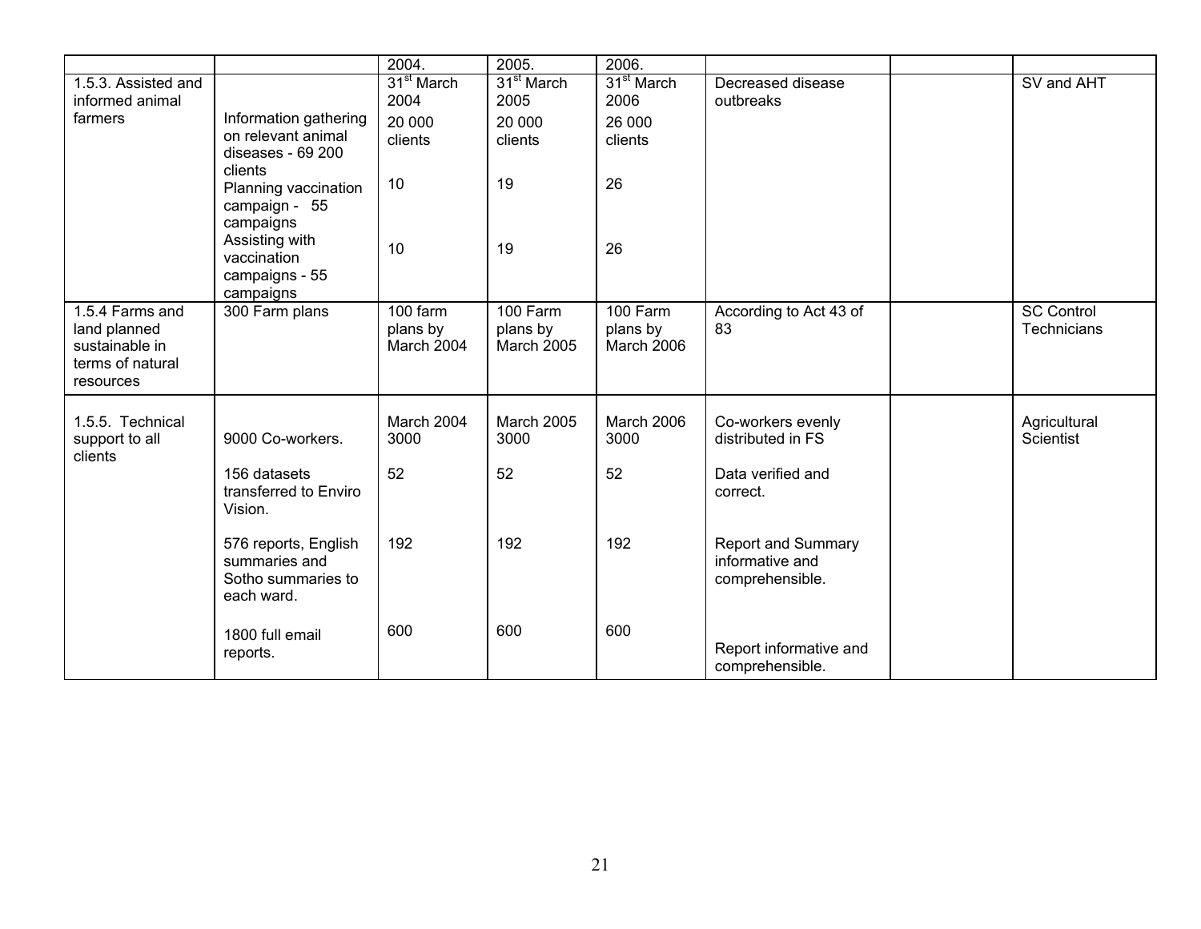|  |  | 2004. | 2005. | 2006. |  |  |  |
|---|---|---|---|---|---|---|---|
| 1.5.3. Assisted and informed animal farmers |  | 31st March 2004 | 31st March 2005 | 31st March 2006 | Decreased disease outbreaks |  | SV and AHT |
|  | Information gathering on relevant animal diseases - 69 200 clients | 20 000 clients | 20 000 clients | 26 000 clients |  |  |  |
|  | Planning vaccination campaign - 55 campaigns | 10 | 19 | 26 |  |  |  |
|  | Assisting with vaccination campaigns - 55 campaigns | 10 | 19 | 26 |  |  |  |
| 1.5.4 Farms and land planned sustainable in terms of natural resources | 300 Farm plans | 100 farm plans by March 2004 | 100 Farm plans by March 2005 | 100 Farm plans by March 2006 | According to Act 43 of 83 |  | SC Control Technicians |
| 1.5.5. Technical support to all clients | 9000 Co-workers. | March 2004 3000 | March 2005 3000 | March 2006 3000 | Co-workers evenly distributed in FS |  | Agricultural Scientist |
|  | 156 datasets transferred to Enviro Vision. | 52 | 52 | 52 | Data verified and correct. |  |  |
|  | 576 reports, English summaries and Sotho summaries to each ward. | 192 | 192 | 192 | Report and Summary informative and comprehensible. |  |  |
|  | 1800 full email reports. | 600 | 600 | 600 | Report informative and comprehensible. |  |  |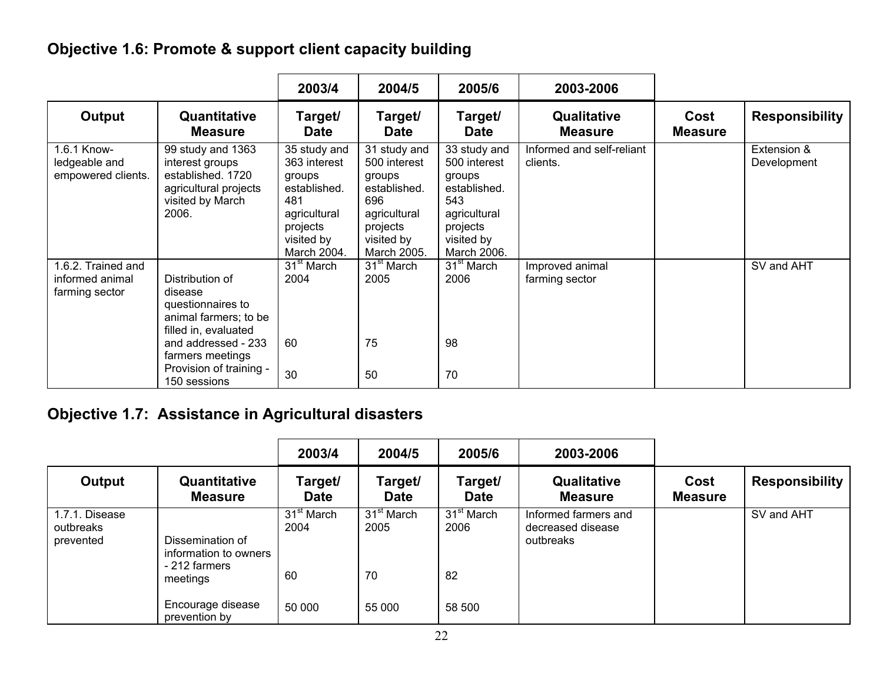## Objective 1.6: Promote & support client capacity building

| | | 2003/4 | 2004/5 | 2005/6 | 2003-2006 | | |
|---|---|---|---|---|---|---|---|
| **Output** | **Quantitative Measure** | **Target/ Date** | **Target/ Date** | **Target/ Date** | **Qualitative Measure** | **Cost Measure** | **Responsibility** |
| 1.6.1 Know-ledgeable and empowered clients. | 99 study and 1363 interest groups established. 1720 agricultural projects visited by March 2006. | 35 study and 363 interest groups established. 481 agricultural projects visited by March 2004. | 31 study and 500 interest groups established. 696 agricultural projects visited by March 2005. | 33 study and 500 interest groups established. 543 agricultural projects visited by March 2006. | Informed and self-reliant clients. | | Extension & Development |
| 1.6.2. Trained and informed animal farming sector | | 31st March 2004 | 31st March 2005 | 31st March 2006 | Improved animal farming sector | | SV and AHT |
| | Distribution of disease questionnaires to animal farmers; to be filled in, evaluated and addressed - 233 farmers meetings | 60 | 75 | 98 | | | |
| | Provision of training - 150 sessions | 30 | 50 | 70 | | | |

## Objective 1.7: Assistance in Agricultural disasters

| | | 2003/4 | 2004/5 | 2005/6 | 2003-2006 | | |
|---|---|---|---|---|---|---|---|
| **Output** | **Quantitative Measure** | **Target/ Date** | **Target/ Date** | **Target/ Date** | **Qualitative Measure** | **Cost Measure** | **Responsibility** |
| 1.7.1. Disease outbreaks prevented | | 31st March 2004 | 31st March 2005 | 31st March 2006 | Informed farmers and decreased disease outbreaks | | SV and AHT |
| | Dissemination of information to owners - 212 farmers meetings | 60 | 70 | 82 | | | |
| | Encourage disease prevention by | 50 000 | 55 000 | 58 500 | | | |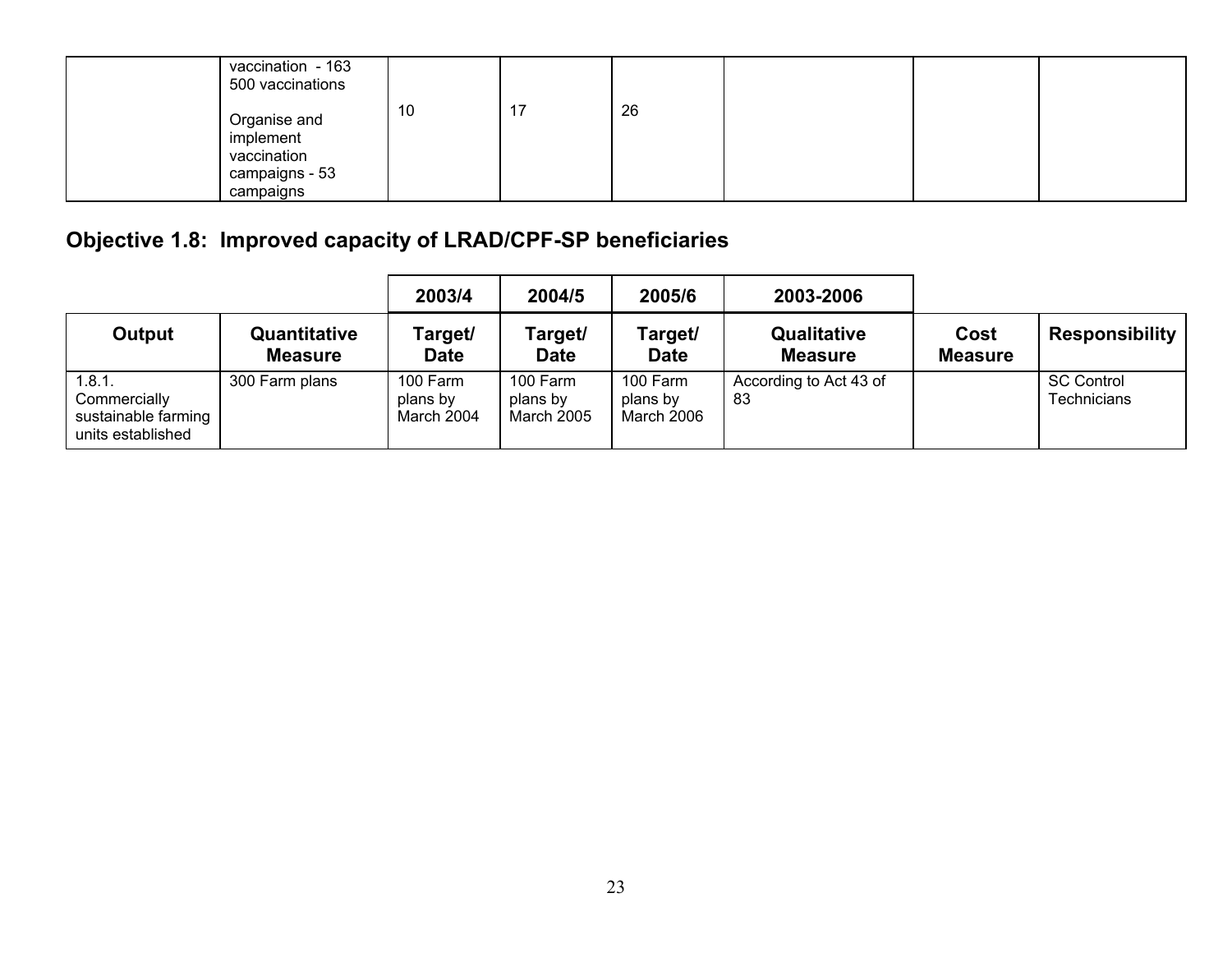| | | | | | | | |
|---|---|---|---|---|---|---|---|
| | vaccination - 163 500 vaccinations<br><br>Organise and implement vaccination campaigns - 53 campaigns | 10 | 17 | 26 | | | |

## Objective 1.8: Improved capacity of LRAD/CPF-SP beneficiaries

| | | 2003/4 | 2004/5 | 2005/6 | 2003-2006 | | |
|---|---|---|---|---|---|---|---|
| **Output** | **Quantitative Measure** | **Target/ Date** | **Target/ Date** | **Target/ Date** | **Qualitative Measure** | **Cost Measure** | **Responsibility** |
| 1.8.1. Commercially sustainable farming units established | 300 Farm plans | 100 Farm plans by March 2004 | 100 Farm plans by March 2005 | 100 Farm plans by March 2006 | According to Act 43 of 83 | | SC Control Technicians |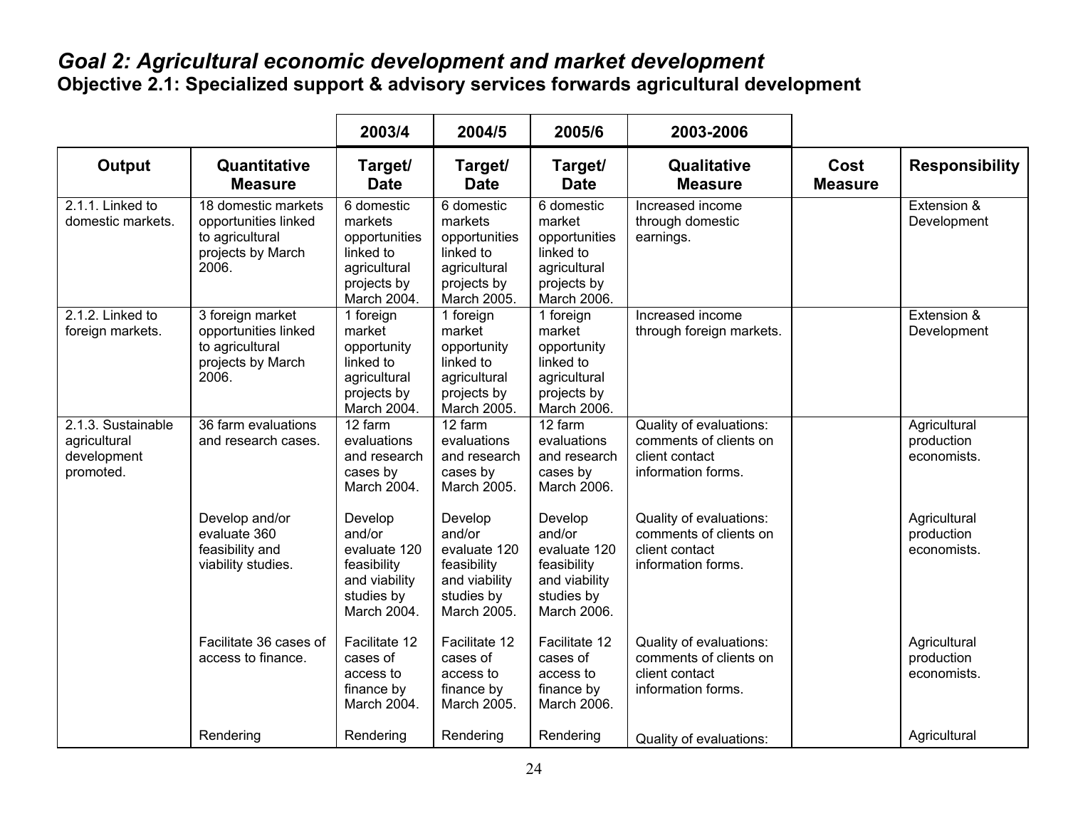## *Goal 2: Agricultural economic development and market development*

### Objective 2.1: Specialized support & advisory services forwards agricultural development

| | | 2003/4 | 2004/5 | 2005/6 | 2003-2006 | | |
|---|---|---|---|---|---|---|---|
| **Output** | **Quantitative Measure** | **Target/ Date** | **Target/ Date** | **Target/ Date** | **Qualitative Measure** | **Cost Measure** | **Responsibility** |
| 2.1.1. Linked to domestic markets. | 18 domestic markets opportunities linked to agricultural projects by March 2006. | 6 domestic markets opportunities linked to agricultural projects by March 2004. | 6 domestic markets opportunities linked to agricultural projects by March 2005. | 6 domestic market opportunities linked to agricultural projects by March 2006. | Increased income through domestic earnings. | | Extension & Development |
| 2.1.2. Linked to foreign markets. | 3 foreign market opportunities linked to agricultural projects by March 2006. | 1 foreign market opportunity linked to agricultural projects by March 2004. | 1 foreign market opportunity linked to agricultural projects by March 2005. | 1 foreign market opportunity linked to agricultural projects by March 2006. | Increased income through foreign markets. | | Extension & Development |
| 2.1.3. Sustainable agricultural development promoted. | 36 farm evaluations and research cases. | 12 farm evaluations and research cases by March 2004. | 12 farm evaluations and research cases by March 2005. | 12 farm evaluations and research cases by March 2006. | Quality of evaluations: comments of clients on client contact information forms. | | Agricultural production economists. |
| | Develop and/or evaluate 360 feasibility and viability studies. | Develop and/or evaluate 120 feasibility and viability studies by March 2004. | Develop and/or evaluate 120 feasibility and viability studies by March 2005. | Develop and/or evaluate 120 feasibility and viability studies by March 2006. | Quality of evaluations: comments of clients on client contact information forms. | | Agricultural production economists. |
| | Facilitate 36 cases of access to finance. | Facilitate 12 cases of access to finance by March 2004. | Facilitate 12 cases of access to finance by March 2005. | Facilitate 12 cases of access to finance by March 2006. | Quality of evaluations: comments of clients on client contact information forms. | | Agricultural production economists. |
| | Rendering | Rendering | Rendering | Rendering | Quality of evaluations: | | Agricultural |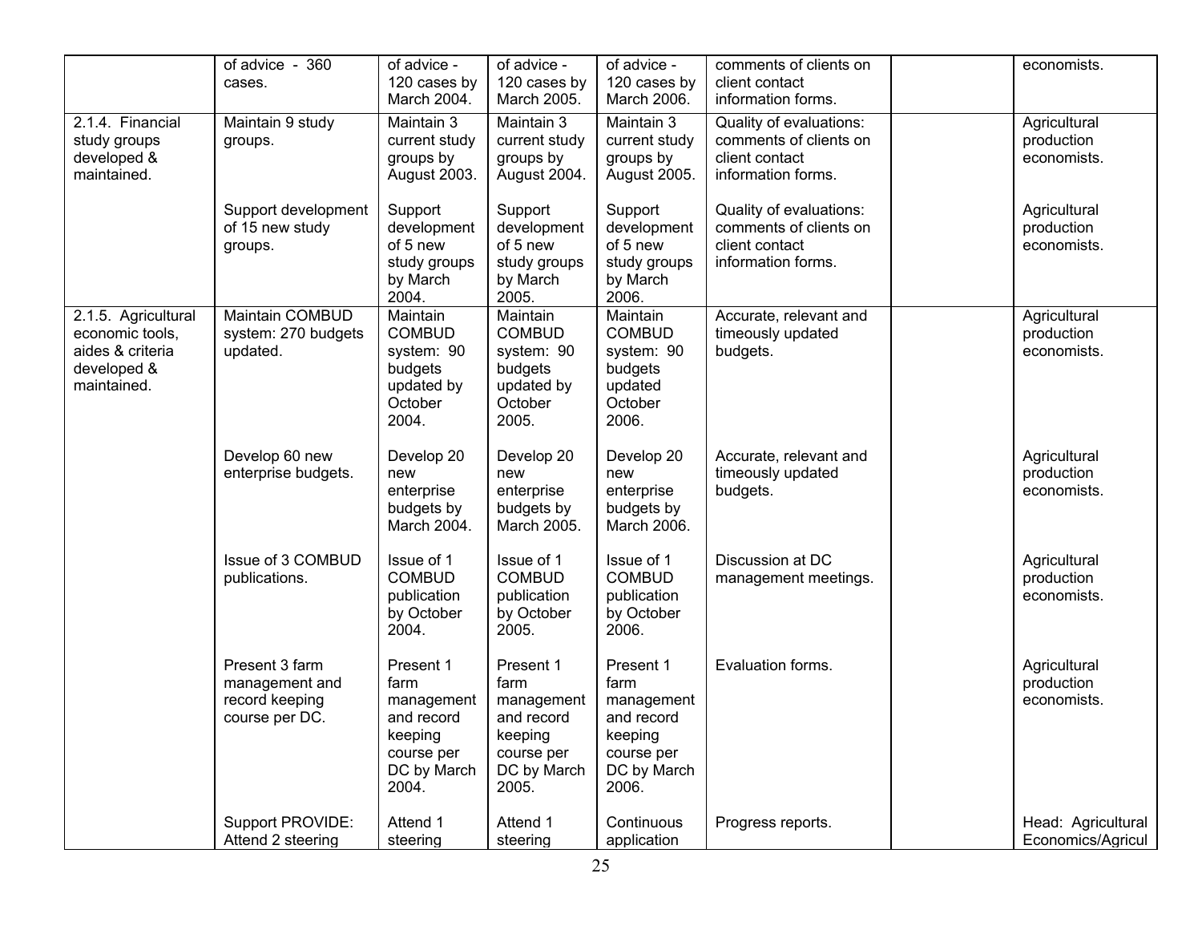| | | | | | | | |
|---|---|---|---|---|---|---|---|
| | of advice - 360 cases. | of advice - 120 cases by March 2004. | of advice - 120 cases by March 2005. | of advice - 120 cases by March 2006. | comments of clients on client contact information forms. | | economists. |
| 2.1.4. Financial study groups developed & maintained. | Maintain 9 study groups. | Maintain 3 current study groups by August 2003. | Maintain 3 current study groups by August 2004. | Maintain 3 current study groups by August 2005. | Quality of evaluations: comments of clients on client contact information forms. | | Agricultural production economists. |
| | Support development of 15 new study groups. | Support development of 5 new study groups by March 2004. | Support development of 5 new study groups by March 2005. | Support development of 5 new study groups by March 2006. | Quality of evaluations: comments of clients on client contact information forms. | | Agricultural production economists. |
| 2.1.5. Agricultural economic tools, aides & criteria developed & maintained. | Maintain COMBUD system: 270 budgets updated. | Maintain COMBUD system: 90 budgets updated by October 2004. | Maintain COMBUD system: 90 budgets updated by October 2005. | Maintain COMBUD system: 90 budgets updated October 2006. | Accurate, relevant and timeously updated budgets. | | Agricultural production economists. |
| | Develop 60 new enterprise budgets. | Develop 20 new enterprise budgets by March 2004. | Develop 20 new enterprise budgets by March 2005. | Develop 20 new enterprise budgets by March 2006. | Accurate, relevant and timeously updated budgets. | | Agricultural production economists. |
| | Issue of 3 COMBUD publications. | Issue of 1 COMBUD publication by October 2004. | Issue of 1 COMBUD publication by October 2005. | Issue of 1 COMBUD publication by October 2006. | Discussion at DC management meetings. | | Agricultural production economists. |
| | Present 3 farm management and record keeping course per DC. | Present 1 farm management and record keeping course per DC by March 2004. | Present 1 farm management and record keeping course per DC by March 2005. | Present 1 farm management and record keeping course per DC by March 2006. | Evaluation forms. | | Agricultural production economists. |
| | Support PROVIDE: Attend 2 steering | Attend 1 steering | Attend 1 steering | Continuous application | Progress reports. | | Head: Agricultural Economics/Agricul |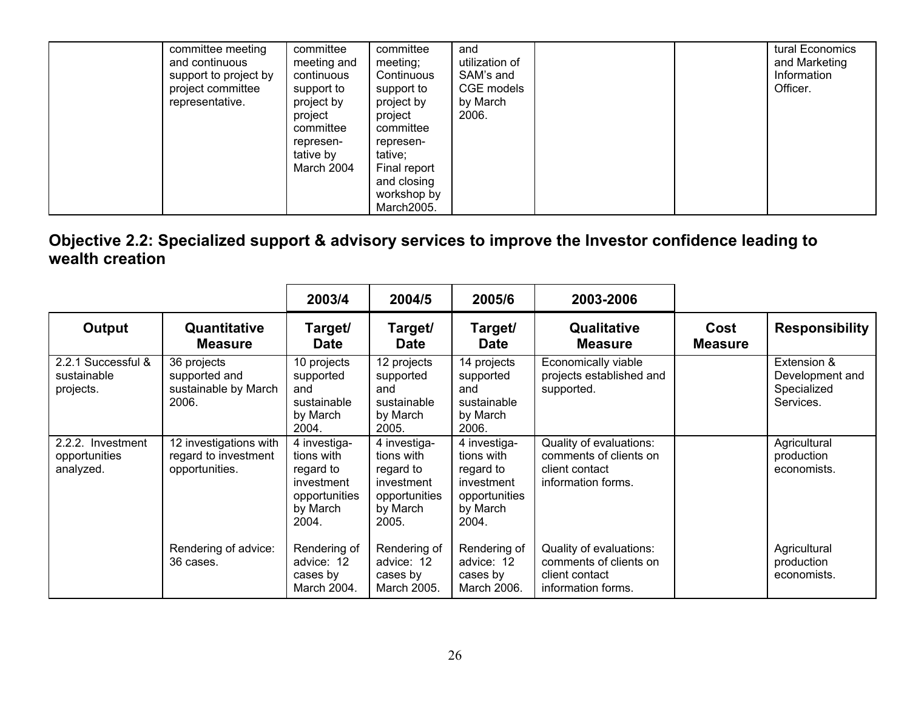| | | | | | | | |
|---|---|---|---|---|---|---|---|
| | committee meeting and continuous support to project by project committee representative. | committee meeting and continuous support to project by project committee represen-tative by March 2004 | committee meeting; Continuous support to project by project committee represen-tative; Final report and closing workshop by March2005. | and utilization of SAM's and CGE models by March 2006. | | | tural Economics and Marketing Information Officer. |

## Objective 2.2: Specialized support & advisory services to improve the Investor confidence leading to wealth creation

| | | 2003/4 | 2004/5 | 2005/6 | 2003-2006 | | |
|---|---|---|---|---|---|---|---|
| **Output** | **Quantitative Measure** | **Target/ Date** | **Target/ Date** | **Target/ Date** | **Qualitative Measure** | **Cost Measure** | **Responsibility** |
| 2.2.1 Successful & sustainable projects. | 36 projects supported and sustainable by March 2006. | 10 projects supported and sustainable by March 2004. | 12 projects supported and sustainable by March 2005. | 14 projects supported and sustainable by March 2006. | Economically viable projects established and supported. | | Extension & Development and Specialized Services. |
| 2.2.2. Investment opportunities analyzed. | 12 investigations with regard to investment opportunities. | 4 investiga-tions with regard to investment opportunities by March 2004. | 4 investiga-tions with regard to investment opportunities by March 2005. | 4 investiga-tions with regard to investment opportunities by March 2004. | Quality of evaluations: comments of clients on client contact information forms. | | Agricultural production economists. |
| | Rendering of advice: 36 cases. | Rendering of advice: 12 cases by March 2004. | Rendering of advice: 12 cases by March 2005. | Rendering of advice: 12 cases by March 2006. | Quality of evaluations: comments of clients on client contact information forms. | | Agricultural production economists. |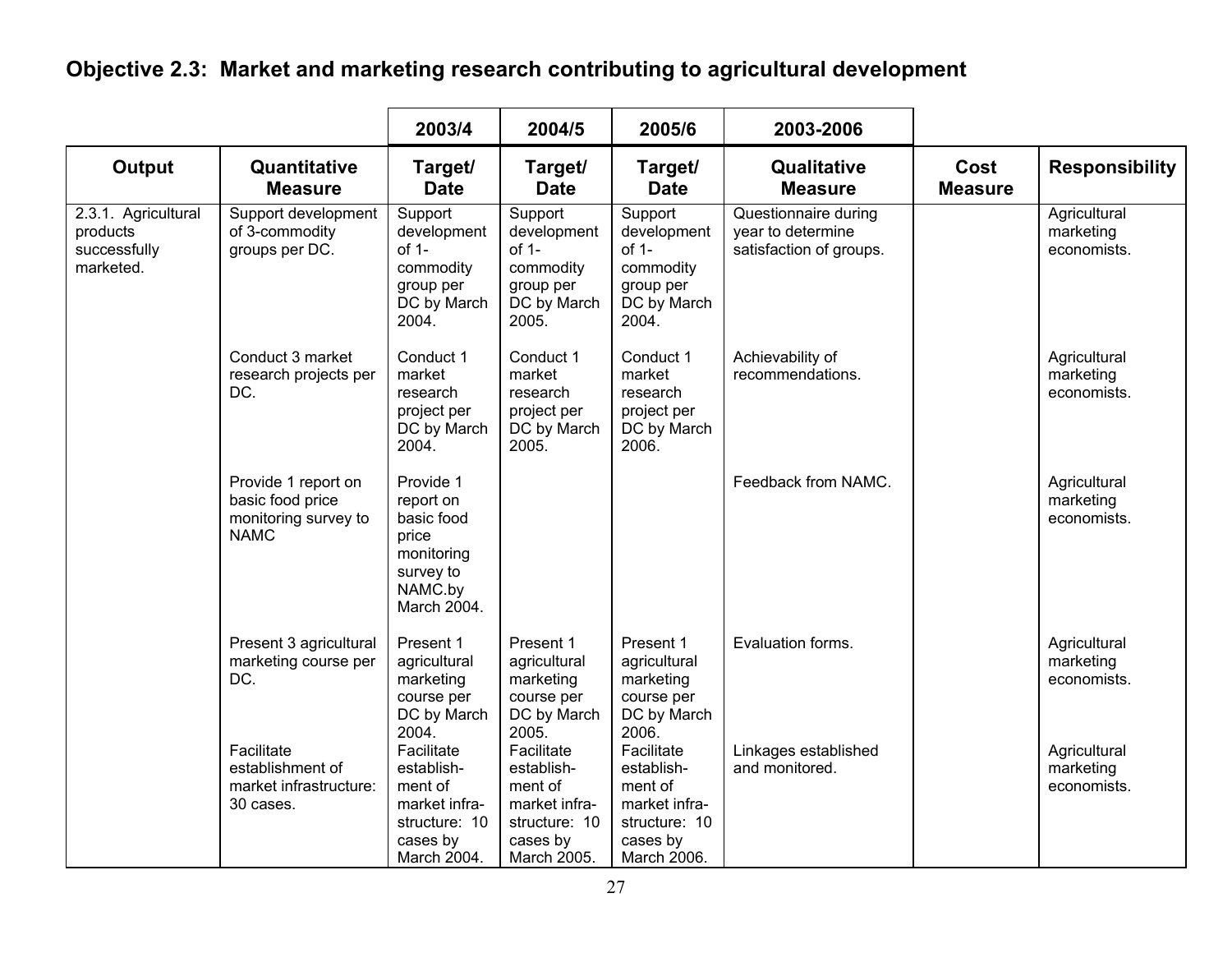## Objective 2.3: Market and marketing research contributing to agricultural development

| | | 2003/4 | 2004/5 | 2005/6 | 2003-2006 | | |
|---|---|---|---|---|---|---|---|
| **Output** | **Quantitative Measure** | **Target/ Date** | **Target/ Date** | **Target/ Date** | **Qualitative Measure** | **Cost Measure** | **Responsibility** |
| 2.3.1. Agricultural products successfully marketed. | Support development of 3-commodity groups per DC. | Support development of 1-commodity group per DC by March 2004. | Support development of 1-commodity group per DC by March 2005. | Support development of 1-commodity group per DC by March 2004. | Questionnaire during year to determine satisfaction of groups. | | Agricultural marketing economists. |
| | Conduct 3 market research projects per DC. | Conduct 1 market research project per DC by March 2004. | Conduct 1 market research project per DC by March 2005. | Conduct 1 market research project per DC by March 2006. | Achievability of recommendations. | | Agricultural marketing economists. |
| | Provide 1 report on basic food price monitoring survey to NAMC | Provide 1 report on basic food price monitoring survey to NAMC.by March 2004. | | | Feedback from NAMC. | | Agricultural marketing economists. |
| | Present 3 agricultural marketing course per DC. | Present 1 agricultural marketing course per DC by March 2004. | Present 1 agricultural marketing course per DC by March 2005. | Present 1 agricultural marketing course per DC by March 2006. | Evaluation forms. | | Agricultural marketing economists. |
| | Facilitate establishment of market infrastructure: 30 cases. | Facilitate establish-ment of market infra-structure: 10 cases by March 2004. | Facilitate establish-ment of market infra-structure: 10 cases by March 2005. | Facilitate establish-ment of market infra-structure: 10 cases by March 2006. | Linkages established and monitored. | | Agricultural marketing economists. |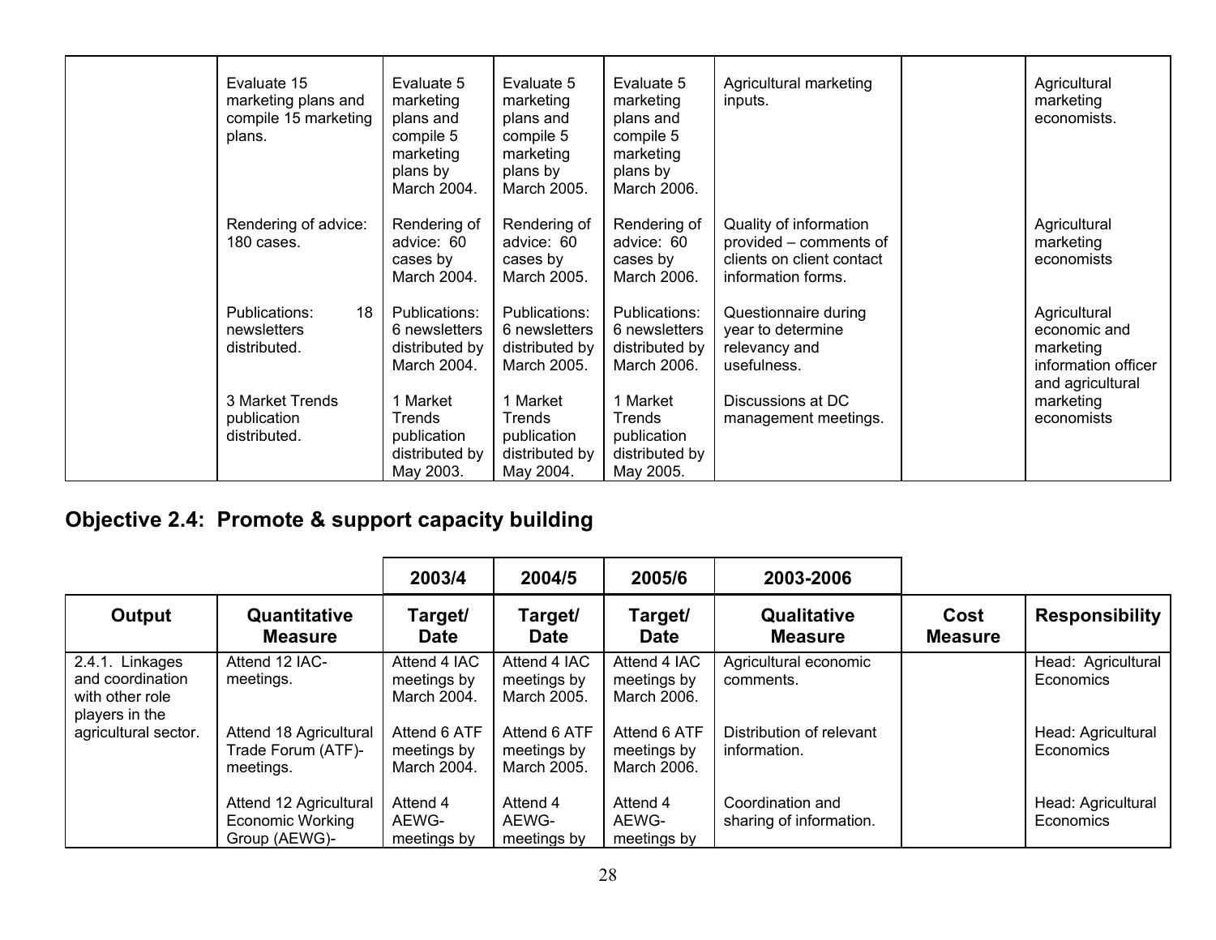| | Evaluate 15 marketing plans and compile 15 marketing plans. | Evaluate 5 marketing plans and compile 5 marketing plans by March 2004. | Evaluate 5 marketing plans and compile 5 marketing plans by March 2005. | Evaluate 5 marketing plans and compile 5 marketing plans by March 2006. | Agricultural marketing inputs. | | Agricultural marketing economists. |
|---|---|---|---|---|---|---|---|
| | Rendering of advice: 180 cases. | Rendering of advice: 60 cases by March 2004. | Rendering of advice: 60 cases by March 2005. | Rendering of advice: 60 cases by March 2006. | Quality of information provided – comments of clients on client contact information forms. | | Agricultural marketing economists |
| | Publications: 18 newsletters distributed. | Publications: 6 newsletters distributed by March 2004. | Publications: 6 newsletters distributed by March 2005. | Publications: 6 newsletters distributed by March 2006. | Questionnaire during year to determine relevancy and usefulness. | | Agricultural economic and marketing information officer and agricultural marketing economists |
| | 3 Market Trends publication distributed. | 1 Market Trends publication distributed by May 2003. | 1 Market Trends publication distributed by May 2004. | 1 Market Trends publication distributed by May 2005. | Discussions at DC management meetings. | | |

## Objective 2.4: Promote & support capacity building

| | | 2003/4 | 2004/5 | 2005/6 | 2003-2006 | | |
|---|---|---|---|---|---|---|---|
| **Output** | **Quantitative Measure** | **Target/ Date** | **Target/ Date** | **Target/ Date** | **Qualitative Measure** | **Cost Measure** | **Responsibility** |
| 2.4.1. Linkages and coordination with other role players in the agricultural sector. | Attend 12 IAC-meetings. | Attend 4 IAC meetings by March 2004. | Attend 4 IAC meetings by March 2005. | Attend 4 IAC meetings by March 2006. | Agricultural economic comments. | | Head: Agricultural Economics |
| | Attend 18 Agricultural Trade Forum (ATF)-meetings. | Attend 6 ATF meetings by March 2004. | Attend 6 ATF meetings by March 2005. | Attend 6 ATF meetings by March 2006. | Distribution of relevant information. | | Head: Agricultural Economics |
| | Attend 12 Agricultural Economic Working Group (AEWG)- | Attend 4 AEWG-meetings by | Attend 4 AEWG-meetings by | Attend 4 AEWG-meetings by | Coordination and sharing of information. | | Head: Agricultural Economics |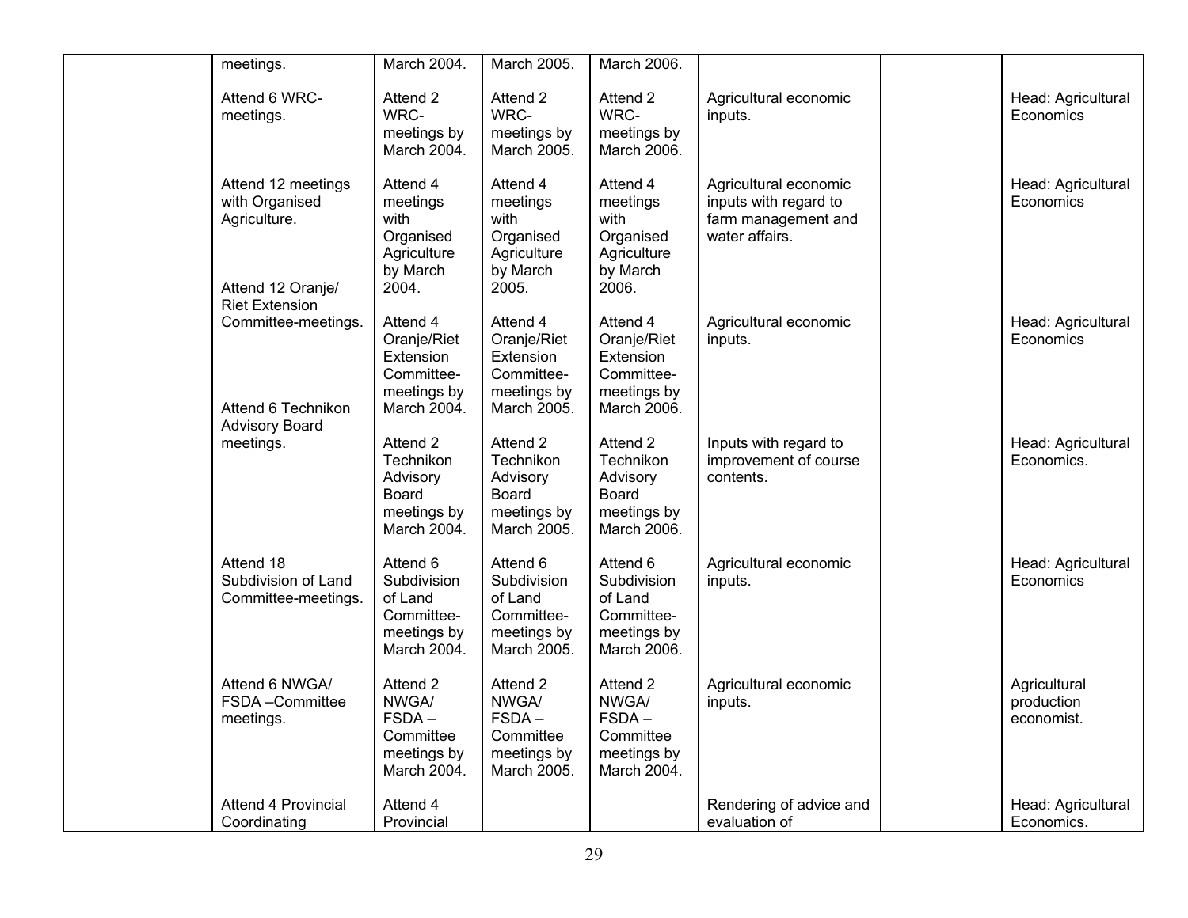|  |  |  |  |  |  |  |  |
|---|---|---|---|---|---|---|---|
|  | meetings. | March 2004. | March 2005. | March 2006. |  |  |  |
|  | Attend 6 WRC-meetings. | Attend 2 WRC-meetings by March 2004. | Attend 2 WRC-meetings by March 2005. | Attend 2 WRC-meetings by March 2006. | Agricultural economic inputs. |  | Head: Agricultural Economics |
|  | Attend 12 meetings with Organised Agriculture. | Attend 4 meetings with Organised Agriculture by March 2004. | Attend 4 meetings with Organised Agriculture by March 2005. | Attend 4 meetings with Organised Agriculture by March 2006. | Agricultural economic inputs with regard to farm management and water affairs. |  | Head: Agricultural Economics |
|  | Attend 12 Oranje/ Riet Extension Committee-meetings. | Attend 4 Oranje/Riet Extension Committee-meetings by March 2004. | Attend 4 Oranje/Riet Extension Committee-meetings by March 2005. | Attend 4 Oranje/Riet Extension Committee-meetings by March 2006. | Agricultural economic inputs. |  | Head: Agricultural Economics |
|  | Attend 6 Technikon Advisory Board meetings. | Attend 2 Technikon Advisory Board meetings by March 2004. | Attend 2 Technikon Advisory Board meetings by March 2005. | Attend 2 Technikon Advisory Board meetings by March 2006. | Inputs with regard to improvement of course contents. |  | Head: Agricultural Economics. |
|  | Attend 18 Subdivision of Land Committee-meetings. | Attend 6 Subdivision of Land Committee-meetings by March 2004. | Attend 6 Subdivision of Land Committee-meetings by March 2005. | Attend 6 Subdivision of Land Committee-meetings by March 2006. | Agricultural economic inputs. |  | Head: Agricultural Economics |
|  | Attend 6 NWGA/ FSDA –Committee meetings. | Attend 2 NWGA/ FSDA – Committee meetings by March 2004. | Attend 2 NWGA/ FSDA – Committee meetings by March 2005. | Attend 2 NWGA/ FSDA – Committee meetings by March 2004. | Agricultural economic inputs. |  | Agricultural production economist. |
|  | Attend 4 Provincial Coordinating | Attend 4 Provincial |  |  | Rendering of advice and evaluation of |  | Head: Agricultural Economics. |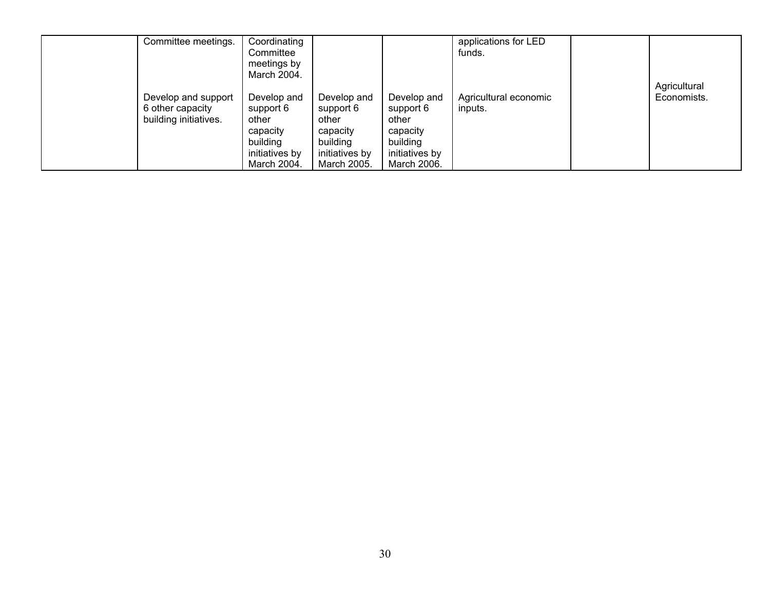| | | | | | | | |
|---|---|---|---|---|---|---|---|
| | Committee meetings. | Coordinating Committee meetings by March 2004. | | | applications for LED funds. | | |
| | Develop and support 6 other capacity building initiatives. | Develop and support 6 other capacity building initiatives by March 2004. | Develop and support 6 other capacity building initiatives by March 2005. | Develop and support 6 other capacity building initiatives by March 2006. | Agricultural economic inputs. | | Agricultural Economists. |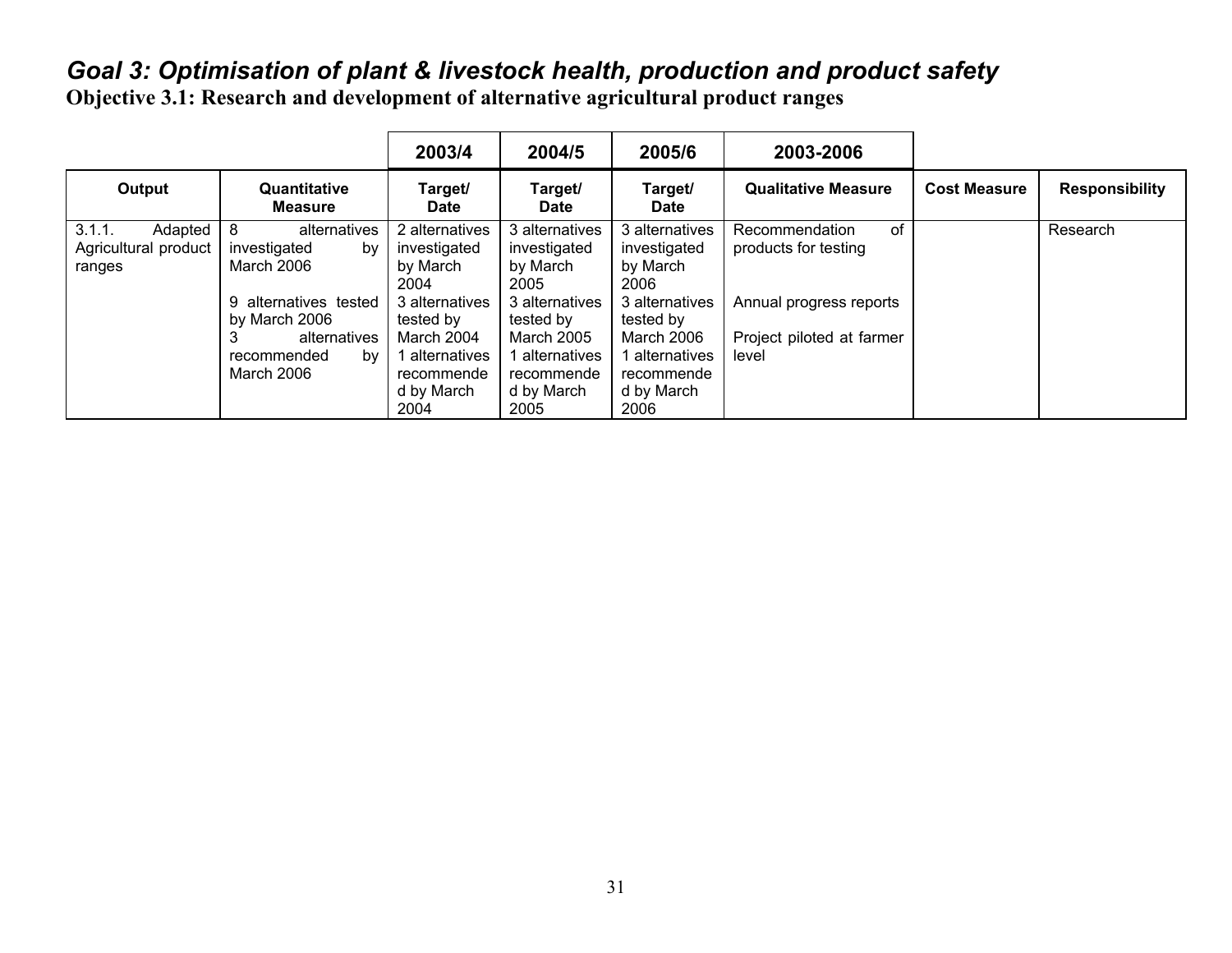## *Goal 3: Optimisation of plant & livestock health, production and product safety*

**Objective 3.1: Research and development of alternative agricultural product ranges**

| | | 2003/4 | 2004/5 | 2005/6 | 2003-2006 | | |
|---|---|---|---|---|---|---|---|
| **Output** | **Quantitative Measure** | **Target/ Date** | **Target/ Date** | **Target/ Date** | **Qualitative Measure** | **Cost Measure** | **Responsibility** |
| 3.1.1. Adapted Agricultural product ranges | 8 alternatives investigated by March 2006<br><br>9 alternatives tested by March 2006<br>3 alternatives recommended by March 2006 | 2 alternatives investigated by March 2004<br>3 alternatives tested by March 2004<br>1 alternatives recommended by March 2004 | 3 alternatives investigated by March 2005<br>3 alternatives tested by March 2005<br>1 alternatives recommended by March 2005 | 3 alternatives investigated by March 2006<br>3 alternatives tested by March 2006<br>1 alternatives recommended by March 2006 | Recommendation of products for testing<br><br>Annual progress reports<br><br>Project piloted at farmer level | | Research |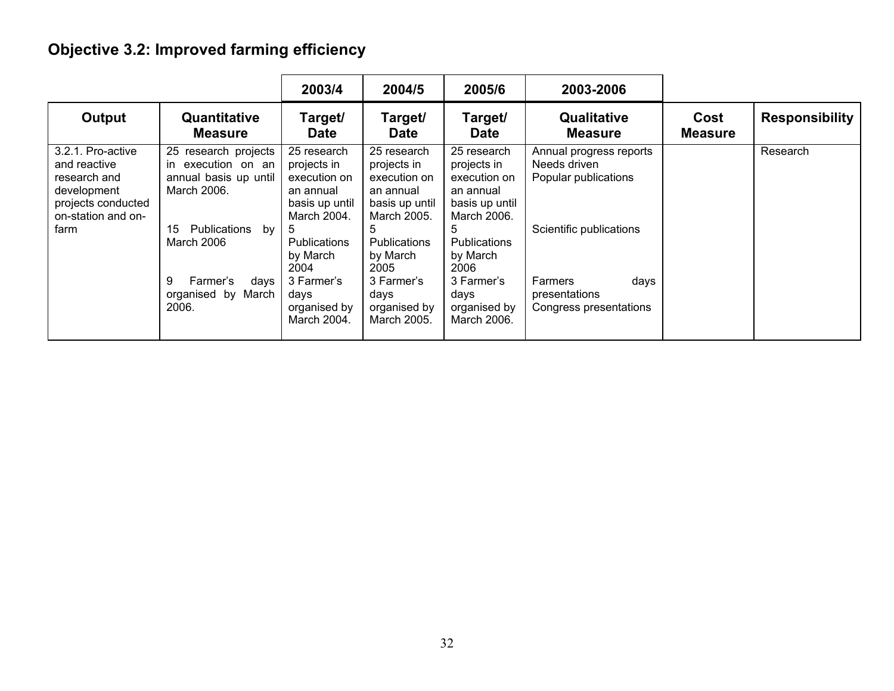## Objective 3.2: Improved farming efficiency

| | | 2003/4 | 2004/5 | 2005/6 | 2003-2006 | | |
|---|---|---|---|---|---|---|---|
| **Output** | **Quantitative Measure** | **Target/ Date** | **Target/ Date** | **Target/ Date** | **Qualitative Measure** | **Cost Measure** | **Responsibility** |
| 3.2.1. Pro-active and reactive research and development projects conducted on-station and on-farm | 25 research projects in execution on an annual basis up until March 2006. | 25 research projects in execution on an annual basis up until March 2004. | 25 research projects in execution on an annual basis up until March 2005. | 25 research projects in execution on an annual basis up until March 2006. | Annual progress reports<br>Needs driven<br>Popular publications | | Research |
| | 15 Publications by March 2006 | 5 Publications by March 2004 | 5 Publications by March 2005 | 5 Publications by March 2006 | Scientific publications | | |
| | 9 Farmer's days organised by March 2006. | 3 Farmer's days organised by March 2004. | 3 Farmer's days organised by March 2005. | 3 Farmer's days organised by March 2006. | Farmers days presentations<br>Congress presentations | | |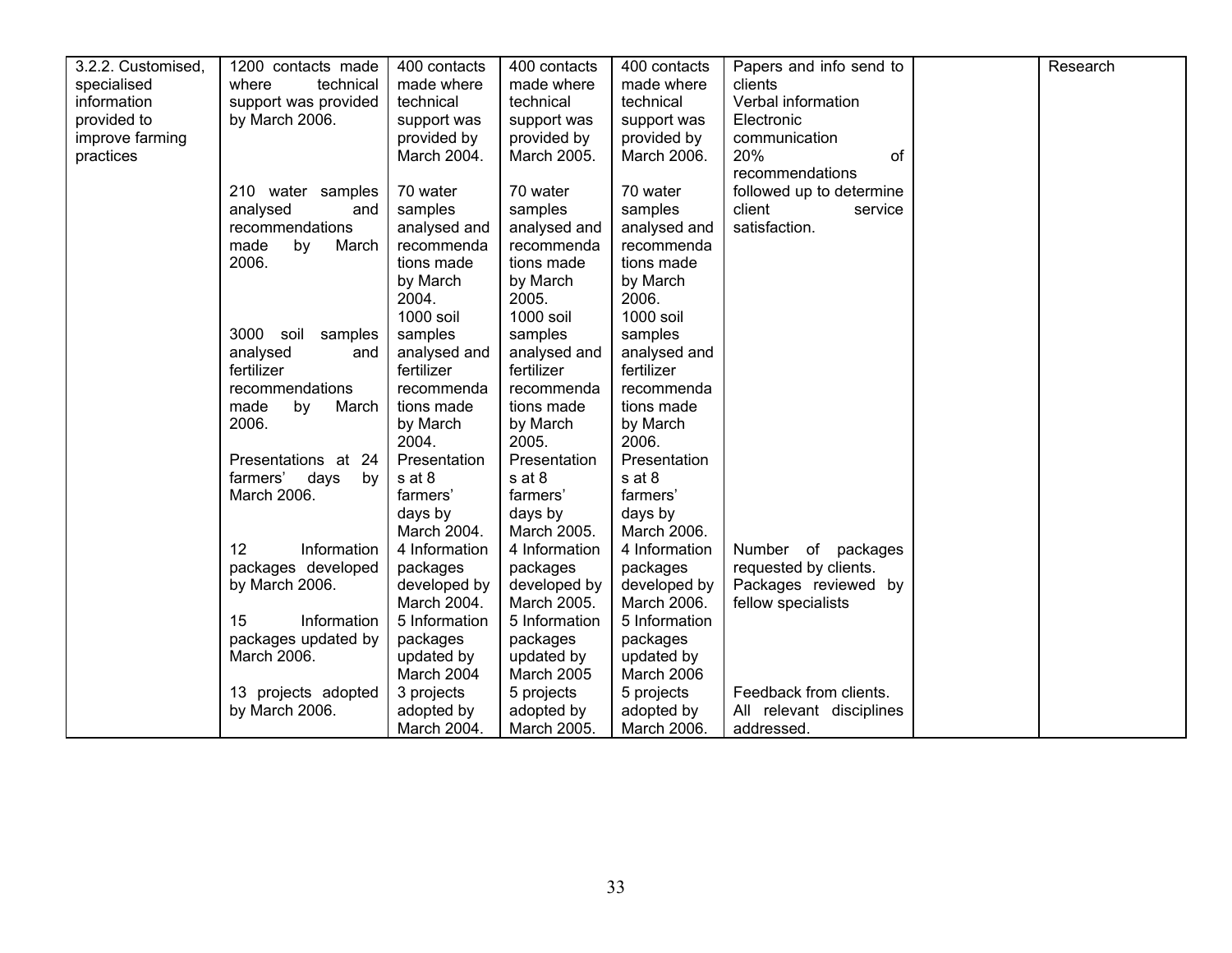| | | | | | | | |
|---|---|---|---|---|---|---|---|
| 3.2.2. Customised, specialised information provided to improve farming practices | 1200 contacts made where technical support was provided by March 2006. | 400 contacts made where technical support was provided by March 2004. | 400 contacts made where technical support was provided by March 2005. | 400 contacts made where technical support was provided by March 2006. | Papers and info send to clients<br>Verbal information<br>Electronic communication<br>20% of recommendations followed up to determine client service satisfaction. | | Research |
| | 210 water samples analysed and recommendations made by March 2006. | 70 water samples analysed and recommendations made by March 2004. | 70 water samples analysed and recommendations made by March 2005. | 70 water samples analysed and recommendations made by March 2006. | | | |
| | 3000 soil samples analysed and fertilizer recommendations made by March 2006. | 1000 soil samples analysed and fertilizer recommendations made by March 2004. | 1000 soil samples analysed and fertilizer recommendations made by March 2005. | 1000 soil samples analysed and fertilizer recommendations made by March 2006. | | | |
| | Presentations at 24 farmers' days by March 2006. | Presentations at 8 farmers' days by March 2004. | Presentations at 8 farmers' days by March 2005. | Presentations at 8 farmers' days by March 2006. | | | |
| | 12 Information packages developed by March 2006. | 4 Information packages developed by March 2004. | 4 Information packages developed by March 2005. | 4 Information packages developed by March 2006. | Number of packages requested by clients.<br>Packages reviewed by fellow specialists | | |
| | 15 Information packages updated by March 2006. | 5 Information packages updated by March 2004 | 5 Information packages updated by March 2005 | 5 Information packages updated by March 2006 | | | |
| | 13 projects adopted by March 2006. | 3 projects adopted by March 2004. | 5 projects adopted by March 2005. | 5 projects adopted by March 2006. | Feedback from clients.<br>All relevant disciplines addressed. | | |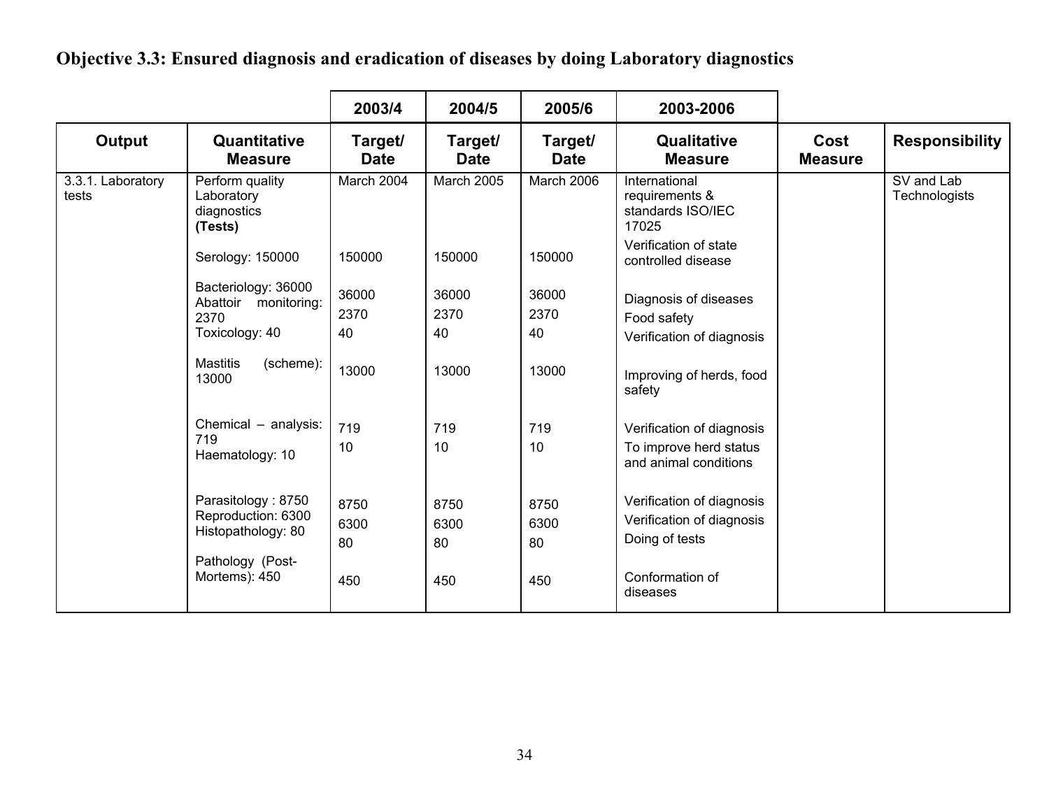**Objective 3.3: Ensured diagnosis and eradication of diseases by doing Laboratory diagnostics**

| | | 2003/4 | 2004/5 | 2005/6 | 2003-2006 | | |
|---|---|---|---|---|---|---|---|
| **Output** | **Quantitative Measure** | **Target/ Date** | **Target/ Date** | **Target/ Date** | **Qualitative Measure** | **Cost Measure** | **Responsibility** |
| 3.3.1. Laboratory tests | Perform quality Laboratory diagnostics **(Tests)** | March 2004 | March 2005 | March 2006 | International requirements & standards ISO/IEC 17025 | | SV and Lab Technologists |
| | Serology: 150000 | 150000 | 150000 | 150000 | Verification of state controlled disease | | |
| | Bacteriology: 36000 | 36000 | 36000 | 36000 | Diagnosis of diseases | | |
| | Abattoir monitoring: 2370 | 2370 | 2370 | 2370 | Food safety | | |
| | Toxicology: 40 | 40 | 40 | 40 | Verification of diagnosis | | |
| | Mastitis (scheme): 13000 | 13000 | 13000 | 13000 | Improving of herds, food safety | | |
| | Chemical – analysis: 719 | 719 | 719 | 719 | Verification of diagnosis | | |
| | Haematology: 10 | 10 | 10 | 10 | To improve herd status and animal conditions | | |
| | Parasitology : 8750 | 8750 | 8750 | 8750 | Verification of diagnosis | | |
| | Reproduction: 6300 | 6300 | 6300 | 6300 | Verification of diagnosis | | |
| | Histopathology: 80 | 80 | 80 | 80 | Doing of tests | | |
| | Pathology (Post-Mortems): 450 | 450 | 450 | 450 | Conformation of diseases | | |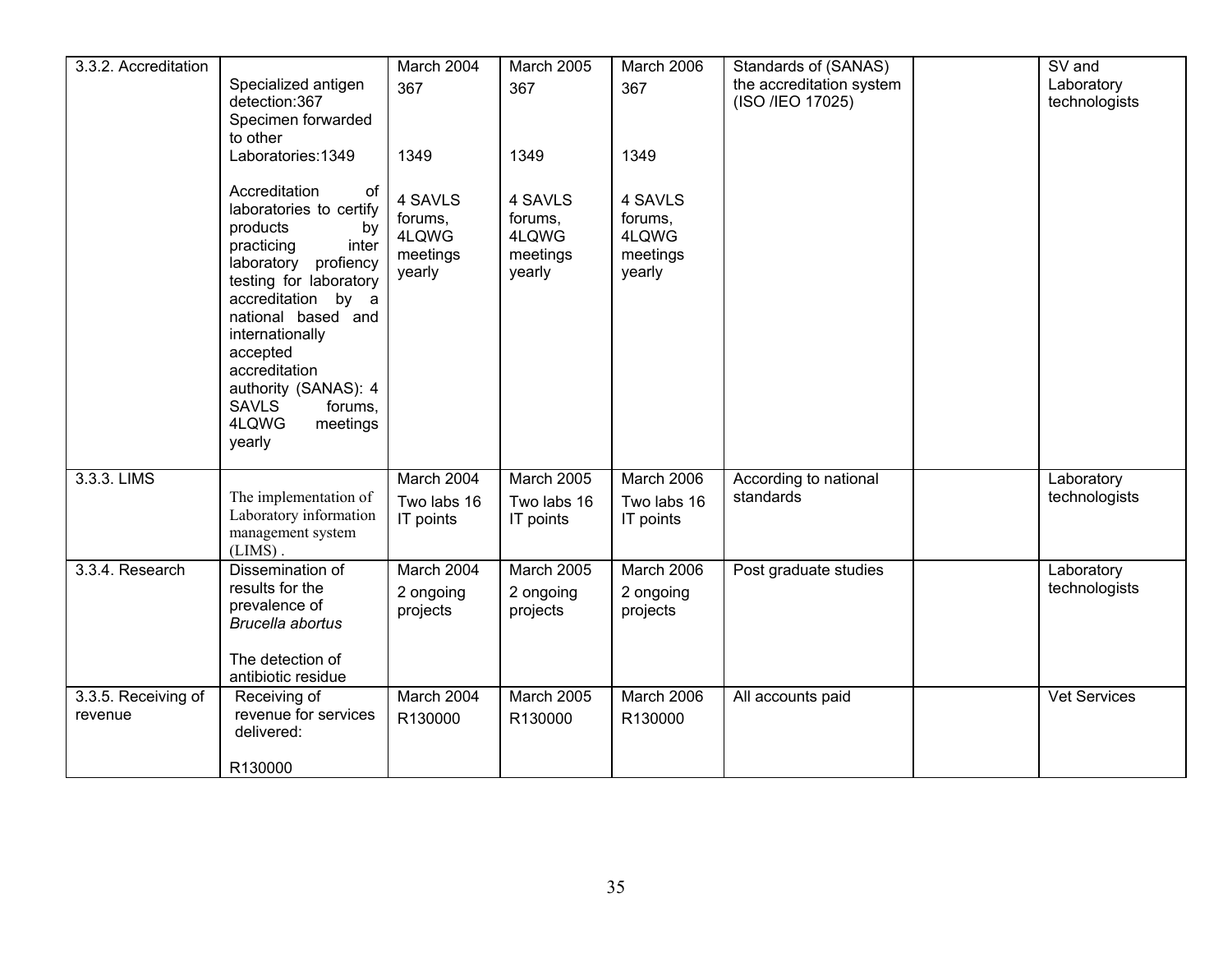| 3.3.2. Accreditation | Specialized antigen detection:367<br>Specimen forwarded to other Laboratories:1349<br><br>Accreditation of laboratories to certify products by practicing inter laboratory profiency testing for laboratory accreditation by a national based and internationally accepted accreditation authority (SANAS): 4 SAVLS forums, 4LQWG meetings yearly | March 2004<br>367<br><br>1349<br><br>4 SAVLS forums, 4LQWG meetings yearly | March 2005<br>367<br><br>1349<br><br>4 SAVLS forums, 4LQWG meetings yearly | March 2006<br>367<br><br>1349<br><br>4 SAVLS forums, 4LQWG meetings yearly | Standards of (SANAS) the accreditation system (ISO /IEO 17025) | | SV and Laboratory technologists |
|---|---|---|---|---|---|---|---|
| 3.3.3. LIMS | The implementation of Laboratory information management system (LIMS) . | March 2004<br>Two labs 16 IT points | March 2005<br>Two labs 16 IT points | March 2006<br>Two labs 16 IT points | According to national standards | | Laboratory technologists |
| 3.3.4. Research | Dissemination of results for the prevalence of *Brucella abortus*<br><br>The detection of antibiotic residue | March 2004<br>2 ongoing projects | March 2005<br>2 ongoing projects | March 2006<br>2 ongoing projects | Post graduate studies | | Laboratory technologists |
| 3.3.5. Receiving of revenue | Receiving of revenue for services delivered:<br><br>R130000 | March 2004<br>R130000 | March 2005<br>R130000 | March 2006<br>R130000 | All accounts paid | | Vet Services |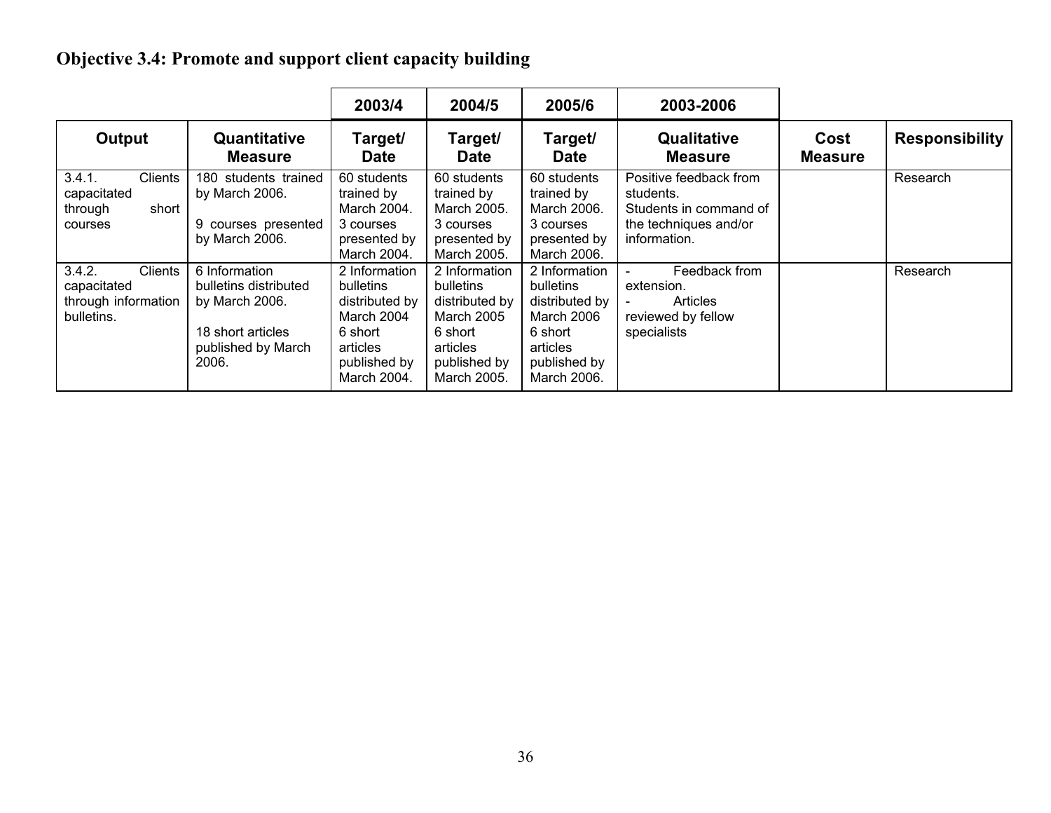**Objective 3.4: Promote and support client capacity building**

| | | 2003/4 | 2004/5 | 2005/6 | 2003-2006 | | |
|---|---|---|---|---|---|---|---|
| **Output** | **Quantitative Measure** | **Target/ Date** | **Target/ Date** | **Target/ Date** | **Qualitative Measure** | **Cost Measure** | **Responsibility** |
| 3.4.1. Clients capacitated through short courses | 180 students trained by March 2006.<br><br>9 courses presented by March 2006. | 60 students trained by March 2004. 3 courses presented by March 2004. | 60 students trained by March 2005. 3 courses presented by March 2005. | 60 students trained by March 2006. 3 courses presented by March 2006. | Positive feedback from students.<br>Students in command of the techniques and/or information. | | Research |
| 3.4.2. Clients capacitated through information bulletins. | 6 Information bulletins distributed by March 2006.<br><br>18 short articles published by March 2006. | 2 Information bulletins distributed by March 2004 6 short articles published by March 2004. | 2 Information bulletins distributed by March 2005 6 short articles published by March 2005. | 2 Information bulletins distributed by March 2006 6 short articles published by March 2006. | - Feedback from extension.<br>- Articles reviewed by fellow specialists | | Research |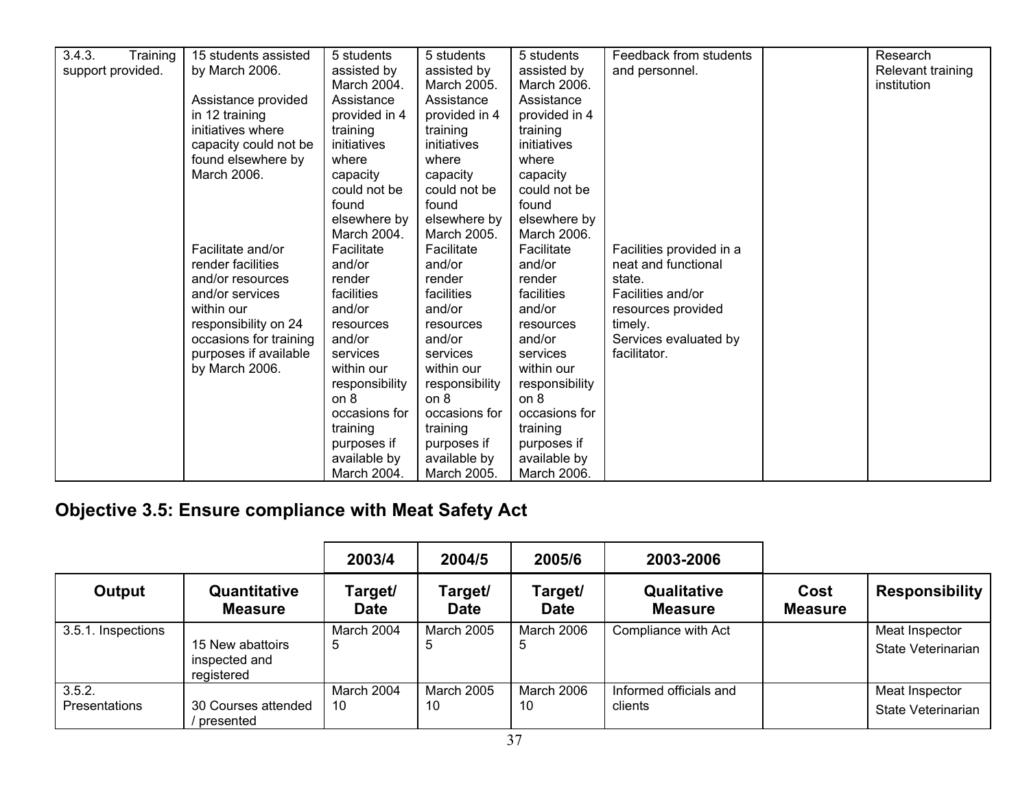| 3.4.3. Training support provided. | 15 students assisted by March 2006.<br><br>Assistance provided in 12 training initiatives where capacity could not be found elsewhere by March 2006.<br><br>Facilitate and/or render facilities and/or resources and/or services within our responsibility on 24 occasions for training purposes if available by March 2006. | 5 students assisted by March 2004. Assistance provided in 4 training initiatives where capacity could not be found elsewhere by March 2004. Facilitate and/or render facilities and/or resources and/or services within our responsibility on 8 occasions for training purposes if available by March 2004. | 5 students assisted by March 2005. Assistance provided in 4 training initiatives where capacity could not be found elsewhere by March 2005. Facilitate and/or render facilities and/or resources and/or services within our responsibility on 8 occasions for training purposes if available by March 2005. | 5 students assisted by March 2006. Assistance provided in 4 training initiatives where capacity could not be found elsewhere by March 2006. Facilitate and/or render facilities and/or resources and/or services within our responsibility on 8 occasions for training purposes if available by March 2006. | Feedback from students and personnel.<br><br>Facilities provided in a neat and functional state.<br>Facilities and/or resources provided timely.<br>Services evaluated by facilitator. | | Research<br>Relevant training institution |
|---|---|---|---|---|---|---|---|

## Objective 3.5: Ensure compliance with Meat Safety Act

| | | 2003/4 | 2004/5 | 2005/6 | 2003-2006 | | |
|---|---|---|---|---|---|---|---|
| **Output** | **Quantitative Measure** | **Target/ Date** | **Target/ Date** | **Target/ Date** | **Qualitative Measure** | **Cost Measure** | **Responsibility** |
| 3.5.1. Inspections | 15 New abattoirs inspected and registered | March 2004<br>5 | March 2005<br>5 | March 2006<br>5 | Compliance with Act | | Meat Inspector<br>State Veterinarian |
| 3.5.2. Presentations | 30 Courses attended / presented | March 2004<br>10 | March 2005<br>10 | March 2006<br>10 | Informed officials and clients | | Meat Inspector<br>State Veterinarian |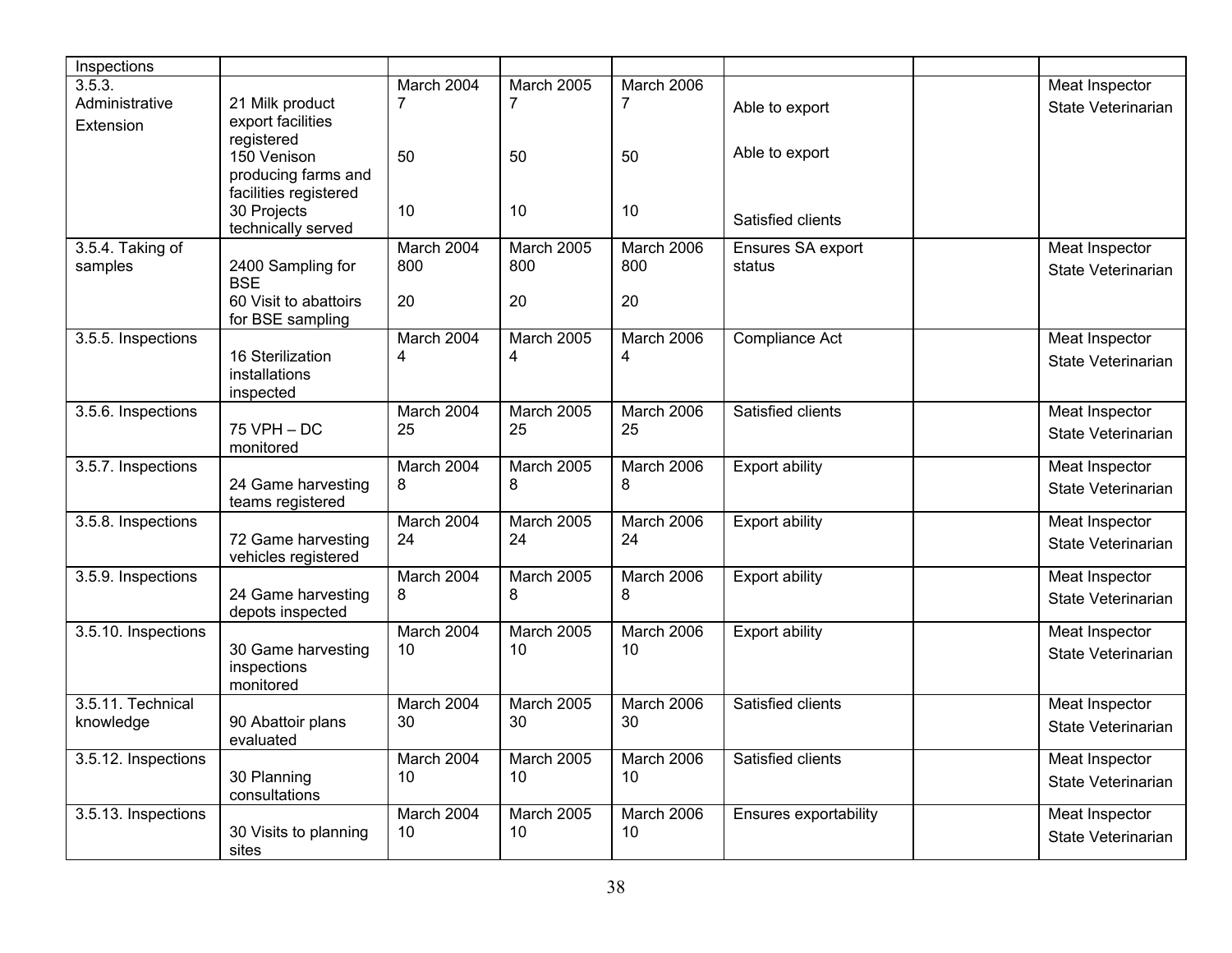| Inspections | | | | | | | |
|---|---|---|---|---|---|---|---|
| 3.5.3. Administrative Extension | 21 Milk product export facilities registered<br>150 Venison producing farms and facilities registered<br>30 Projects technically served | March 2004<br>7<br>50<br>10 | March 2005<br>7<br>50<br>10 | March 2006<br>7<br>50<br>10 | Able to export<br>Able to export<br>Satisfied clients | | Meat Inspector<br>State Veterinarian |
| 3.5.4. Taking of samples | 2400 Sampling for BSE<br>60 Visit to abattoirs for BSE sampling | March 2004<br>800<br>20 | March 2005<br>800<br>20 | March 2006<br>800<br>20 | Ensures SA export status | | Meat Inspector<br>State Veterinarian |
| 3.5.5. Inspections | 16 Sterilization installations inspected | March 2004<br>4 | March 2005<br>4 | March 2006<br>4 | Compliance Act | | Meat Inspector<br>State Veterinarian |
| 3.5.6. Inspections | 75 VPH – DC monitored | March 2004<br>25 | March 2005<br>25 | March 2006<br>25 | Satisfied clients | | Meat Inspector<br>State Veterinarian |
| 3.5.7. Inspections | 24 Game harvesting teams registered | March 2004<br>8 | March 2005<br>8 | March 2006<br>8 | Export ability | | Meat Inspector<br>State Veterinarian |
| 3.5.8. Inspections | 72 Game harvesting vehicles registered | March 2004<br>24 | March 2005<br>24 | March 2006<br>24 | Export ability | | Meat Inspector<br>State Veterinarian |
| 3.5.9. Inspections | 24 Game harvesting depots inspected | March 2004<br>8 | March 2005<br>8 | March 2006<br>8 | Export ability | | Meat Inspector<br>State Veterinarian |
| 3.5.10. Inspections | 30 Game harvesting inspections monitored | March 2004<br>10 | March 2005<br>10 | March 2006<br>10 | Export ability | | Meat Inspector<br>State Veterinarian |
| 3.5.11. Technical knowledge | 90 Abattoir plans evaluated | March 2004<br>30 | March 2005<br>30 | March 2006<br>30 | Satisfied clients | | Meat Inspector<br>State Veterinarian |
| 3.5.12. Inspections | 30 Planning consultations | March 2004<br>10 | March 2005<br>10 | March 2006<br>10 | Satisfied clients | | Meat Inspector<br>State Veterinarian |
| 3.5.13. Inspections | 30 Visits to planning sites | March 2004<br>10 | March 2005<br>10 | March 2006<br>10 | Ensures exportability | | Meat Inspector<br>State Veterinarian |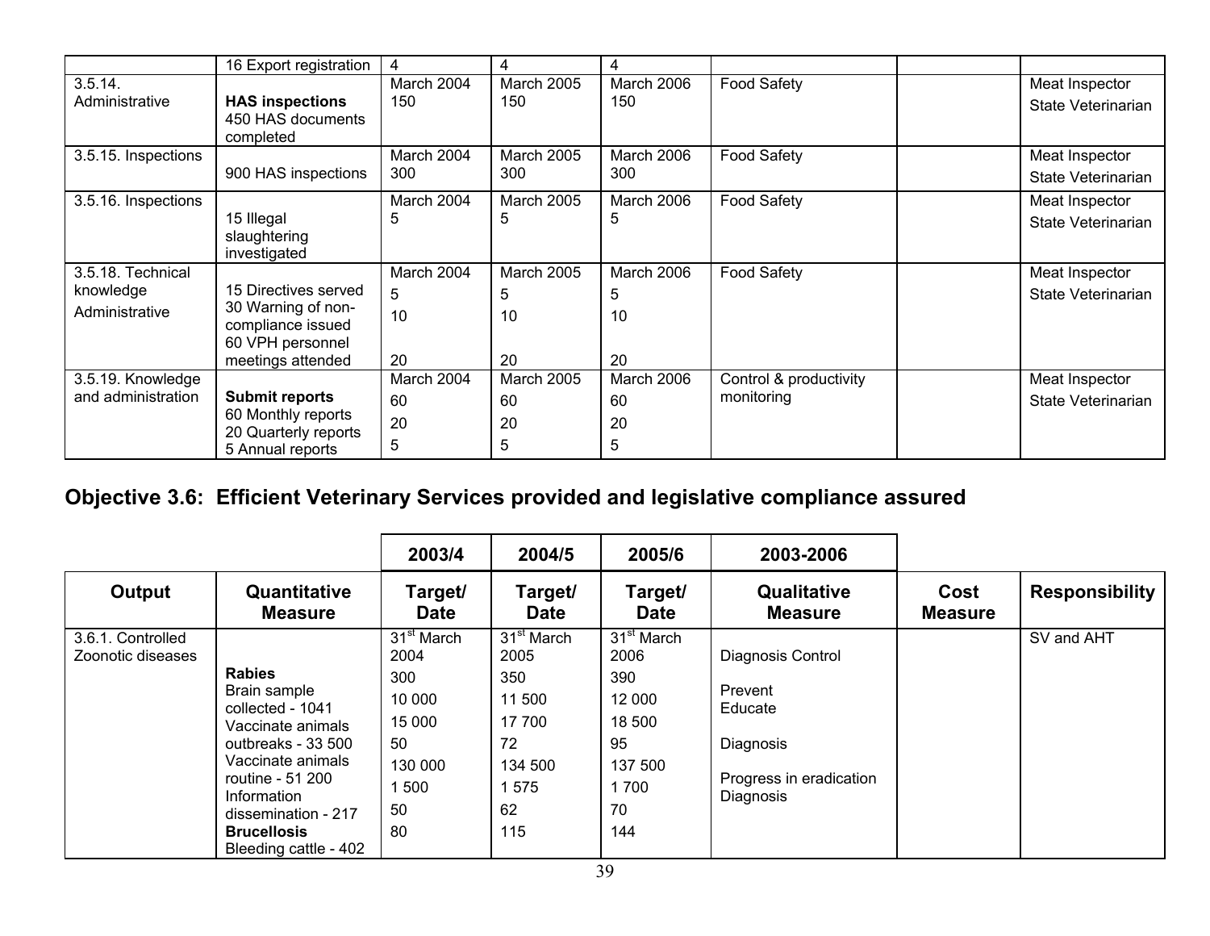| | 16 Export registration | 4 | 4 | 4 | | | |
|---|---|---|---|---|---|---|---|
| 3.5.14. Administrative | **HAS inspections** 450 HAS documents completed | March 2004 150 | March 2005 150 | March 2006 150 | Food Safety | | Meat Inspector State Veterinarian |
| 3.5.15. Inspections | 900 HAS inspections | March 2004 300 | March 2005 300 | March 2006 300 | Food Safety | | Meat Inspector State Veterinarian |
| 3.5.16. Inspections | 15 Illegal slaughtering investigated | March 2004 5 | March 2005 5 | March 2006 5 | Food Safety | | Meat Inspector State Veterinarian |
| 3.5.18. Technical knowledge Administrative | 15 Directives served<br>30 Warning of non-compliance issued<br>60 VPH personnel meetings attended | March 2004<br>5<br>10<br>20 | March 2005<br>5<br>10<br>20 | March 2006<br>5<br>10<br>20 | Food Safety | | Meat Inspector State Veterinarian |
| 3.5.19. Knowledge and administration | **Submit reports**<br>60 Monthly reports<br>20 Quarterly reports<br>5 Annual reports | March 2004<br>60<br>20<br>5 | March 2005<br>60<br>20<br>5 | March 2006<br>60<br>20<br>5 | Control & productivity monitoring | | Meat Inspector State Veterinarian |

## Objective 3.6: Efficient Veterinary Services provided and legislative compliance assured

| | | 2003/4 | 2004/5 | 2005/6 | 2003-2006 | | |
|---|---|---|---|---|---|---|---|
| **Output** | **Quantitative Measure** | **Target/ Date** | **Target/ Date** | **Target/ Date** | **Qualitative Measure** | **Cost Measure** | **Responsibility** |
| 3.6.1. Controlled Zoonotic diseases | **Rabies**<br>Brain sample collected - 1041<br>Vaccinate animals outbreaks - 33 500<br>Vaccinate animals routine - 51 200<br>Information dissemination - 217<br>**Brucellosis**<br>Bleeding cattle - 402 | 31st March 2004<br>300<br>10 000<br>15 000<br>50<br>130 000<br>1 500<br>50<br>80 | 31st March 2005<br>350<br>11 500<br>17 700<br>72<br>134 500<br>1 575<br>62<br>115 | 31st March 2006<br>390<br>12 000<br>18 500<br>95<br>137 500<br>1 700<br>70<br>144 | Diagnosis Control<br>Prevent<br>Educate<br>Diagnosis<br>Progress in eradication<br>Diagnosis | | SV and AHT |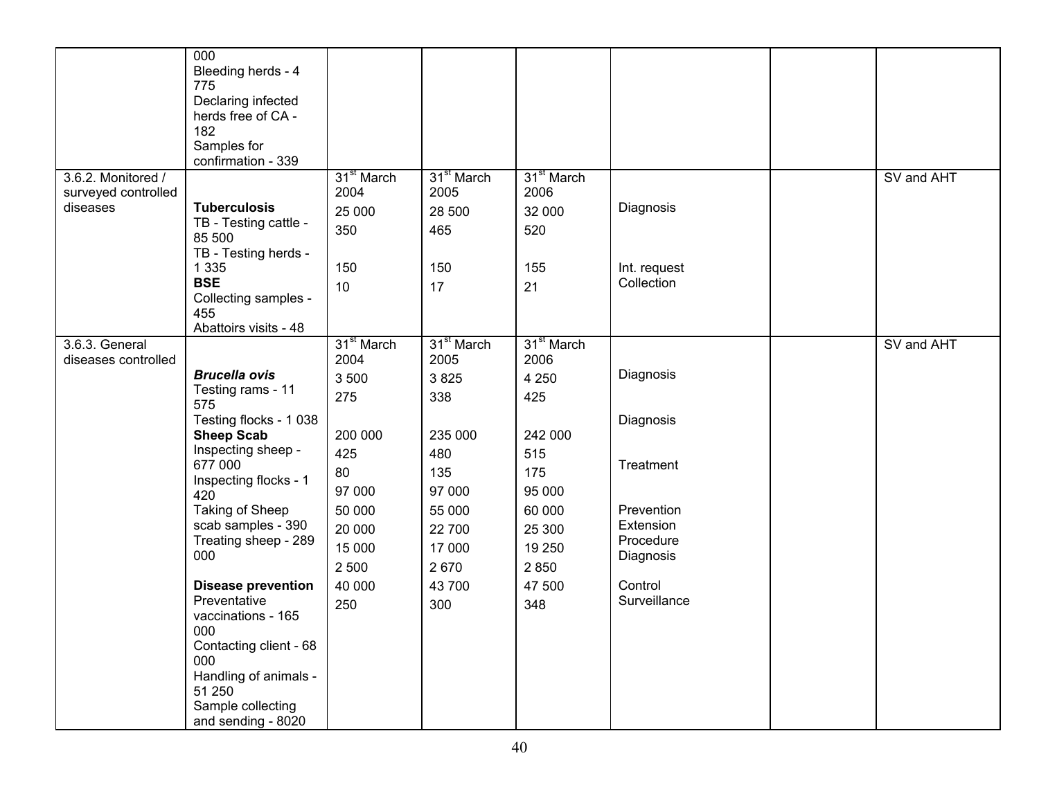| | | | | | | | |
|---|---|---|---|---|---|---|---|
| | 000<br>Bleeding herds - 4 775<br>Declaring infected herds free of CA - 182<br>Samples for confirmation - 339 | | | | | | |
| 3.6.2. Monitored / surveyed controlled diseases | **Tuberculosis**<br>TB - Testing cattle - 85 500<br>TB - Testing herds - 1 335<br>**BSE**<br>Collecting samples - 455<br>Abattoirs visits - 48 | 31[st] March 2004<br>25 000<br>350<br><br>150<br>10 | 31[st] March 2005<br>28 500<br>465<br><br>150<br>17 | 31[st] March 2006<br>32 000<br>520<br><br>155<br>21 | Diagnosis<br><br><br>Int. request<br>Collection | | SV and AHT |
| 3.6.3. General diseases controlled | ***Brucella ovis***<br>Testing rams - 11 575<br>Testing flocks - 1 038<br>**Sheep Scab**<br>Inspecting sheep - 677 000<br>Inspecting flocks - 1 420<br>Taking of Sheep scab samples - 390<br>Treating sheep - 289 000<br><br>**Disease prevention**<br>Preventative vaccinations - 165 000<br>Contacting client - 68 000<br>Handling of animals - 51 250<br>Sample collecting and sending - 8020 | 31[st] March 2004<br>3 500<br>275<br><br>200 000<br>425<br>80<br>97 000<br>50 000<br>20 000<br>15 000<br>2 500<br>40 000<br>250 | 31[st] March 2005<br>3 825<br>338<br><br>235 000<br>480<br>135<br>97 000<br>55 000<br>22 700<br>17 000<br>2 670<br>43 700<br>300 | 31[st] March 2006<br>4 250<br>425<br><br>242 000<br>515<br>175<br>95 000<br>60 000<br>25 300<br>19 250<br>2 850<br>47 500<br>348 | Diagnosis<br><br>Diagnosis<br><br>Treatment<br><br>Prevention<br>Extension<br>Procedure<br>Diagnosis<br><br>Control<br>Surveillance | | SV and AHT |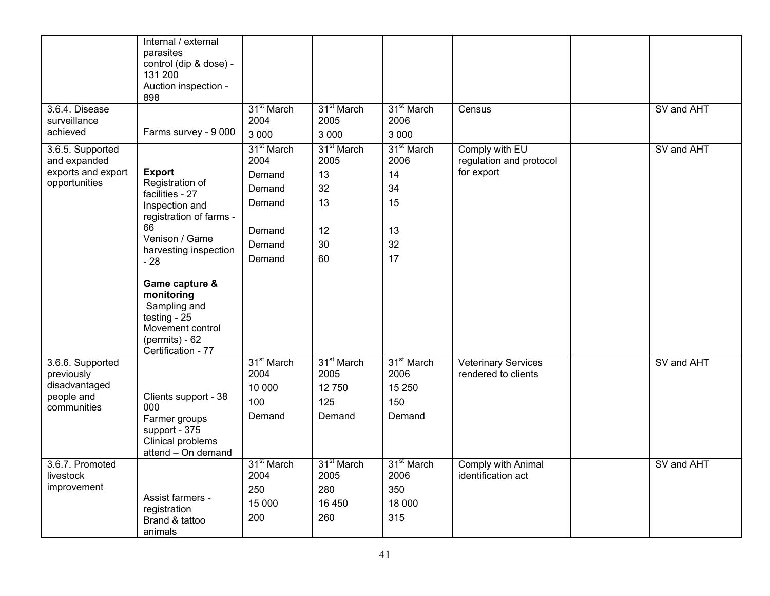| | | | | | | | |
|---|---|---|---|---|---|---|---|
| | Internal / external parasites control (dip & dose) - 131 200<br>Auction inspection - 898 | | | | | | |
| 3.6.4. Disease surveillance achieved | Farms survey - 9 000 | 31[st] March 2004<br>3 000 | 31[st] March 2005<br>3 000 | 31[st] March 2006<br>3 000 | Census | | SV and AHT |
| 3.6.5. Supported and expanded exports and export opportunities | **Export**<br>Registration of facilities - 27<br>Inspection and registration of farms - 66<br>Venison / Game harvesting inspection - 28<br><br>**Game capture & monitoring**<br>Sampling and testing - 25<br>Movement control (permits) - 62<br>Certification - 77 | 31[st] March 2004<br>Demand<br>Demand<br>Demand<br>Demand<br>Demand<br>Demand | 31[st] March 2005<br>13<br>32<br>13<br>12<br>30<br>60 | 31[st] March 2006<br>14<br>34<br>15<br>13<br>32<br>17 | Comply with EU regulation and protocol for export | | SV and AHT |
| 3.6.6. Supported previously disadvantaged people and communities | Clients support - 38 000<br>Farmer groups support - 375<br>Clinical problems attend – On demand | 31[st] March 2004<br>10 000<br>100<br>Demand | 31[st] March 2005<br>12 750<br>125<br>Demand | 31[st] March 2006<br>15 250<br>150<br>Demand | Veterinary Services rendered to clients | | SV and AHT |
| 3.6.7. Promoted livestock improvement | Assist farmers - registration<br>Brand & tattoo animals | 31[st] March 2004<br>250<br>15 000<br>200 | 31[st] March 2005<br>280<br>16 450<br>260 | 31[st] March 2006<br>350<br>18 000<br>315 | Comply with Animal identification act | | SV and AHT |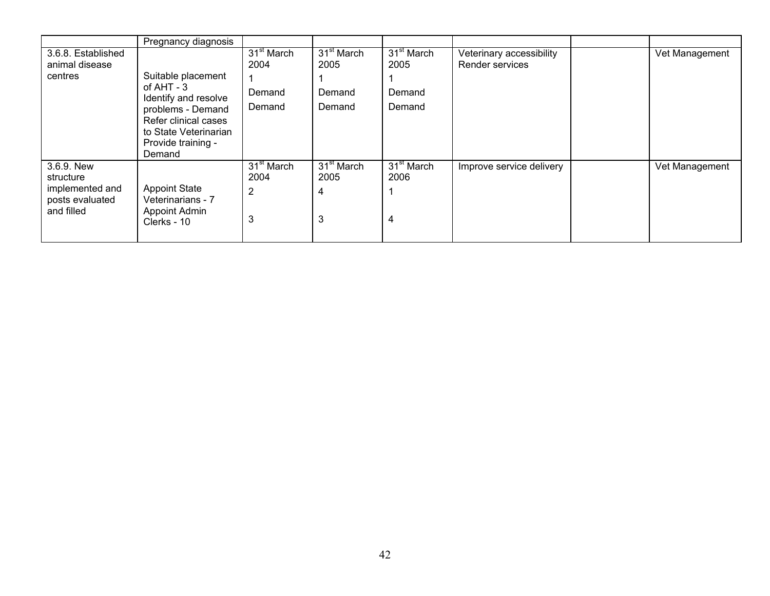| | Pregnancy diagnosis | | | | | | |
|---|---|---|---|---|---|---|---|
| 3.6.8. Established animal disease centres | Suitable placement of AHT - 3<br>Identify and resolve problems - Demand<br>Refer clinical cases to State Veterinarian<br>Provide training - Demand | 31[st] March 2004<br>1<br>Demand<br>Demand | 31[st] March 2005<br>1<br>Demand<br>Demand | 31[st] March 2005<br>1<br>Demand<br>Demand | Veterinary accessibility<br>Render services | | Vet Management |
| 3.6.9. New structure implemented and posts evaluated and filled | Appoint State Veterinarians - 7<br>Appoint Admin Clerks - 10 | 31[st] March 2004<br>2<br>3 | 31[st] March 2005<br>4<br>3 | 31[st] March 2006<br>1<br>4 | Improve service delivery | | Vet Management |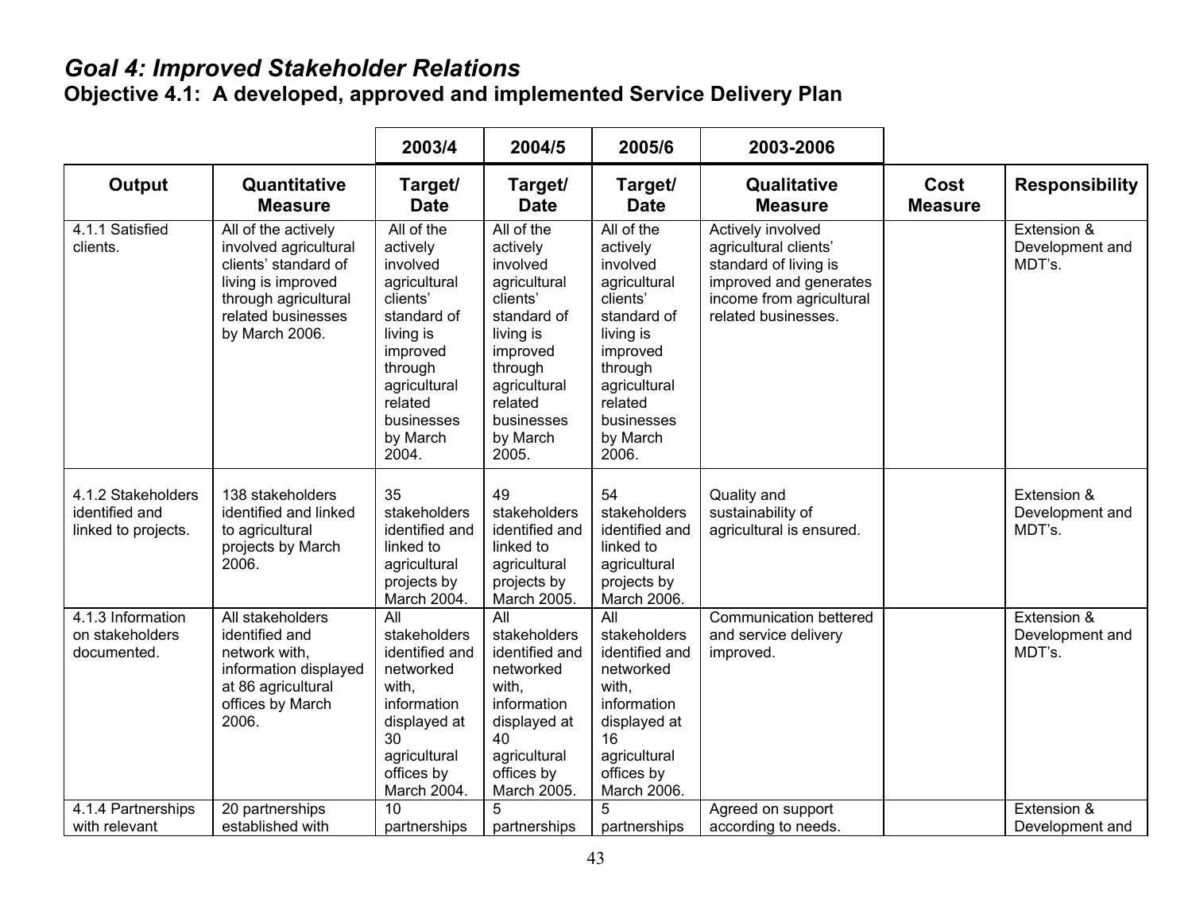## *Goal 4: Improved Stakeholder Relations*

### Objective 4.1: A developed, approved and implemented Service Delivery Plan

| | | 2003/4 | 2004/5 | 2005/6 | 2003-2006 | | |
|---|---|---|---|---|---|---|---|
| **Output** | **Quantitative Measure** | **Target/ Date** | **Target/ Date** | **Target/ Date** | **Qualitative Measure** | **Cost Measure** | **Responsibility** |
| 4.1.1 Satisfied clients. | All of the actively involved agricultural clients' standard of living is improved through agricultural related businesses by March 2006. | All of the actively involved agricultural clients' standard of living is improved through agricultural related businesses by March 2004. | All of the actively involved agricultural clients' standard of living is improved through agricultural related businesses by March 2005. | All of the actively involved agricultural clients' standard of living is improved through agricultural related businesses by March 2006. | Actively involved agricultural clients' standard of living is improved and generates income from agricultural related businesses. | | Extension & Development and MDT's. |
| 4.1.2 Stakeholders identified and linked to projects. | 138 stakeholders identified and linked to agricultural projects by March 2006. | 35 stakeholders identified and linked to agricultural projects by March 2004. | 49 stakeholders identified and linked to agricultural projects by March 2005. | 54 stakeholders identified and linked to agricultural projects by March 2006. | Quality and sustainability of agricultural is ensured. | | Extension & Development and MDT's. |
| 4.1.3 Information on stakeholders documented. | All stakeholders identified and network with, information displayed at 86 agricultural offices by March 2006. | All stakeholders identified and networked with, information displayed at 30 agricultural offices by March 2004. | All stakeholders identified and networked with, information displayed at 40 agricultural offices by March 2005. | All stakeholders identified and networked with, information displayed at 16 agricultural offices by March 2006. | Communication bettered and service delivery improved. | | Extension & Development and MDT's. |
| 4.1.4 Partnerships with relevant | 20 partnerships established with | 10 partnerships | 5 partnerships | 5 partnerships | Agreed on support according to needs. | | Extension & Development and |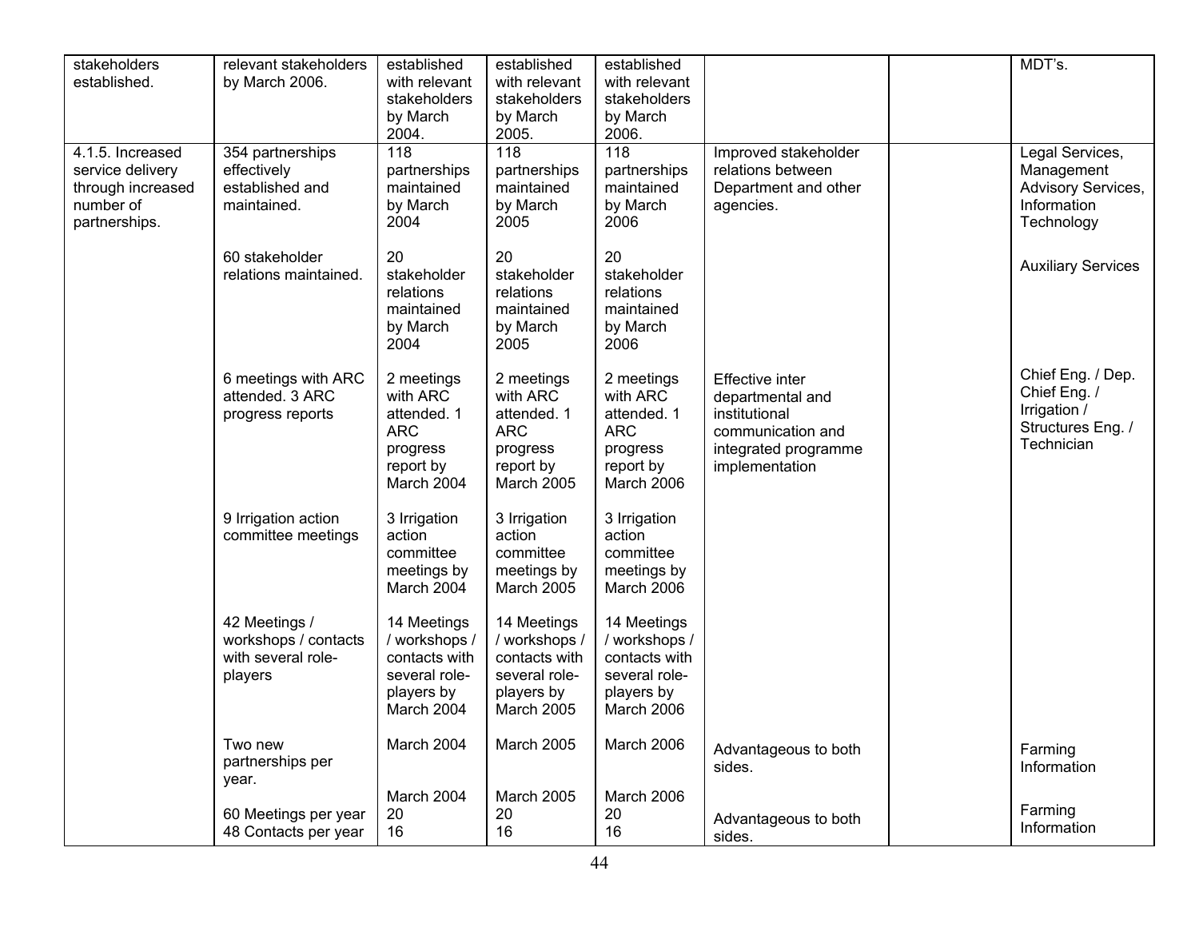| | | | | | | | |
|---|---|---|---|---|---|---|---|
| stakeholders established. | relevant stakeholders by March 2006. | established with relevant stakeholders by March 2004. | established with relevant stakeholders by March 2005. | established with relevant stakeholders by March 2006. | | | MDT's. |
| 4.1.5. Increased service delivery through increased number of partnerships. | 354 partnerships effectively established and maintained. | 118 partnerships maintained by March 2004 | 118 partnerships maintained by March 2005 | 118 partnerships maintained by March 2006 | Improved stakeholder relations between Department and other agencies. | | Legal Services, Management Advisory Services, Information Technology |
| | 60 stakeholder relations maintained. | 20 stakeholder relations maintained by March 2004 | 20 stakeholder relations maintained by March 2005 | 20 stakeholder relations maintained by March 2006 | | | Auxiliary Services |
| | 6 meetings with ARC attended. 3 ARC progress reports | 2 meetings with ARC attended. 1 ARC progress report by March 2004 | 2 meetings with ARC attended. 1 ARC progress report by March 2005 | 2 meetings with ARC attended. 1 ARC progress report by March 2006 | Effective inter departmental and institutional communication and integrated programme implementation | | Chief Eng. / Dep. Chief Eng. / Irrigation / Structures Eng. / Technician |
| | 9 Irrigation action committee meetings | 3 Irrigation action committee meetings by March 2004 | 3 Irrigation action committee meetings by March 2005 | 3 Irrigation action committee meetings by March 2006 | | | |
| | 42 Meetings / workshops / contacts with several role-players | 14 Meetings / workshops / contacts with several role-players by March 2004 | 14 Meetings / workshops / contacts with several role-players by March 2005 | 14 Meetings / workshops / contacts with several role-players by March 2006 | | | |
| | Two new partnerships per year. | March 2004 | March 2005 | March 2006 | Advantageous to both sides. | | Farming Information |
| | 60 Meetings per year<br>48 Contacts per year | March 2004<br>20<br>16 | March 2005<br>20<br>16 | March 2006<br>20<br>16 | Advantageous to both sides. | | Farming Information |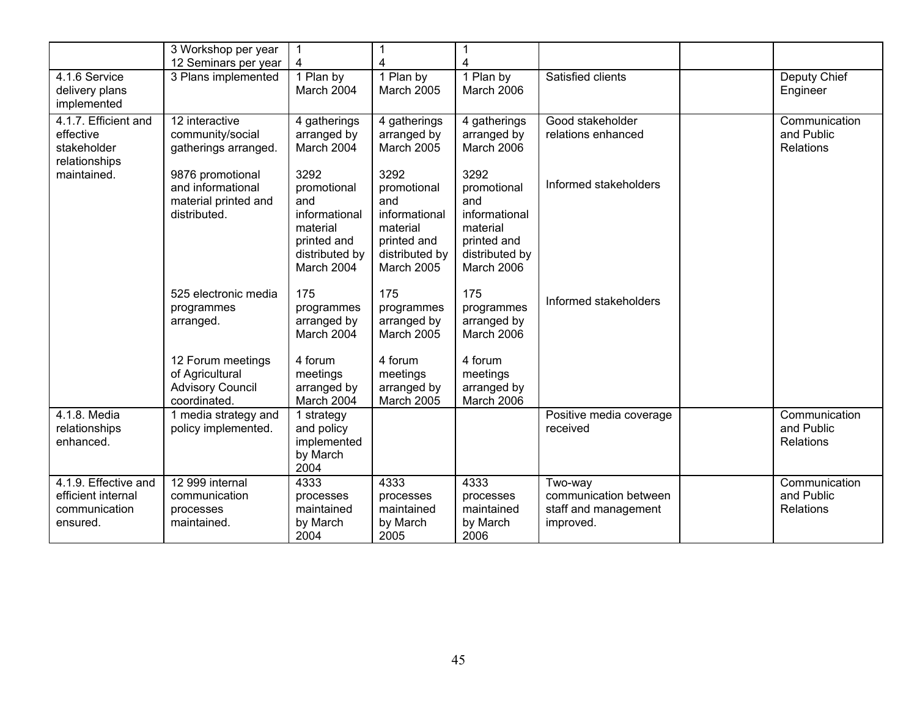| | | | | | | | |
|---|---|---|---|---|---|---|---|
| | 3 Workshop per year<br>12 Seminars per year | 1<br>4 | 1<br>4 | 1<br>4 | | | |
| 4.1.6 Service delivery plans implemented | 3 Plans implemented | 1 Plan by March 2004 | 1 Plan by March 2005 | 1 Plan by March 2006 | Satisfied clients | | Deputy Chief Engineer |
| 4.1.7. Efficient and effective stakeholder relationships maintained. | 12 interactive community/social gatherings arranged. | 4 gatherings arranged by March 2004 | 4 gatherings arranged by March 2005 | 4 gatherings arranged by March 2006 | Good stakeholder relations enhanced | | Communication and Public Relations |
| | 9876 promotional and informational material printed and distributed. | 3292 promotional and informational material printed and distributed by March 2004 | 3292 promotional and informational material printed and distributed by March 2005 | 3292 promotional and informational material printed and distributed by March 2006 | Informed stakeholders | | |
| | 525 electronic media programmes arranged. | 175 programmes arranged by March 2004 | 175 programmes arranged by March 2005 | 175 programmes arranged by March 2006 | Informed stakeholders | | |
| | 12 Forum meetings of Agricultural Advisory Council coordinated. | 4 forum meetings arranged by March 2004 | 4 forum meetings arranged by March 2005 | 4 forum meetings arranged by March 2006 | | | |
| 4.1.8. Media relationships enhanced. | 1 media strategy and policy implemented. | 1 strategy and policy implemented by March 2004 | | | Positive media coverage received | | Communication and Public Relations |
| 4.1.9. Effective and efficient internal communication ensured. | 12 999 internal communication processes maintained. | 4333 processes maintained by March 2004 | 4333 processes maintained by March 2005 | 4333 processes maintained by March 2006 | Two-way communication between staff and management improved. | | Communication and Public Relations |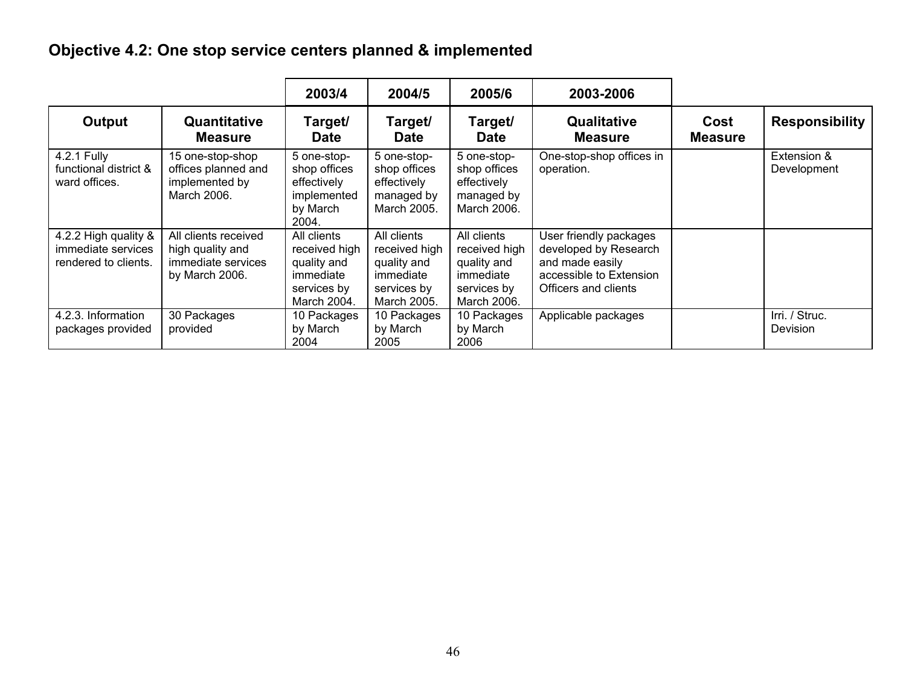## Objective 4.2: One stop service centers planned & implemented

| | | 2003/4 | 2004/5 | 2005/6 | 2003-2006 | | |
|---|---|---|---|---|---|---|---|
| **Output** | **Quantitative Measure** | **Target/ Date** | **Target/ Date** | **Target/ Date** | **Qualitative Measure** | **Cost Measure** | **Responsibility** |
| 4.2.1 Fully functional district & ward offices. | 15 one-stop-shop offices planned and implemented by March 2006. | 5 one-stop-shop offices effectively implemented by March 2004. | 5 one-stop-shop offices effectively managed by March 2005. | 5 one-stop-shop offices effectively managed by March 2006. | One-stop-shop offices in operation. | | Extension & Development |
| 4.2.2 High quality & immediate services rendered to clients. | All clients received high quality and immediate services by March 2006. | All clients received high quality and immediate services by March 2004. | All clients received high quality and immediate services by March 2005. | All clients received high quality and immediate services by March 2006. | User friendly packages developed by Research and made easily accessible to Extension Officers and clients | | |
| 4.2.3. Information packages provided | 30 Packages provided | 10 Packages by March 2004 | 10 Packages by March 2005 | 10 Packages by March 2006 | Applicable packages | | Irri. / Struc. Devision |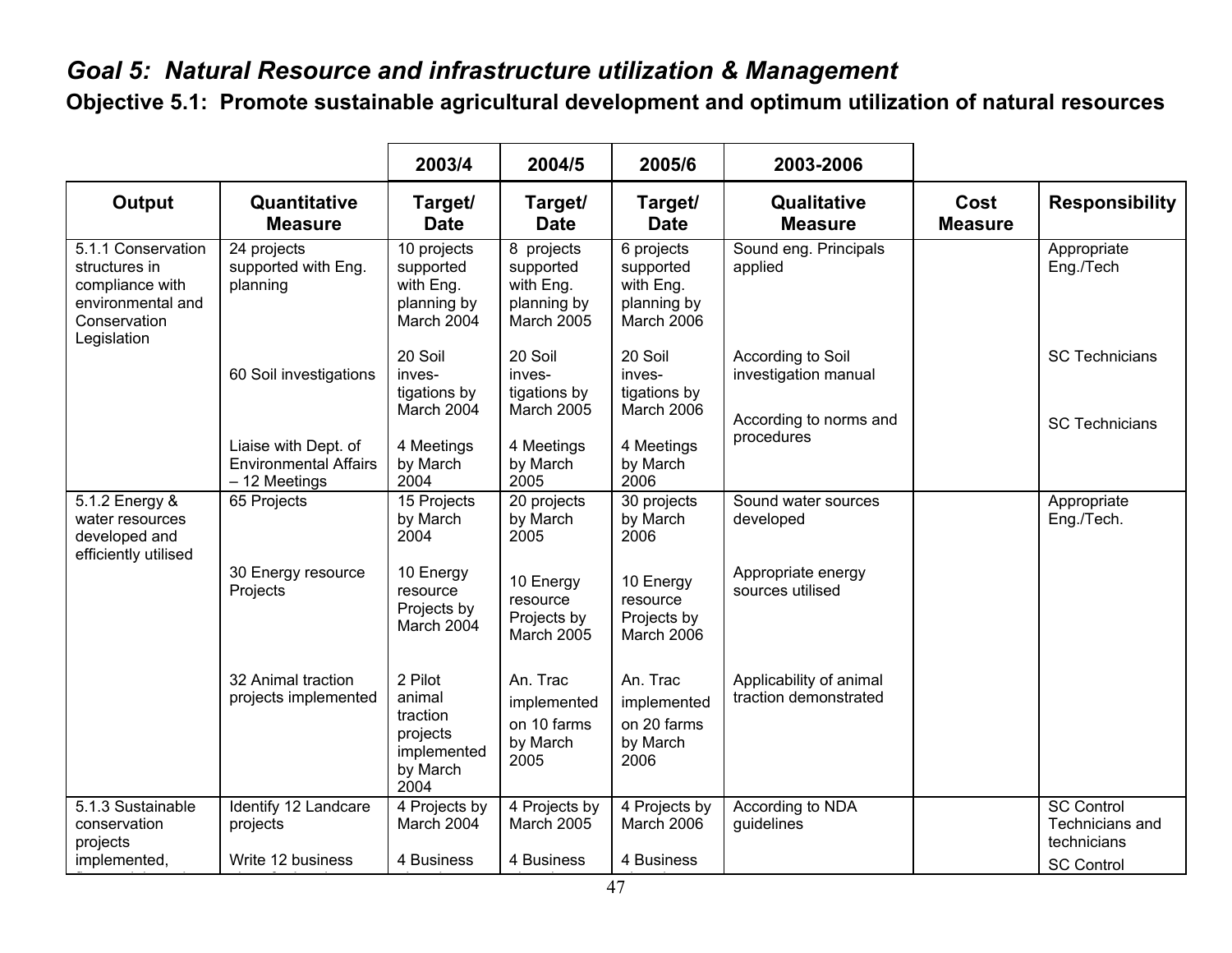## *Goal 5: Natural Resource and infrastructure utilization & Management*

### Objective 5.1: Promote sustainable agricultural development and optimum utilization of natural resources

| | | 2003/4 | 2004/5 | 2005/6 | 2003-2006 | | |
|---|---|---|---|---|---|---|---|
| **Output** | **Quantitative Measure** | **Target/ Date** | **Target/ Date** | **Target/ Date** | **Qualitative Measure** | **Cost Measure** | **Responsibility** |
| 5.1.1 Conservation structures in compliance with environmental and Conservation Legislation | 24 projects supported with Eng. planning | 10 projects supported with Eng. planning by March 2004 | 8 projects supported with Eng. planning by March 2005 | 6 projects supported with Eng. planning by March 2006 | Sound eng. Principals applied | | Appropriate Eng./Tech |
| | 60 Soil investigations | 20 Soil inves-tigations by March 2004 | 20 Soil inves-tigations by March 2005 | 20 Soil inves-tigations by March 2006 | According to Soil investigation manual | | SC Technicians |
| | Liaise with Dept. of Environmental Affairs – 12 Meetings | 4 Meetings by March 2004 | 4 Meetings by March 2005 | 4 Meetings by March 2006 | According to norms and procedures | | SC Technicians |
| 5.1.2 Energy & water resources developed and efficiently utilised | 65 Projects | 15 Projects by March 2004 | 20 projects by March 2005 | 30 projects by March 2006 | Sound water sources developed | | Appropriate Eng./Tech. |
| | 30 Energy resource Projects | 10 Energy resource Projects by March 2004 | 10 Energy resource Projects by March 2005 | 10 Energy resource Projects by March 2006 | Appropriate energy sources utilised | | |
| | 32 Animal traction projects implemented | 2 Pilot animal traction projects implemented by March 2004 | An. Trac implemented on 10 farms by March 2005 | An. Trac implemented on 20 farms by March 2006 | Applicability of animal traction demonstrated | | |
| 5.1.3 Sustainable conservation projects implemented, | Identify 12 Landcare projects | 4 Projects by March 2004 | 4 Projects by March 2005 | 4 Projects by March 2006 | According to NDA guidelines | | SC Control Technicians and technicians |
| | Write 12 business | 4 Business | 4 Business | 4 Business | | | SC Control |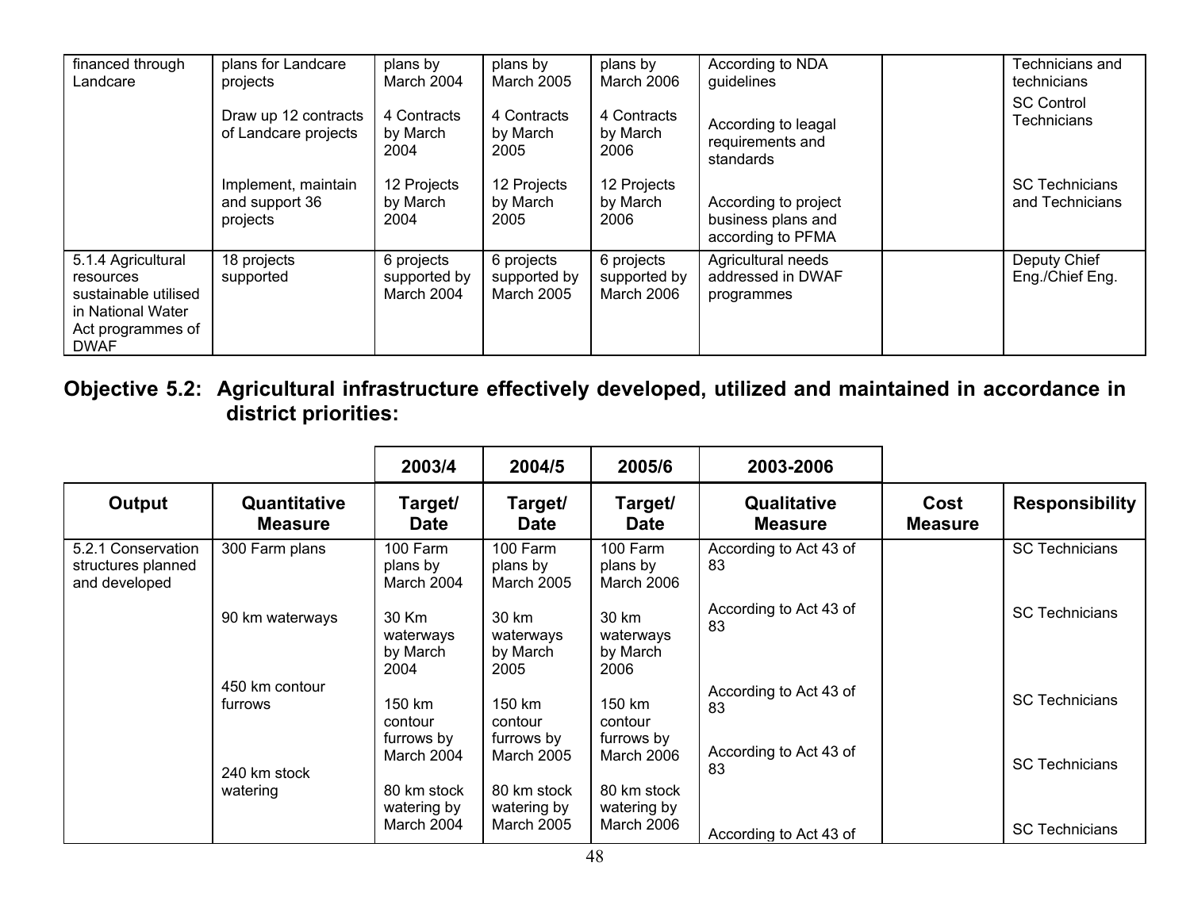| | | | | | | | |
|---|---|---|---|---|---|---|---|
| financed through Landcare | plans for Landcare projects | plans by March 2004 | plans by March 2005 | plans by March 2006 | According to NDA guidelines | | Technicians and technicians |
| | Draw up 12 contracts of Landcare projects | 4 Contracts by March 2004 | 4 Contracts by March 2005 | 4 Contracts by March 2006 | According to leagal requirements and standards | | SC Control Technicians |
| | Implement, maintain and support 36 projects | 12 Projects by March 2004 | 12 Projects by March 2005 | 12 Projects by March 2006 | According to project business plans and according to PFMA | | SC Technicians and Technicians |
| 5.1.4 Agricultural resources sustainable utilised in National Water Act programmes of DWAF | 18 projects supported | 6 projects supported by March 2004 | 6 projects supported by March 2005 | 6 projects supported by March 2006 | Agricultural needs addressed in DWAF programmes | | Deputy Chief Eng./Chief Eng. |

## Objective 5.2: Agricultural infrastructure effectively developed, utilized and maintained in accordance in district priorities:

| | | 2003/4 | 2004/5 | 2005/6 | 2003-2006 | | |
|---|---|---|---|---|---|---|---|
| **Output** | **Quantitative Measure** | **Target/ Date** | **Target/ Date** | **Target/ Date** | **Qualitative Measure** | **Cost Measure** | **Responsibility** |
| 5.2.1 Conservation structures planned and developed | 300 Farm plans | 100 Farm plans by March 2004 | 100 Farm plans by March 2005 | 100 Farm plans by March 2006 | According to Act 43 of 83 | | SC Technicians |
| | 90 km waterways | 30 Km waterways by March 2004 | 30 km waterways by March 2005 | 30 km waterways by March 2006 | According to Act 43 of 83 | | SC Technicians |
| | 450 km contour furrows | 150 km contour furrows by March 2004 | 150 km contour furrows by March 2005 | 150 km contour furrows by March 2006 | According to Act 43 of 83 | | SC Technicians |
| | 240 km stock watering | 80 km stock watering by March 2004 | 80 km stock watering by March 2005 | 80 km stock watering by March 2006 | According to Act 43 of 83 | | SC Technicians |
| | | | | | According to Act 43 of | | SC Technicians |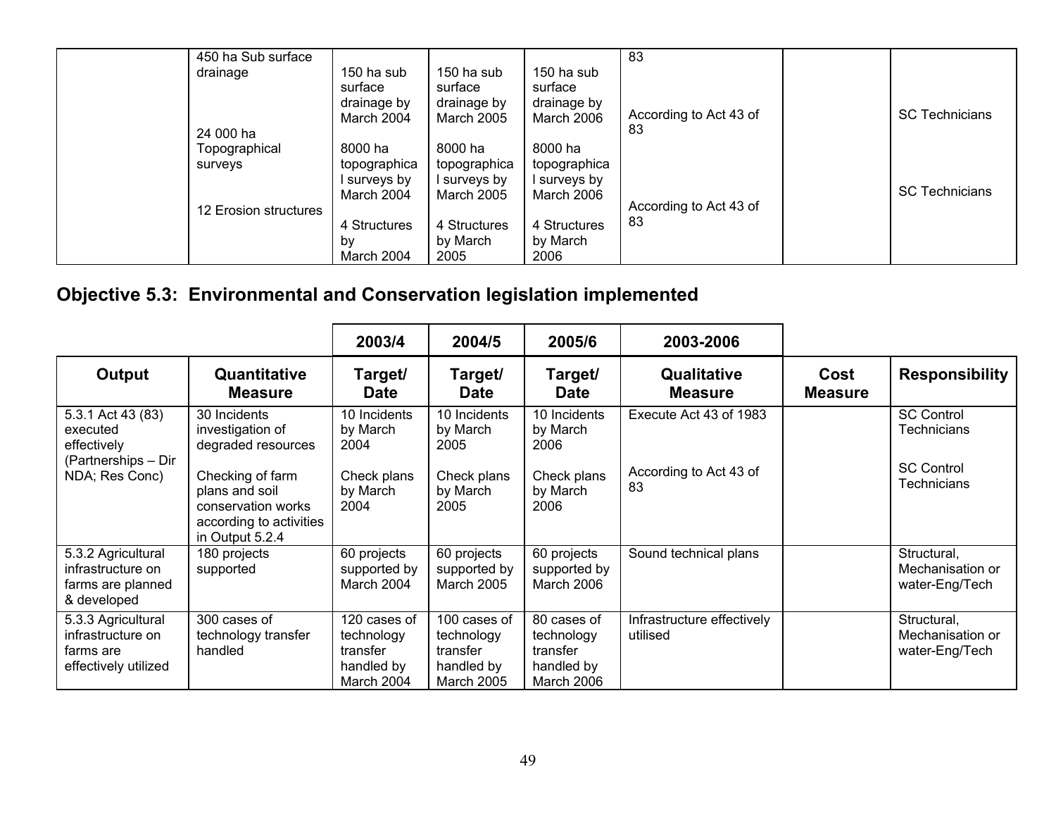| | | | | | | | |
|---|---|---|---|---|---|---|---|
| | 450 ha Sub surface drainage<br><br>24 000 ha Topographical surveys<br><br>12 Erosion structures | 150 ha sub surface drainage by March 2004<br><br>8000 ha topographical surveys by March 2004<br><br>4 Structures by March 2004 | 150 ha sub surface drainage by March 2005<br><br>8000 ha topographical surveys by March 2005<br><br>4 Structures by March 2005 | 150 ha sub surface drainage by March 2006<br><br>8000 ha topographical surveys by March 2006<br><br>4 Structures by March 2006 | 83<br><br>According to Act 43 of 83<br><br>According to Act 43 of 83 | | SC Technicians<br><br>SC Technicians |

## Objective 5.3: Environmental and Conservation legislation implemented

| | | 2003/4 | 2004/5 | 2005/6 | 2003-2006 | | |
|---|---|---|---|---|---|---|---|
| **Output** | **Quantitative Measure** | **Target/ Date** | **Target/ Date** | **Target/ Date** | **Qualitative Measure** | **Cost Measure** | **Responsibility** |
| 5.3.1 Act 43 (83) executed effectively (Partnerships – Dir NDA; Res Conc) | 30 Incidents investigation of degraded resources<br><br>Checking of farm plans and soil conservation works according to activities in Output 5.2.4 | 10 Incidents by March 2004<br><br>Check plans by March 2004 | 10 Incidents by March 2005<br><br>Check plans by March 2005 | 10 Incidents by March 2006<br><br>Check plans by March 2006 | Execute Act 43 of 1983<br><br>According to Act 43 of 83 | | SC Control Technicians<br><br>SC Control Technicians |
| 5.3.2 Agricultural infrastructure on farms are planned & developed | 180 projects supported | 60 projects supported by March 2004 | 60 projects supported by March 2005 | 60 projects supported by March 2006 | Sound technical plans | | Structural, Mechanisation or water-Eng/Tech |
| 5.3.3 Agricultural infrastructure on farms are effectively utilized | 300 cases of technology transfer handled | 120 cases of technology transfer handled by March 2004 | 100 cases of technology transfer handled by March 2005 | 80 cases of technology transfer handled by March 2006 | Infrastructure effectively utilised | | Structural, Mechanisation or water-Eng/Tech |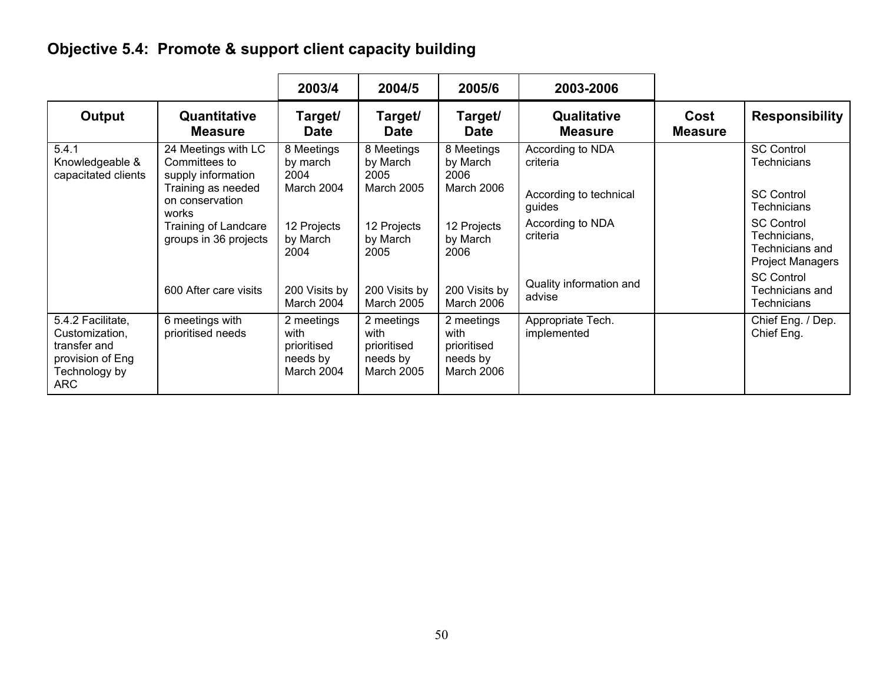## Objective 5.4: Promote & support client capacity building

| | | 2003/4 | 2004/5 | 2005/6 | 2003-2006 | | |
|---|---|---|---|---|---|---|---|
| **Output** | **Quantitative Measure** | **Target/ Date** | **Target/ Date** | **Target/ Date** | **Qualitative Measure** | **Cost Measure** | **Responsibility** |
| 5.4.1 Knowledgeable & capacitated clients | 24 Meetings with LC Committees to supply information | 8 Meetings by march 2004 | 8 Meetings by March 2005 | 8 Meetings by March 2006 | According to NDA criteria | | SC Control Technicians |
| | Training as needed on conservation works | March 2004 | March 2005 | March 2006 | According to technical guides | | SC Control Technicians |
| | Training of Landcare groups in 36 projects | 12 Projects by March 2004 | 12 Projects by March 2005 | 12 Projects by March 2006 | According to NDA criteria | | SC Control Technicians, Technicians and Project Managers |
| | 600 After care visits | 200 Visits by March 2004 | 200 Visits by March 2005 | 200 Visits by March 2006 | Quality information and advise | | SC Control Technicians and Technicians |
| 5.4.2 Facilitate, Customization, transfer and provision of Eng Technology by ARC | 6 meetings with prioritised needs | 2 meetings with prioritised needs by March 2004 | 2 meetings with prioritised needs by March 2005 | 2 meetings with prioritised needs by March 2006 | Appropriate Tech. implemented | | Chief Eng. / Dep. Chief Eng. |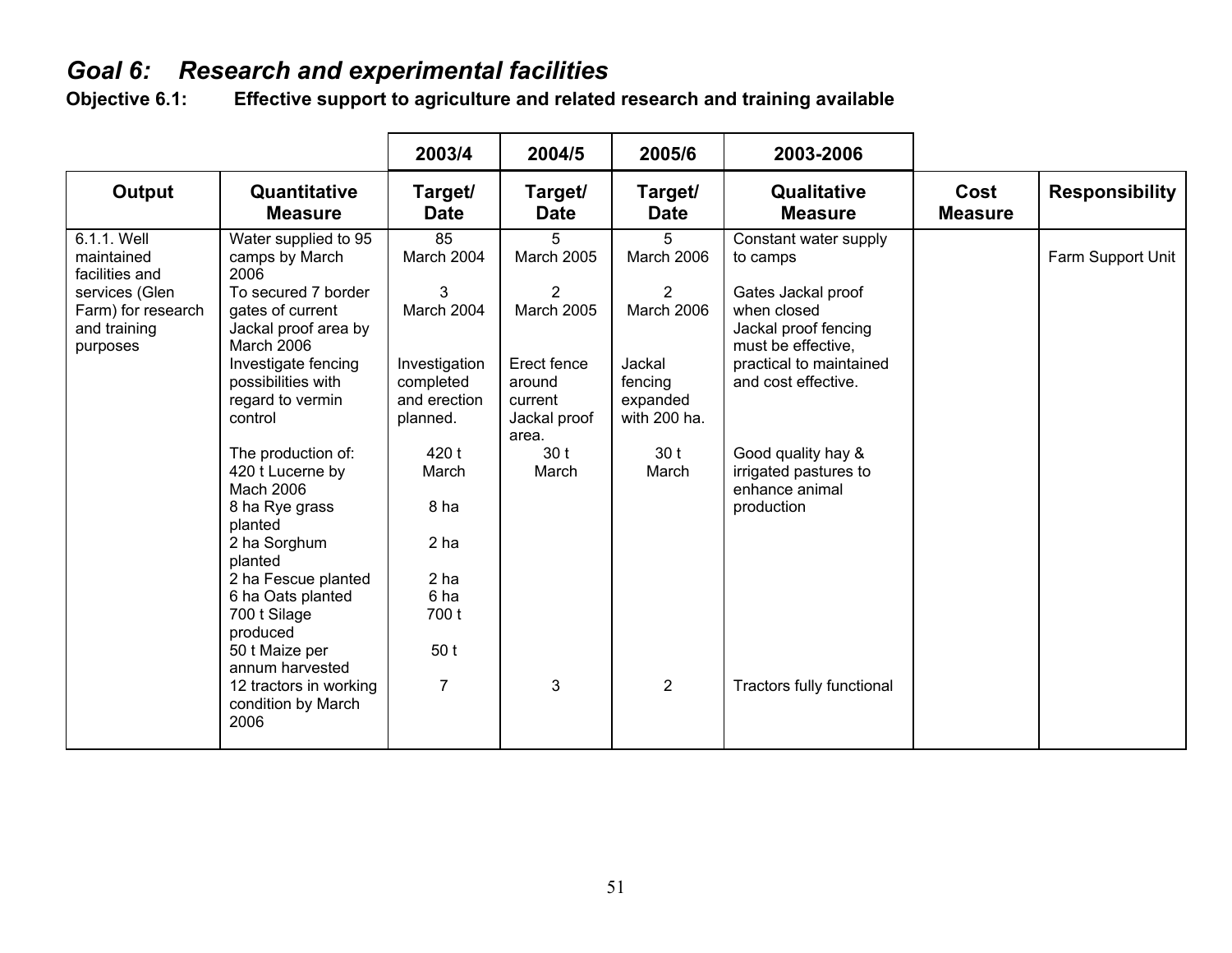## *Goal 6: Research and experimental facilities*

**Objective 6.1: Effective support to agriculture and related research and training available**

| | | 2003/4 | 2004/5 | 2005/6 | 2003-2006 | | |
|---|---|---|---|---|---|---|---|
| **Output** | **Quantitative Measure** | **Target/ Date** | **Target/ Date** | **Target/ Date** | **Qualitative Measure** | **Cost Measure** | **Responsibility** |
| 6.1.1. Well maintained facilities and services (Glen Farm) for research and training purposes | Water supplied to 95 camps by March 2006 | 85 March 2004 | 5 March 2005 | 5 March 2006 | Constant water supply to camps | | Farm Support Unit |
| | To secured 7 border gates of current Jackal proof area by March 2006 | 3 March 2004 | 2 March 2005 | 2 March 2006 | Gates Jackal proof when closed | | |
| | Investigate fencing possibilities with regard to vermin control | Investigation completed and erection planned. | Erect fence around current Jackal proof area. | Jackal fencing expanded with 200 ha. | Jackal proof fencing must be effective, practical to maintained and cost effective. | | |
| | The production of: 420 t Lucerne by Mach 2006 | 420 t March | 30 t March | 30 t March | Good quality hay & irrigated pastures to enhance animal production | | |
| | 8 ha Rye grass planted | 8 ha | | | | | |
| | 2 ha Sorghum planted | 2 ha | | | | | |
| | 2 ha Fescue planted | 2 ha | | | | | |
| | 6 ha Oats planted | 6 ha | | | | | |
| | 700 t Silage produced | 700 t | | | | | |
| | 50 t Maize per annum harvested | 50 t | | | | | |
| | 12 tractors in working condition by March 2006 | 7 | 3 | 2 | Tractors fully functional | | |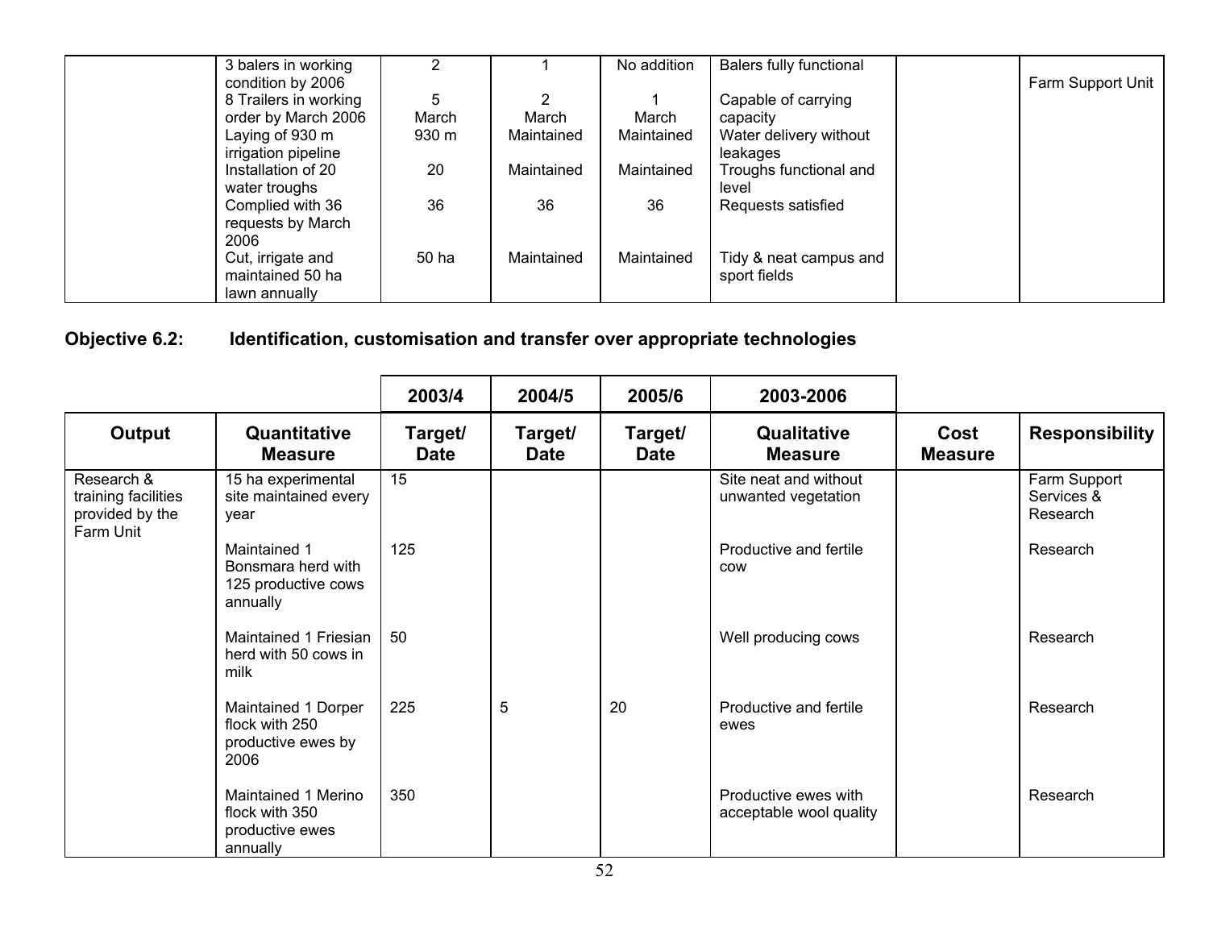| | | | | | | | |
|---|---|---|---|---|---|---|---|
| | 3 balers in working condition by 2006 | 2 | 1 | No addition | Balers fully functional | | Farm Support Unit |
| | 8 Trailers in working order by March 2006 | 5 March | 2 March | 1 March | Capable of carrying capacity | | |
| | Laying of 930 m irrigation pipeline | 930 m | Maintained | Maintained | Water delivery without leakages | | |
| | Installation of 20 water troughs | 20 | Maintained | Maintained | Troughs functional and level | | |
| | Complied with 36 requests by March 2006 | 36 | 36 | 36 | Requests satisfied | | |
| | Cut, irrigate and maintained 50 ha lawn annually | 50 ha | Maintained | Maintained | Tidy & neat campus and sport fields | | |

**Objective 6.2: Identification, customisation and transfer over appropriate technologies**

| | | 2003/4 | 2004/5 | 2005/6 | 2003-2006 | | |
|---|---|---|---|---|---|---|---|
| **Output** | **Quantitative Measure** | **Target/ Date** | **Target/ Date** | **Target/ Date** | **Qualitative Measure** | **Cost Measure** | **Responsibility** |
| Research & training facilities provided by the Farm Unit | 15 ha experimental site maintained every year | 15 | | | Site neat and without unwanted vegetation | | Farm Support Services & Research |
| | Maintained 1 Bonsmara herd with 125 productive cows annually | 125 | | | Productive and fertile cow | | Research |
| | Maintained 1 Friesian herd with 50 cows in milk | 50 | | | Well producing cows | | Research |
| | Maintained 1 Dorper flock with 250 productive ewes by 2006 | 225 | 5 | 20 | Productive and fertile ewes | | Research |
| | Maintained 1 Merino flock with 350 productive ewes annually | 350 | | | Productive ewes with acceptable wool quality | | Research |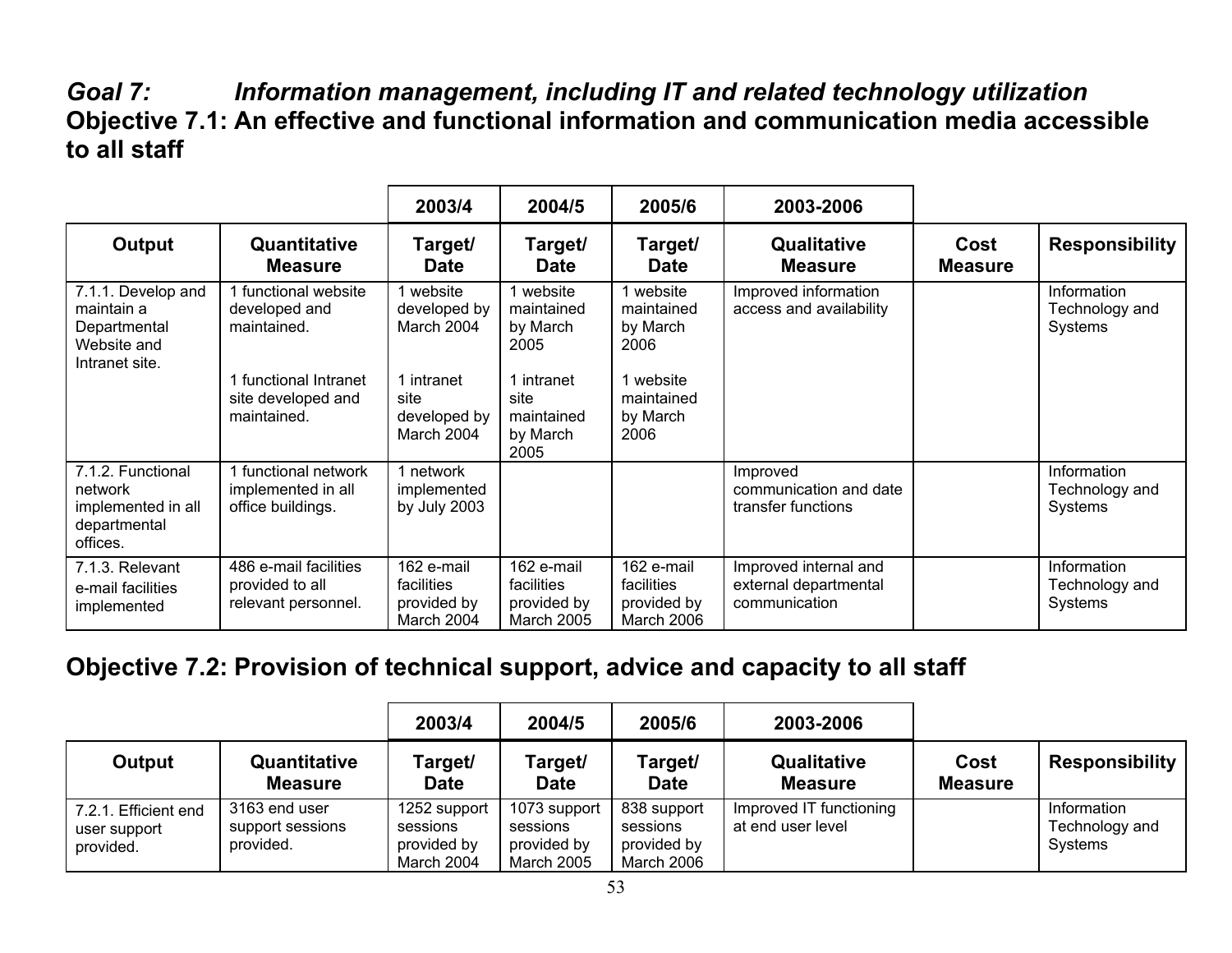## *Goal 7: Information management, including IT and related technology utilization*

## Objective 7.1: An effective and functional information and communication media accessible to all staff

| | | 2003/4 | 2004/5 | 2005/6 | 2003-2006 | | |
|---|---|---|---|---|---|---|---|
| **Output** | **Quantitative Measure** | **Target/ Date** | **Target/ Date** | **Target/ Date** | **Qualitative Measure** | **Cost Measure** | **Responsibility** |
| 7.1.1. Develop and maintain a Departmental Website and Intranet site. | 1 functional website developed and maintained. | 1 website developed by March 2004 | 1 website maintained by March 2005 | 1 website maintained by March 2006 | Improved information access and availability | | Information Technology and Systems |
| | 1 functional Intranet site developed and maintained. | 1 intranet site developed by March 2004 | 1 intranet site maintained by March 2005 | 1 website maintained by March 2006 | | | |
| 7.1.2. Functional network implemented in all departmental offices. | 1 functional network implemented in all office buildings. | 1 network implemented by July 2003 | | | Improved communication and date transfer functions | | Information Technology and Systems |
| 7.1.3. Relevant e-mail facilities implemented | 486 e-mail facilities provided to all relevant personnel. | 162 e-mail facilities provided by March 2004 | 162 e-mail facilities provided by March 2005 | 162 e-mail facilities provided by March 2006 | Improved internal and external departmental communication | | Information Technology and Systems |

## Objective 7.2: Provision of technical support, advice and capacity to all staff

| | | 2003/4 | 2004/5 | 2005/6 | 2003-2006 | | |
|---|---|---|---|---|---|---|---|
| **Output** | **Quantitative Measure** | **Target/ Date** | **Target/ Date** | **Target/ Date** | **Qualitative Measure** | **Cost Measure** | **Responsibility** |
| 7.2.1. Efficient end user support provided. | 3163 end user support sessions provided. | 1252 support sessions provided by March 2004 | 1073 support sessions provided by March 2005 | 838 support sessions provided by March 2006 | Improved IT functioning at end user level | | Information Technology and Systems |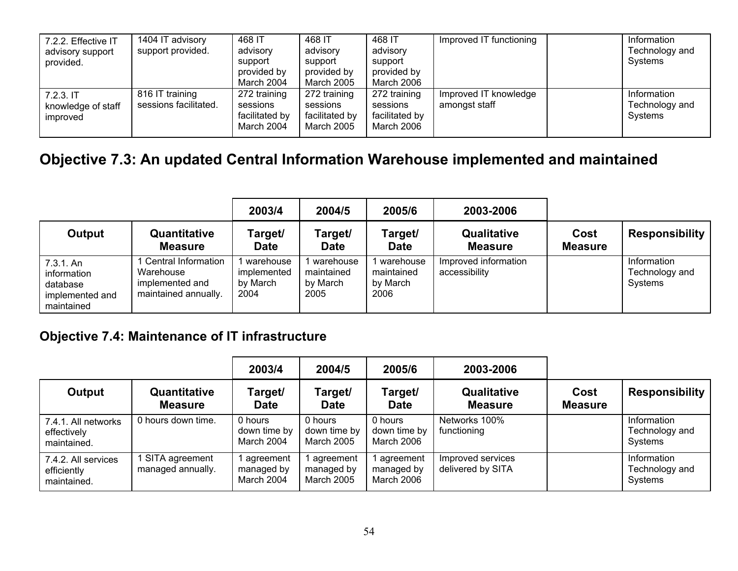| | | | | | | | |
|---|---|---|---|---|---|---|---|
| 7.2.2. Effective IT advisory support provided. | 1404 IT advisory support provided. | 468 IT advisory support provided by March 2004 | 468 IT advisory support provided by March 2005 | 468 IT advisory support provided by March 2006 | Improved IT functioning | | Information Technology and Systems |
| 7.2.3. IT knowledge of staff improved | 816 IT training sessions facilitated. | 272 training sessions facilitated by March 2004 | 272 training sessions facilitated by March 2005 | 272 training sessions facilitated by March 2006 | Improved IT knowledge amongst staff | | Information Technology and Systems |

## Objective 7.3: An updated Central Information Warehouse implemented and maintained

| | | 2003/4 | 2004/5 | 2005/6 | 2003-2006 | | |
|---|---|---|---|---|---|---|---|
| **Output** | **Quantitative Measure** | **Target/ Date** | **Target/ Date** | **Target/ Date** | **Qualitative Measure** | **Cost Measure** | **Responsibility** |
| 7.3.1. An information database implemented and maintained | 1 Central Information Warehouse implemented and maintained annually. | 1 warehouse implemented by March 2004 | 1 warehouse maintained by March 2005 | 1 warehouse maintained by March 2006 | Improved information accessibility | | Information Technology and Systems |

### Objective 7.4: Maintenance of IT infrastructure

| | | 2003/4 | 2004/5 | 2005/6 | 2003-2006 | | |
|---|---|---|---|---|---|---|---|
| **Output** | **Quantitative Measure** | **Target/ Date** | **Target/ Date** | **Target/ Date** | **Qualitative Measure** | **Cost Measure** | **Responsibility** |
| 7.4.1. All networks effectively maintained. | 0 hours down time. | 0 hours down time by March 2004 | 0 hours down time by March 2005 | 0 hours down time by March 2006 | Networks 100% functioning | | Information Technology and Systems |
| 7.4.2. All services efficiently maintained. | 1 SITA agreement managed annually. | 1 agreement managed by March 2004 | 1 agreement managed by March 2005 | 1 agreement managed by March 2006 | Improved services delivered by SITA | | Information Technology and Systems |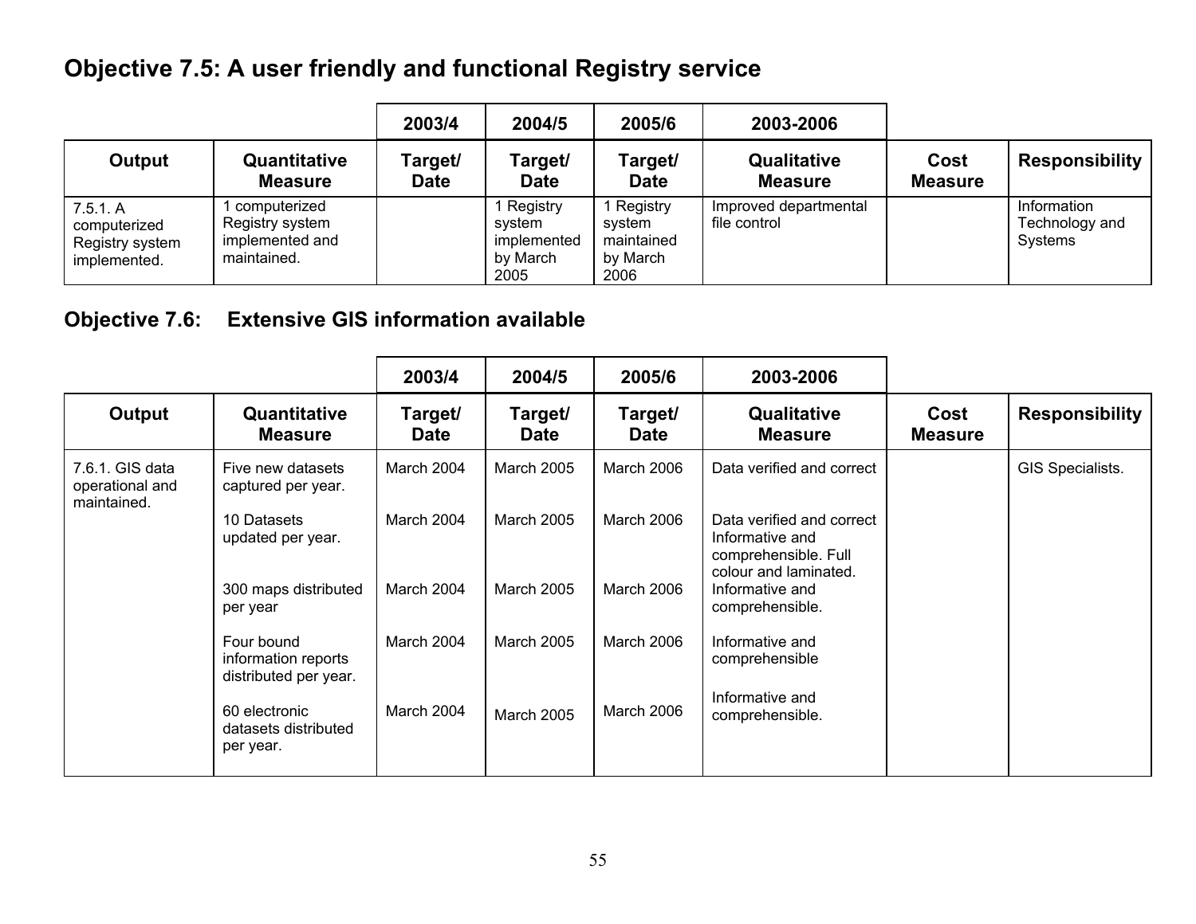## Objective 7.5: A user friendly and functional Registry service

| | | 2003/4 | 2004/5 | 2005/6 | 2003-2006 | | |
|---|---|---|---|---|---|---|---|
| **Output** | **Quantitative Measure** | **Target/ Date** | **Target/ Date** | **Target/ Date** | **Qualitative Measure** | **Cost Measure** | **Responsibility** |
| 7.5.1. A computerized Registry system implemented. | 1 computerized Registry system implemented and maintained. | | 1 Registry system implemented by March 2005 | 1 Registry system maintained by March 2006 | Improved departmental file control | | Information Technology and Systems |

## Objective 7.6: Extensive GIS information available

| | | 2003/4 | 2004/5 | 2005/6 | 2003-2006 | | |
|---|---|---|---|---|---|---|---|
| **Output** | **Quantitative Measure** | **Target/ Date** | **Target/ Date** | **Target/ Date** | **Qualitative Measure** | **Cost Measure** | **Responsibility** |
| 7.6.1. GIS data operational and maintained. | Five new datasets captured per year. | March 2004 | March 2005 | March 2006 | Data verified and correct | | GIS Specialists. |
| | 10 Datasets updated per year. | March 2004 | March 2005 | March 2006 | Data verified and correct Informative and comprehensible. Full colour and laminated. | | |
| | 300 maps distributed per year | March 2004 | March 2005 | March 2006 | Informative and comprehensible. | | |
| | Four bound information reports distributed per year. | March 2004 | March 2005 | March 2006 | Informative and comprehensible | | |
| | 60 electronic datasets distributed per year. | March 2004 | March 2005 | March 2006 | Informative and comprehensible. | | |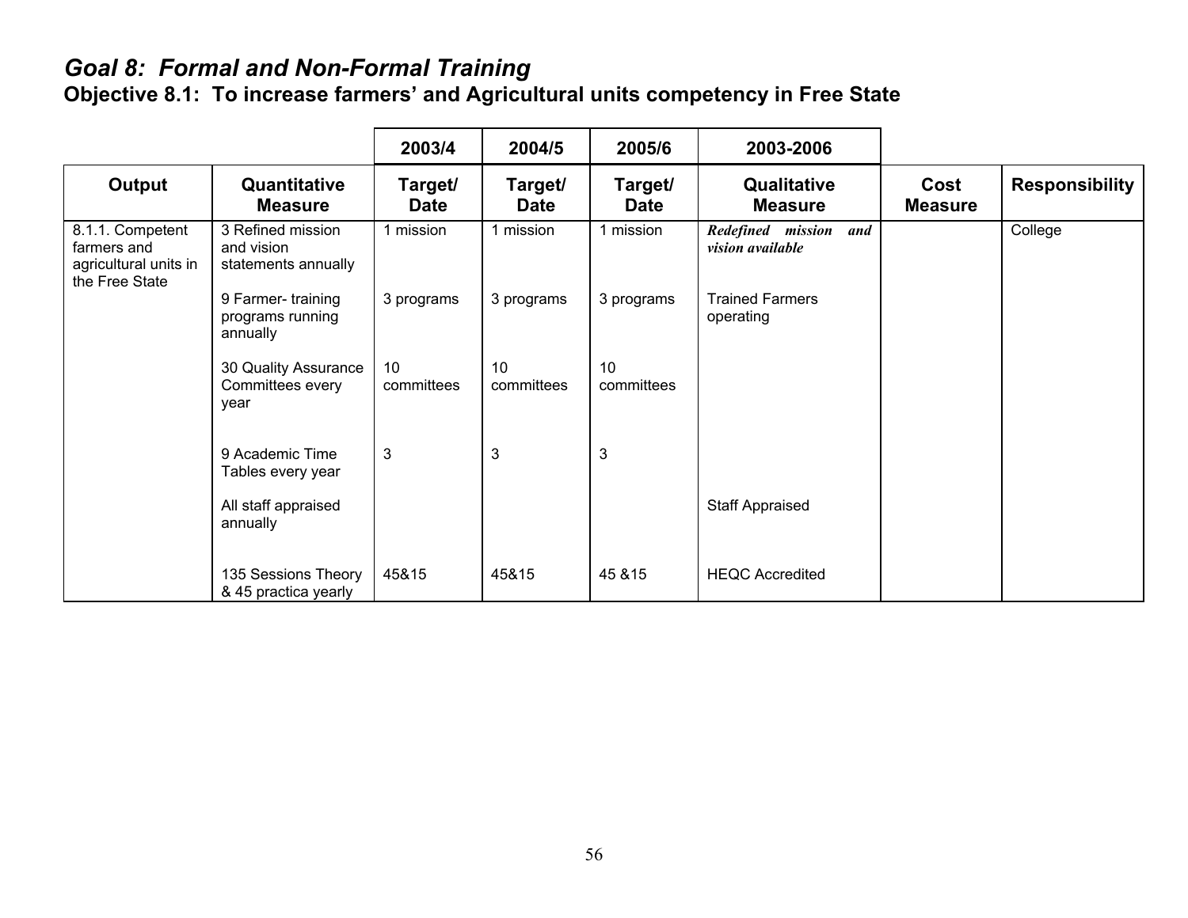## *Goal 8: Formal and Non-Formal Training*

### Objective 8.1: To increase farmers' and Agricultural units competency in Free State

| | | 2003/4 | 2004/5 | 2005/6 | 2003-2006 | | |
|---|---|---|---|---|---|---|---|
| **Output** | **Quantitative Measure** | **Target/ Date** | **Target/ Date** | **Target/ Date** | **Qualitative Measure** | **Cost Measure** | **Responsibility** |
| 8.1.1. Competent farmers and agricultural units in the Free State | 3 Refined mission and vision statements annually | 1 mission | 1 mission | 1 mission | ***Redefined mission and vision available*** | | College |
| | 9 Farmer- training programs running annually | 3 programs | 3 programs | 3 programs | Trained Farmers operating | | |
| | 30 Quality Assurance Committees every year | 10 committees | 10 committees | 10 committees | | | |
| | 9 Academic Time Tables every year | 3 | 3 | 3 | | | |
| | All staff appraised annually | | | | Staff Appraised | | |
| | 135 Sessions Theory & 45 practica yearly | 45&15 | 45&15 | 45 &15 | HEQC Accredited | | |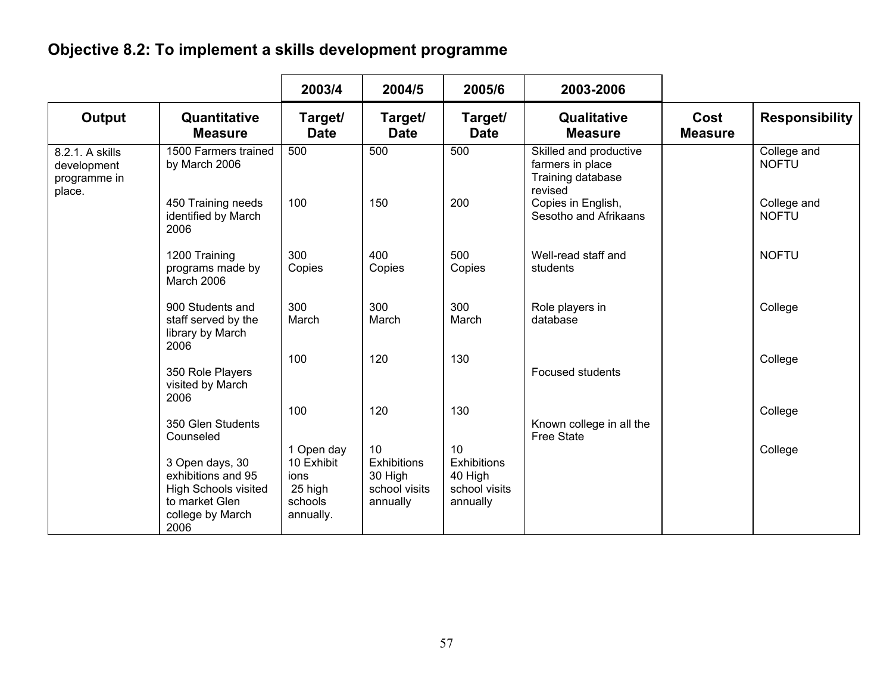## Objective 8.2: To implement a skills development programme

| | | 2003/4 | 2004/5 | 2005/6 | 2003-2006 | | |
|---|---|---|---|---|---|---|---|
| **Output** | **Quantitative Measure** | **Target/ Date** | **Target/ Date** | **Target/ Date** | **Qualitative Measure** | **Cost Measure** | **Responsibility** |
| 8.2.1. A skills development programme in place. | 1500 Farmers trained by March 2006 | 500 | 500 | 500 | Skilled and productive farmers in place Training database revised | | College and NOFTU |
| | 450 Training needs identified by March 2006 | 100 | 150 | 200 | Copies in English, Sesotho and Afrikaans | | College and NOFTU |
| | 1200 Training programs made by March 2006 | 300 Copies | 400 Copies | 500 Copies | Well-read staff and students | | NOFTU |
| | 900 Students and staff served by the library by March 2006 | 300 March | 300 March | 300 March | Role players in database | | College |
| | 350 Role Players visited by March 2006 | 100 | 120 | 130 | Focused students | | College |
| | 350 Glen Students Counseled | 100 | 120 | 130 | Known college in all the Free State | | College |
| | 3 Open days, 30 exhibitions and 95 High Schools visited to market Glen college by March 2006 | 1 Open day 10 Exhibit ions 25 high schools annually. | 10 Exhibitions 30 High school visits annually | 10 Exhibitions 40 High school visits annually | | | College |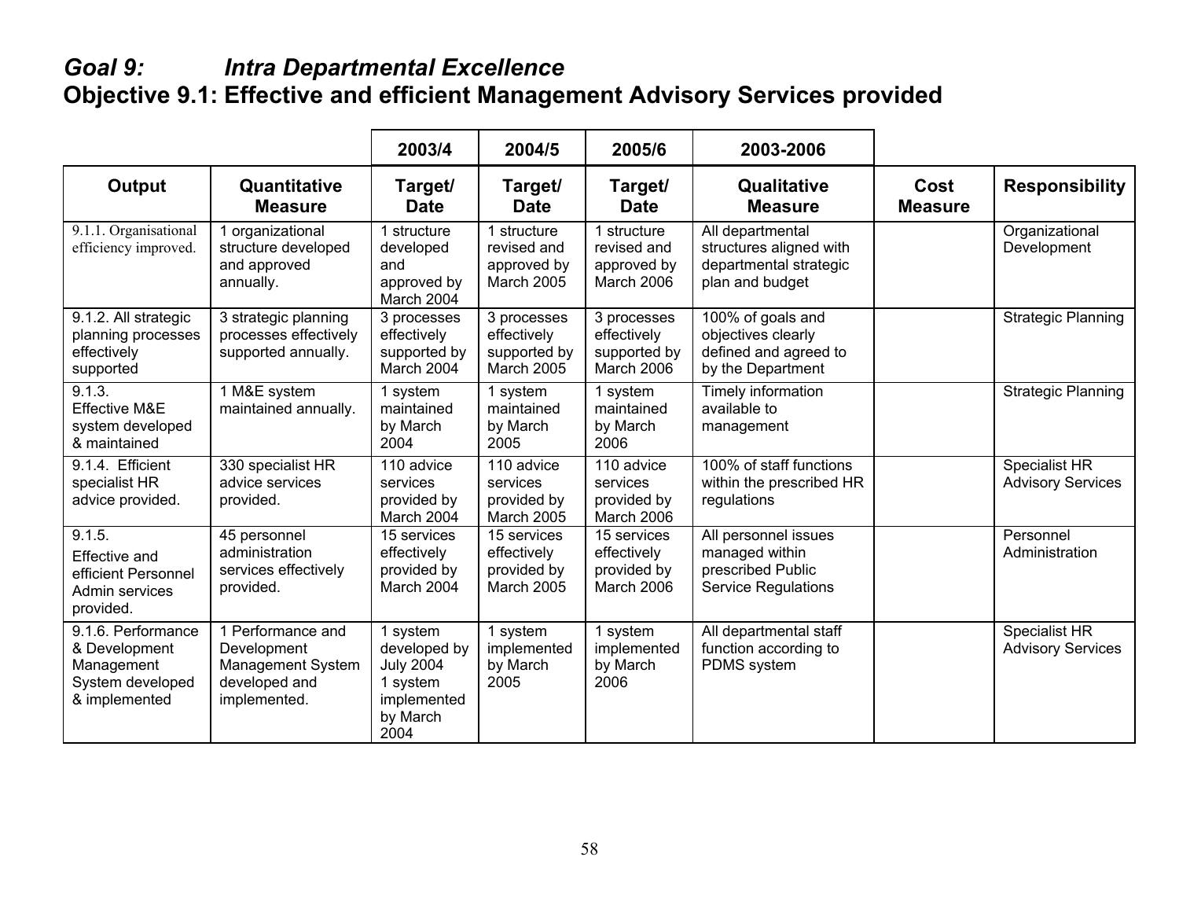## *Goal 9: Intra Departmental Excellence*

## Objective 9.1: Effective and efficient Management Advisory Services provided

| | | 2003/4 | 2004/5 | 2005/6 | 2003-2006 | | |
|---|---|---|---|---|---|---|---|
| **Output** | **Quantitative Measure** | **Target/ Date** | **Target/ Date** | **Target/ Date** | **Qualitative Measure** | **Cost Measure** | **Responsibility** |
| 9.1.1. Organisational efficiency improved. | 1 organizational structure developed and approved annually. | 1 structure developed and approved by March 2004 | 1 structure revised and approved by March 2005 | 1 structure revised and approved by March 2006 | All departmental structures aligned with departmental strategic plan and budget | | Organizational Development |
| 9.1.2. All strategic planning processes effectively supported | 3 strategic planning processes effectively supported annually. | 3 processes effectively supported by March 2004 | 3 processes effectively supported by March 2005 | 3 processes effectively supported by March 2006 | 100% of goals and objectives clearly defined and agreed to by the Department | | Strategic Planning |
| 9.1.3. Effective M&E system developed & maintained | 1 M&E system maintained annually. | 1 system maintained by March 2004 | 1 system maintained by March 2005 | 1 system maintained by March 2006 | Timely information available to management | | Strategic Planning |
| 9.1.4. Efficient specialist HR advice provided. | 330 specialist HR advice services provided. | 110 advice services provided by March 2004 | 110 advice services provided by March 2005 | 110 advice services provided by March 2006 | 100% of staff functions within the prescribed HR regulations | | Specialist HR Advisory Services |
| 9.1.5. Effective and efficient Personnel Admin services provided. | 45 personnel administration services effectively provided. | 15 services effectively provided by March 2004 | 15 services effectively provided by March 2005 | 15 services effectively provided by March 2006 | All personnel issues managed within prescribed Public Service Regulations | | Personnel Administration |
| 9.1.6. Performance & Development Management System developed & implemented | 1 Performance and Development Management System developed and implemented. | 1 system developed by July 2004 1 system implemented by March 2004 | 1 system implemented by March 2005 | 1 system implemented by March 2006 | All departmental staff function according to PDMS system | | Specialist HR Advisory Services |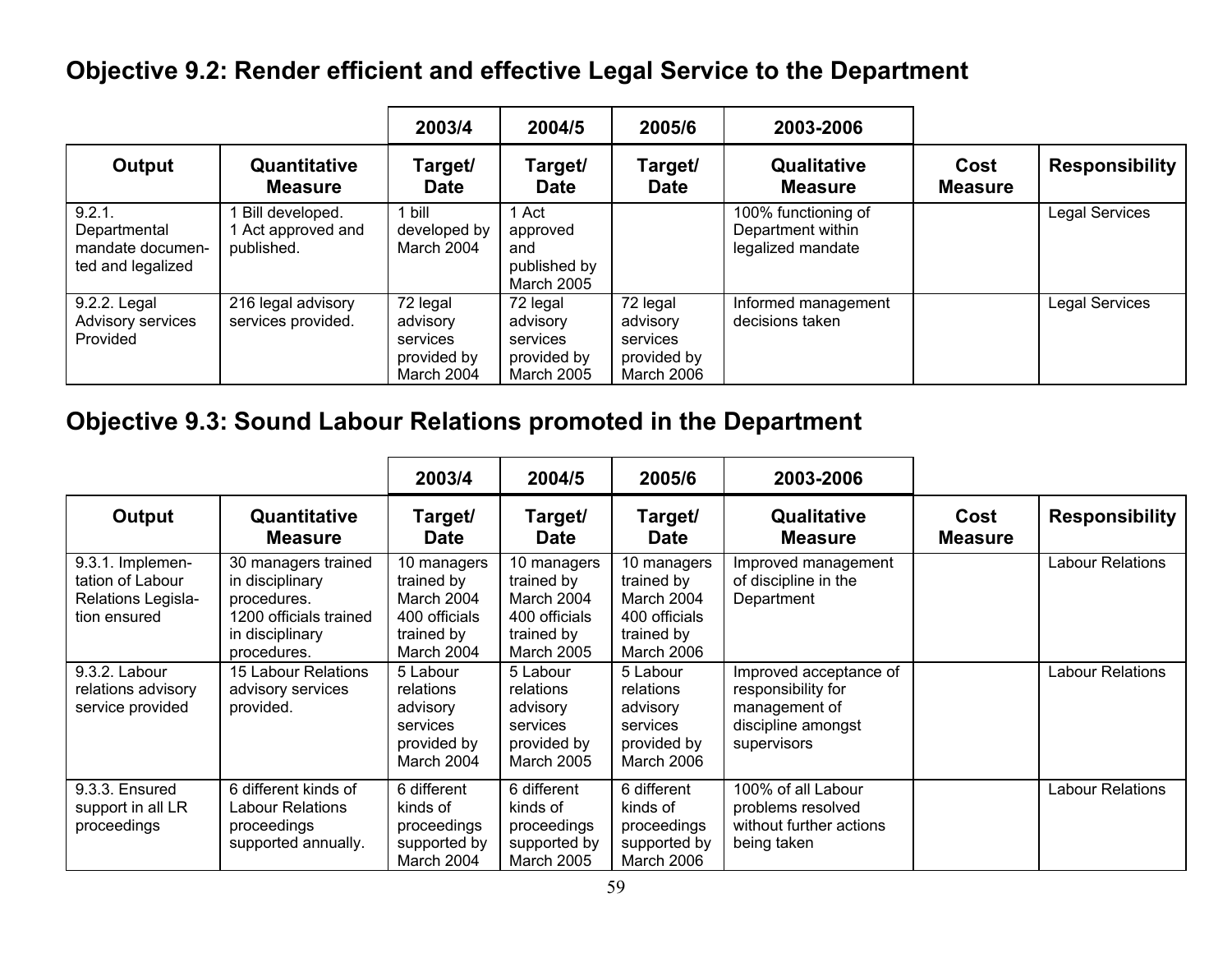## Objective 9.2: Render efficient and effective Legal Service to the Department

| | | 2003/4 | 2004/5 | 2005/6 | 2003-2006 | | |
|---|---|---|---|---|---|---|---|
| **Output** | **Quantitative Measure** | **Target/ Date** | **Target/ Date** | **Target/ Date** | **Qualitative Measure** | **Cost Measure** | **Responsibility** |
| 9.2.1. Departmental mandate documented and legalized | 1 Bill developed. 1 Act approved and published. | 1 bill developed by March 2004 | 1 Act approved and published by March 2005 | | 100% functioning of Department within legalized mandate | | Legal Services |
| 9.2.2. Legal Advisory services Provided | 216 legal advisory services provided. | 72 legal advisory services provided by March 2004 | 72 legal advisory services provided by March 2005 | 72 legal advisory services provided by March 2006 | Informed management decisions taken | | Legal Services |

## Objective 9.3: Sound Labour Relations promoted in the Department

| | | 2003/4 | 2004/5 | 2005/6 | 2003-2006 | | |
|---|---|---|---|---|---|---|---|
| **Output** | **Quantitative Measure** | **Target/ Date** | **Target/ Date** | **Target/ Date** | **Qualitative Measure** | **Cost Measure** | **Responsibility** |
| 9.3.1. Implementation of Labour Relations Legislation ensured | 30 managers trained in disciplinary procedures. 1200 officials trained in disciplinary procedures. | 10 managers trained by March 2004 400 officials trained by March 2004 | 10 managers trained by March 2004 400 officials trained by March 2005 | 10 managers trained by March 2004 400 officials trained by March 2006 | Improved management of discipline in the Department | | Labour Relations |
| 9.3.2. Labour relations advisory service provided | 15 Labour Relations advisory services provided. | 5 Labour relations advisory services provided by March 2004 | 5 Labour relations advisory services provided by March 2005 | 5 Labour relations advisory services provided by March 2006 | Improved acceptance of responsibility for management of discipline amongst supervisors | | Labour Relations |
| 9.3.3. Ensured support in all LR proceedings | 6 different kinds of Labour Relations proceedings supported annually. | 6 different kinds of proceedings supported by March 2004 | 6 different kinds of proceedings supported by March 2005 | 6 different kinds of proceedings supported by March 2006 | 100% of all Labour problems resolved without further actions being taken | | Labour Relations |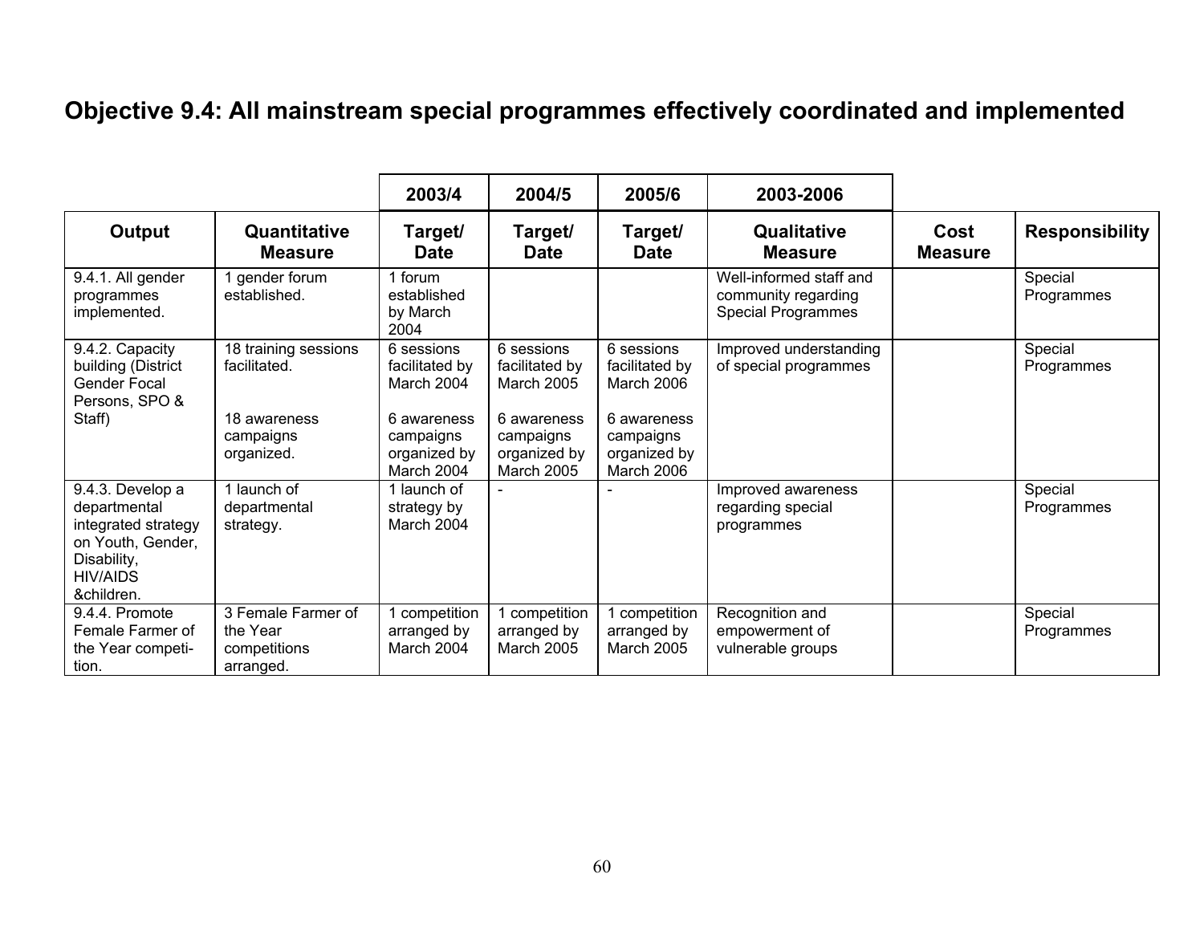## Objective 9.4: All mainstream special programmes effectively coordinated and implemented

| | | 2003/4 | 2004/5 | 2005/6 | 2003-2006 | | |
|---|---|---|---|---|---|---|---|
| **Output** | **Quantitative Measure** | **Target/ Date** | **Target/ Date** | **Target/ Date** | **Qualitative Measure** | **Cost Measure** | **Responsibility** |
| 9.4.1. All gender programmes implemented. | 1 gender forum established. | 1 forum established by March 2004 | | | Well-informed staff and community regarding Special Programmes | | Special Programmes |
| 9.4.2. Capacity building (District Gender Focal Persons, SPO & Staff) | 18 training sessions facilitated.<br><br>18 awareness campaigns organized. | 6 sessions facilitated by March 2004<br><br>6 awareness campaigns organized by March 2004 | 6 sessions facilitated by March 2005<br><br>6 awareness campaigns organized by March 2005 | 6 sessions facilitated by March 2006<br><br>6 awareness campaigns organized by March 2006 | Improved understanding of special programmes | | Special Programmes |
| 9.4.3. Develop a departmental integrated strategy on Youth, Gender, Disability, HIV/AIDS &children. | 1 launch of departmental strategy. | 1 launch of strategy by March 2004 | - | - | Improved awareness regarding special programmes | | Special Programmes |
| 9.4.4. Promote Female Farmer of the Year competi-tion. | 3 Female Farmer of the Year competitions arranged. | 1 competition arranged by March 2004 | 1 competition arranged by March 2005 | 1 competition arranged by March 2005 | Recognition and empowerment of vulnerable groups | | Special Programmes |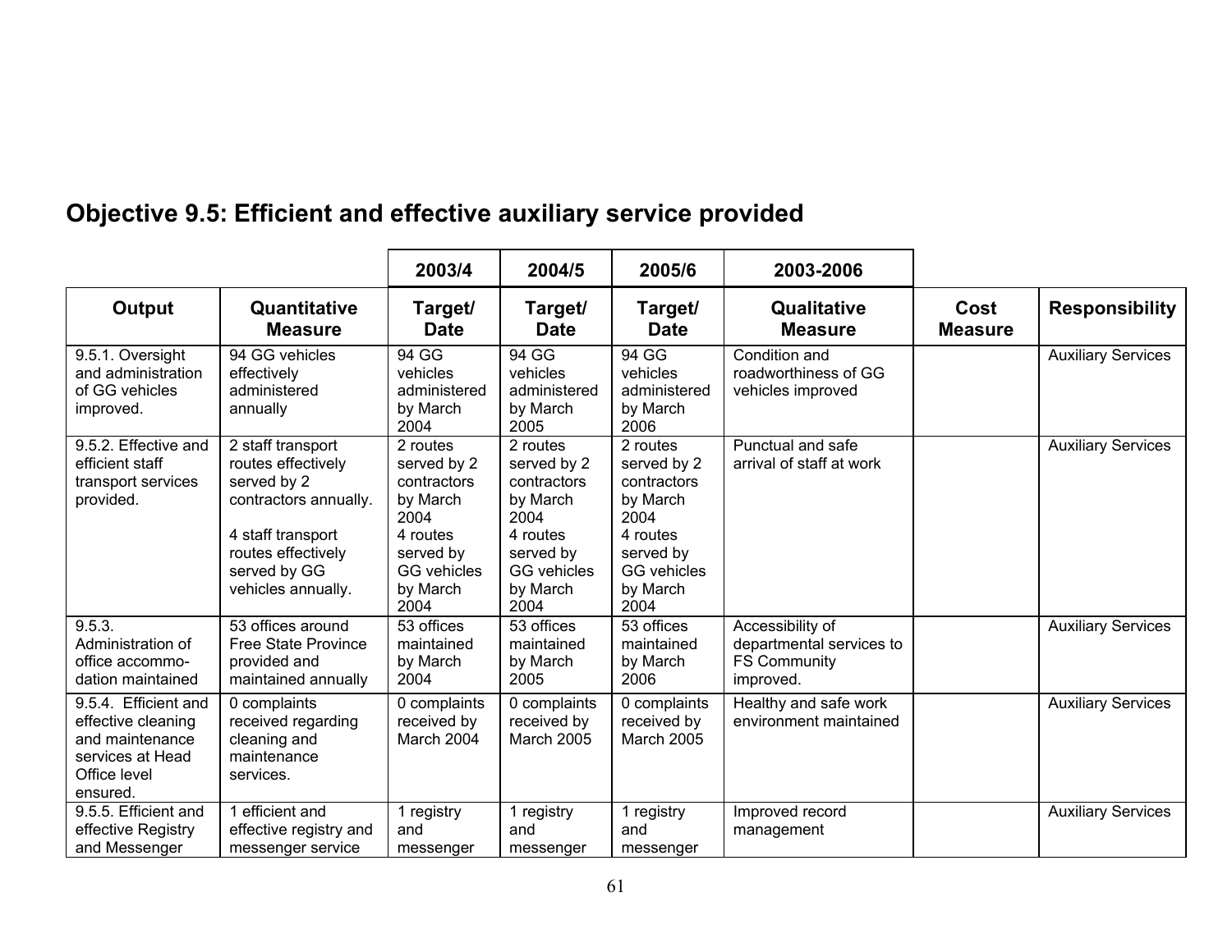## Objective 9.5: Efficient and effective auxiliary service provided

| | | 2003/4 | 2004/5 | 2005/6 | 2003-2006 | | |
|---|---|---|---|---|---|---|---|
| **Output** | **Quantitative Measure** | **Target/ Date** | **Target/ Date** | **Target/ Date** | **Qualitative Measure** | **Cost Measure** | **Responsibility** |
| 9.5.1. Oversight and administration of GG vehicles improved. | 94 GG vehicles effectively administered annually | 94 GG vehicles administered by March 2004 | 94 GG vehicles administered by March 2005 | 94 GG vehicles administered by March 2006 | Condition and roadworthiness of GG vehicles improved | | Auxiliary Services |
| 9.5.2. Effective and efficient staff transport services provided. | 2 staff transport routes effectively served by 2 contractors annually.<br><br>4 staff transport routes effectively served by GG vehicles annually. | 2 routes served by 2 contractors by March 2004<br>4 routes served by GG vehicles by March 2004 | 2 routes served by 2 contractors by March 2004<br>4 routes served by GG vehicles by March 2004 | 2 routes served by 2 contractors by March 2004<br>4 routes served by GG vehicles by March 2004 | Punctual and safe arrival of staff at work | | Auxiliary Services |
| 9.5.3. Administration of office accommo-dation maintained | 53 offices around Free State Province provided and maintained annually | 53 offices maintained by March 2004 | 53 offices maintained by March 2005 | 53 offices maintained by March 2006 | Accessibility of departmental services to FS Community improved. | | Auxiliary Services |
| 9.5.4. Efficient and effective cleaning and maintenance services at Head Office level ensured. | 0 complaints received regarding cleaning and maintenance services. | 0 complaints received by March 2004 | 0 complaints received by March 2005 | 0 complaints received by March 2005 | Healthy and safe work environment maintained | | Auxiliary Services |
| 9.5.5. Efficient and effective Registry and Messenger | 1 efficient and effective registry and messenger service | 1 registry and messenger | 1 registry and messenger | 1 registry and messenger | Improved record management | | Auxiliary Services |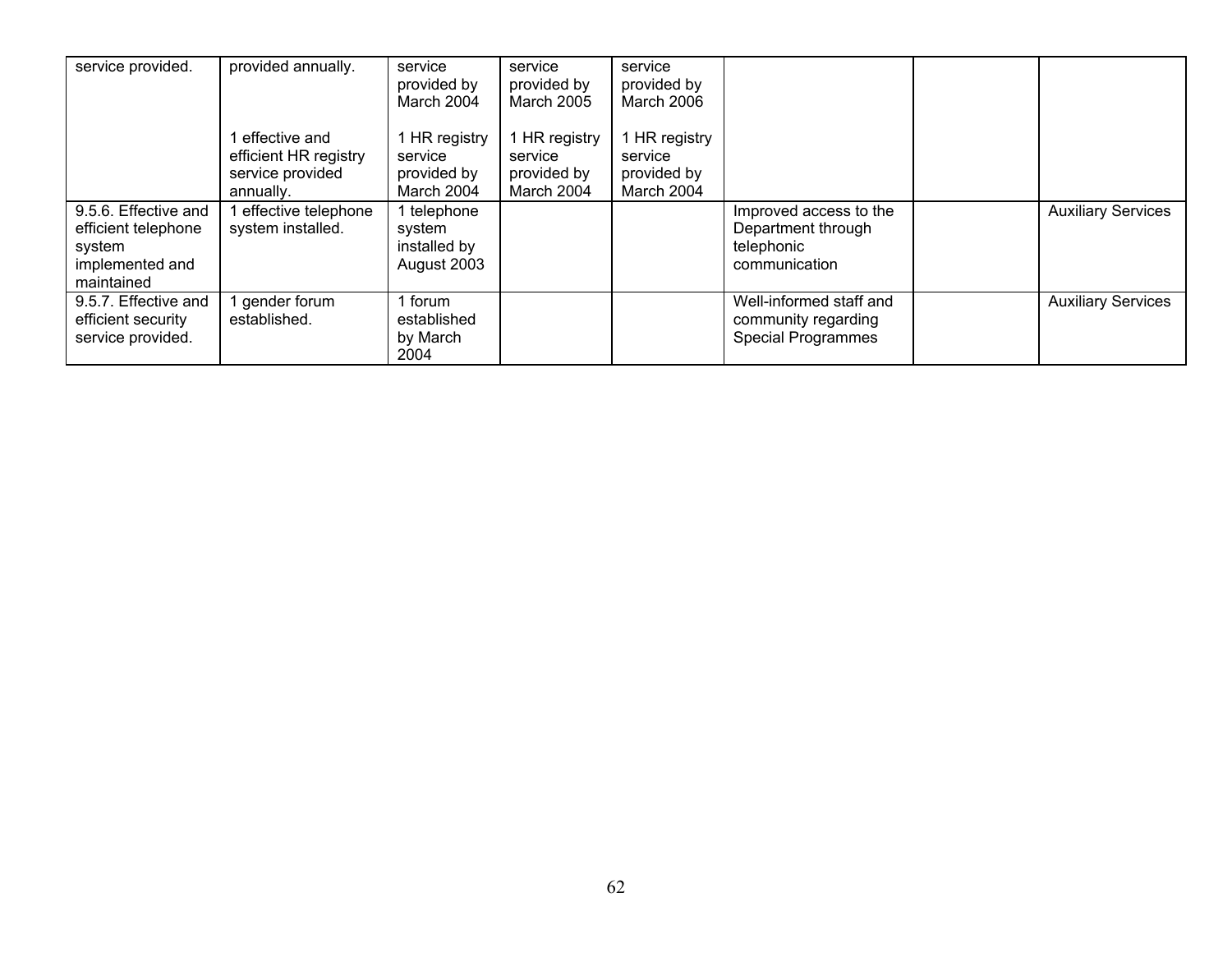| | | | | | | | |
|---|---|---|---|---|---|---|---|
| service provided. | provided annually.<br><br>1 effective and efficient HR registry service provided annually. | service provided by March 2004<br><br>1 HR registry service provided by March 2004 | service provided by March 2005<br><br>1 HR registry service provided by March 2004 | service provided by March 2006<br><br>1 HR registry service provided by March 2004 | | | |
| 9.5.6. Effective and efficient telephone system implemented and maintained | 1 effective telephone system installed. | 1 telephone system installed by August 2003 | | | Improved access to the Department through telephonic communication | | Auxiliary Services |
| 9.5.7. Effective and efficient security service provided. | 1 gender forum established. | 1 forum established by March 2004 | | | Well-informed staff and community regarding Special Programmes | | Auxiliary Services |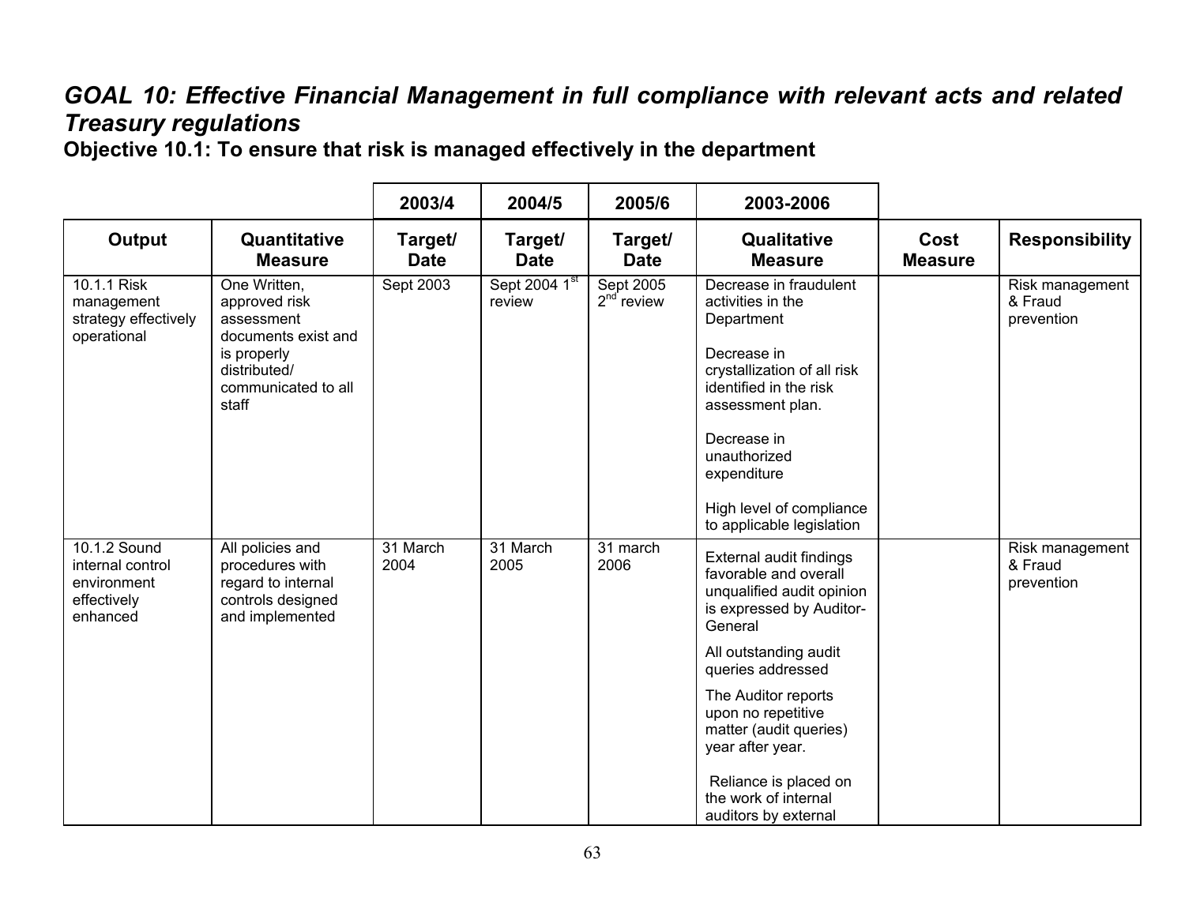## *GOAL 10: Effective Financial Management in full compliance with relevant acts and related Treasury regulations*

### Objective 10.1: To ensure that risk is managed effectively in the department

| | | 2003/4 | 2004/5 | 2005/6 | 2003-2006 | | |
|---|---|---|---|---|---|---|---|
| **Output** | **Quantitative Measure** | **Target/ Date** | **Target/ Date** | **Target/ Date** | **Qualitative Measure** | **Cost Measure** | **Responsibility** |
| 10.1.1 Risk management strategy effectively operational | One Written, approved risk assessment documents exist and is properly distributed/ communicated to all staff | Sept 2003 | Sept 2004 1st review | Sept 2005 2nd review | Decrease in fraudulent activities in the Department<br><br>Decrease in crystallization of all risk identified in the risk assessment plan.<br><br>Decrease in unauthorized expenditure<br><br>High level of compliance to applicable legislation | | Risk management & Fraud prevention |
| 10.1.2 Sound internal control environment effectively enhanced | All policies and procedures with regard to internal controls designed and implemented | 31 March 2004 | 31 March 2005 | 31 march 2006 | External audit findings favorable and overall unqualified audit opinion is expressed by Auditor-General<br><br>All outstanding audit queries addressed<br><br>The Auditor reports upon no repetitive matter (audit queries) year after year.<br><br>Reliance is placed on the work of internal auditors by external | | Risk management & Fraud prevention |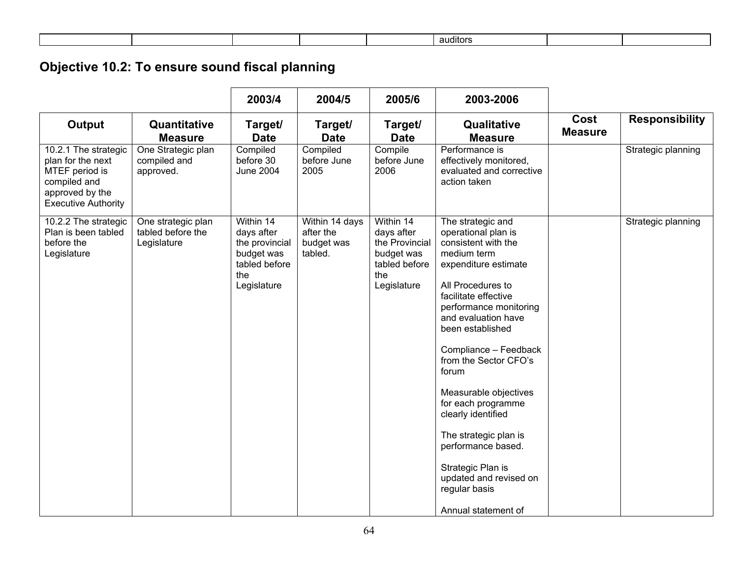| | | | | | auditors | | |
|---|---|---|---|---|---|---|---|

## Objective 10.2: To ensure sound fiscal planning

| | | 2003/4 | 2004/5 | 2005/6 | 2003-2006 | | |
|---|---|---|---|---|---|---|---|
| **Output** | **Quantitative Measure** | **Target/ Date** | **Target/ Date** | **Target/ Date** | **Qualitative Measure** | **Cost Measure** | **Responsibility** |
| 10.2.1 The strategic plan for the next MTEF period is compiled and approved by the Executive Authority | One Strategic plan compiled and approved. | Compiled before 30 June 2004 | Compiled before June 2005 | Compile before June 2006 | Performance is effectively monitored, evaluated and corrective action taken | | Strategic planning |
| 10.2.2 The strategic Plan is been tabled before the Legislature | One strategic plan tabled before the Legislature | Within 14 days after the provincial budget was tabled before the Legislature | Within 14 days after the budget was tabled. | Within 14 days after the Provincial budget was tabled before the Legislature | The strategic and operational plan is consistent with the medium term expenditure estimate<br><br>All Procedures to facilitate effective performance monitoring and evaluation have been established<br><br>Compliance – Feedback from the Sector CFO's forum<br><br>Measurable objectives for each programme clearly identified<br><br>The strategic plan is performance based.<br><br>Strategic Plan is updated and revised on regular basis<br><br>Annual statement of | | Strategic planning |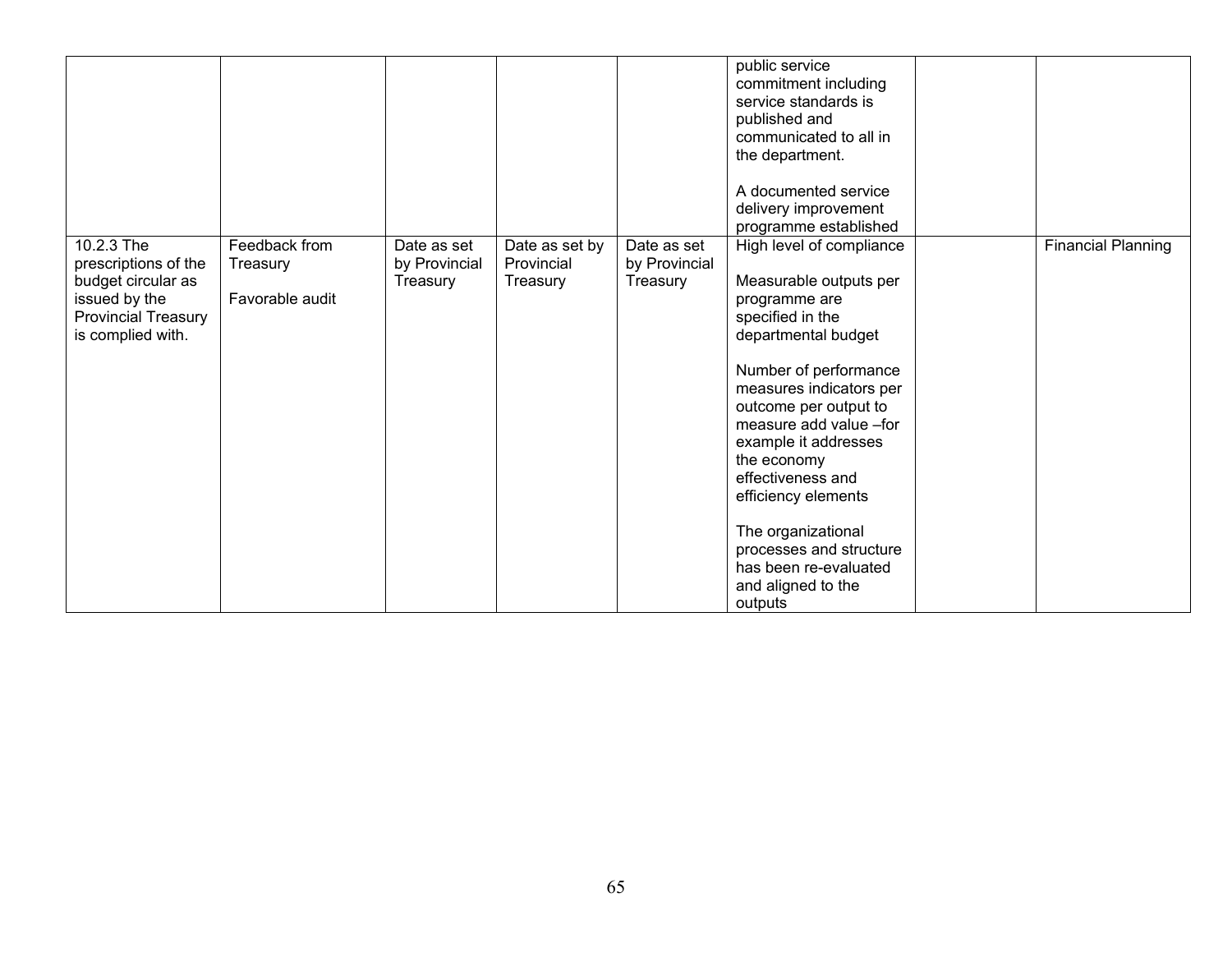| | | | | | | | |
|---|---|---|---|---|---|---|---|
| | | | | | public service commitment including service standards is published and communicated to all in the department.<br><br>A documented service delivery improvement programme established | | |
| 10.2.3 The prescriptions of the budget circular as issued by the Provincial Treasury is complied with. | Feedback from Treasury<br><br>Favorable audit | Date as set by Provincial Treasury | Date as set by Provincial Treasury | Date as set by Provincial Treasury | High level of compliance<br><br>Measurable outputs per programme are specified in the departmental budget<br><br>Number of performance measures indicators per outcome per output to measure add value –for example it addresses the economy effectiveness and efficiency elements<br><br>The organizational processes and structure has been re-evaluated and aligned to the outputs | | Financial Planning |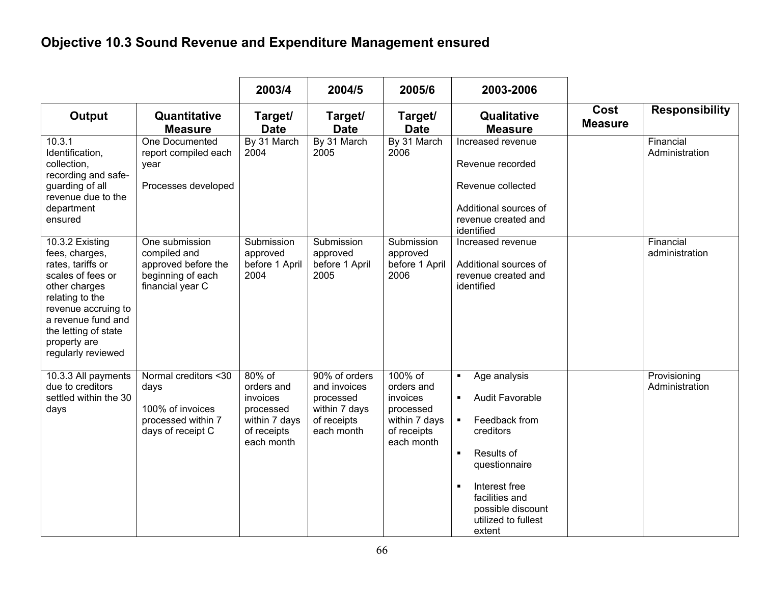## Objective 10.3 Sound Revenue and Expenditure Management ensured

| | | 2003/4 | 2004/5 | 2005/6 | 2003-2006 | | |
|---|---|---|---|---|---|---|---|
| **Output** | **Quantitative Measure** | **Target/ Date** | **Target/ Date** | **Target/ Date** | **Qualitative Measure** | **Cost Measure** | **Responsibility** |
| 10.3.1 Identification, collection, recording and safe-guarding of all revenue due to the department ensured | One Documented report compiled each year<br><br>Processes developed | By 31 March 2004 | By 31 March 2005 | By 31 March 2006 | Increased revenue<br><br>Revenue recorded<br><br>Revenue collected<br><br>Additional sources of revenue created and identified | | Financial Administration |
| 10.3.2 Existing fees, charges, rates, tariffs or scales of fees or other charges relating to the revenue accruing to a revenue fund and the letting of state property are regularly reviewed | One submission compiled and approved before the beginning of each financial year C | Submission approved before 1 April 2004 | Submission approved before 1 April 2005 | Submission approved before 1 April 2006 | Increased revenue<br><br>Additional sources of revenue created and identified | | Financial administration |
| 10.3.3 All payments due to creditors settled within the 30 days | Normal creditors <30 days<br><br>100% of invoices processed within 7 days of receipt C | 80% of orders and invoices processed within 7 days of receipts each month | 90% of orders and invoices processed within 7 days of receipts each month | 100% of orders and invoices processed within 7 days of receipts each month | ▪ Age analysis<br><br>▪ Audit Favorable<br><br>▪ Feedback from creditors<br><br>▪ Results of questionnaire<br><br>▪ Interest free facilities and possible discount utilized to fullest extent | | Provisioning Administration |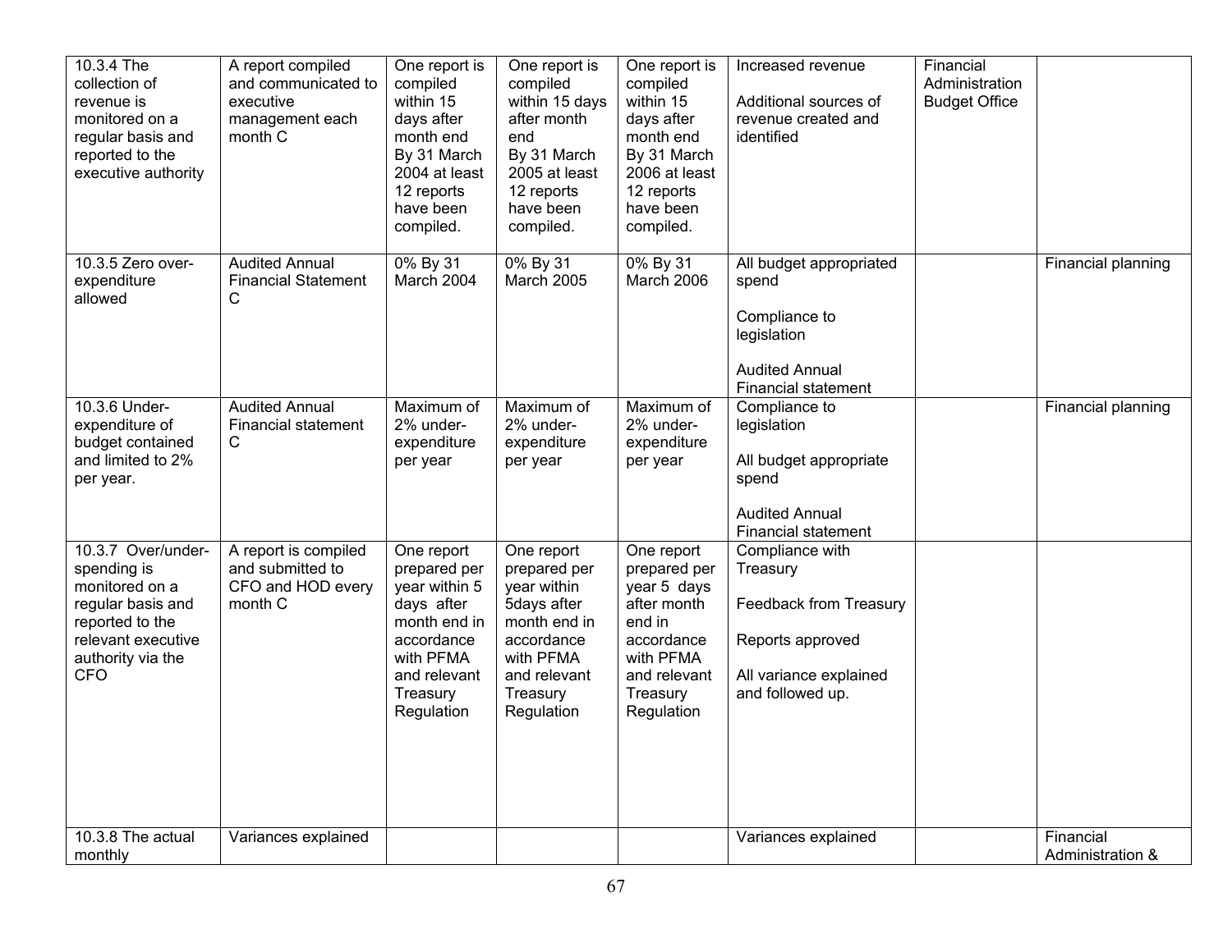| | | | | | | | |
|---|---|---|---|---|---|---|---|
| 10.3.4 The collection of revenue is monitored on a regular basis and reported to the executive authority | A report compiled and communicated to executive management each month C | One report is compiled within 15 days after month end By 31 March 2004 at least 12 reports have been compiled. | One report is compiled within 15 days after month end By 31 March 2005 at least 12 reports have been compiled. | One report is compiled within 15 days after month end By 31 March 2006 at least 12 reports have been compiled. | Increased revenue<br><br>Additional sources of revenue created and identified | Financial Administration Budget Office | |
| 10.3.5 Zero over-expenditure allowed | Audited Annual Financial Statement C | 0% By 31 March 2004 | 0% By 31 March 2005 | 0% By 31 March 2006 | All budget appropriated spend<br><br>Compliance to legislation<br><br>Audited Annual Financial statement | | Financial planning |
| 10.3.6 Under-expenditure of budget contained and limited to 2% per year. | Audited Annual Financial statement C | Maximum of 2% under-expenditure per year | Maximum of 2% under-expenditure per year | Maximum of 2% under-expenditure per year | Compliance to legislation<br><br>All budget appropriate spend<br><br>Audited Annual Financial statement | | Financial planning |
| 10.3.7 Over/under-spending is monitored on a regular basis and reported to the relevant executive authority via the CFO | A report is compiled and submitted to CFO and HOD every month C | One report prepared per year within 5 days after month end in accordance with PFMA and relevant Treasury Regulation | One report prepared per year within 5days after month end in accordance with PFMA and relevant Treasury Regulation | One report prepared per year 5 days after month end in accordance with PFMA and relevant Treasury Regulation | Compliance with Treasury<br><br>Feedback from Treasury<br><br>Reports approved<br><br>All variance explained and followed up. | | |
| 10.3.8 The actual monthly | Variances explained | | | | Variances explained | | Financial Administration & |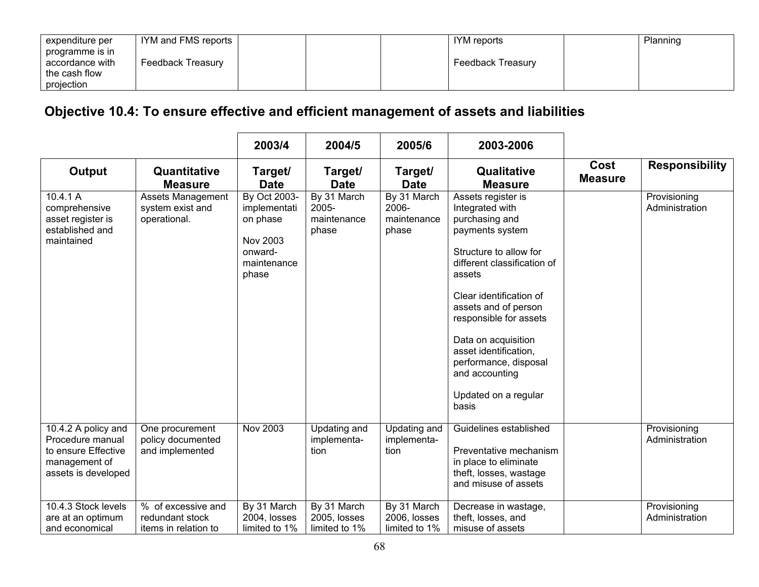| | | | | | | | |
|---|---|---|---|---|---|---|---|
| expenditure per programme is in accordance with the cash flow projection | IYM and FMS reports<br><br>Feedback Treasury | | | | IYM reports<br><br>Feedback Treasury | | Planning |

## Objective 10.4: To ensure effective and efficient management of assets and liabilities

| | | 2003/4 | 2004/5 | 2005/6 | 2003-2006 | | |
|---|---|---|---|---|---|---|---|
| **Output** | **Quantitative Measure** | **Target/ Date** | **Target/ Date** | **Target/ Date** | **Qualitative Measure** | **Cost Measure** | **Responsibility** |
| 10.4.1 A comprehensive asset register is established and maintained | Assets Management system exist and operational. | By Oct 2003-implementation phase<br><br>Nov 2003 onward-maintenance phase | By 31 March 2005-maintenance phase | By 31 March 2006-maintenance phase | Assets register is Integrated with purchasing and payments system<br><br>Structure to allow for different classification of assets<br><br>Clear identification of assets and of person responsible for assets<br><br>Data on acquisition asset identification, performance, disposal and accounting<br><br>Updated on a regular basis | | Provisioning Administration |
| 10.4.2 A policy and Procedure manual to ensure Effective management of assets is developed | One procurement policy documented and implemented | Nov 2003 | Updating and implementa-tion | Updating and implementa-tion | Guidelines established<br><br>Preventative mechanism in place to eliminate theft, losses, wastage and misuse of assets | | Provisioning Administration |
| 10.4.3 Stock levels are at an optimum and economical | % of excessive and redundant stock items in relation to | By 31 March 2004, losses limited to 1% | By 31 March 2005, losses limited to 1% | By 31 March 2006, losses limited to 1% | Decrease in wastage, theft, losses, and misuse of assets | | Provisioning Administration |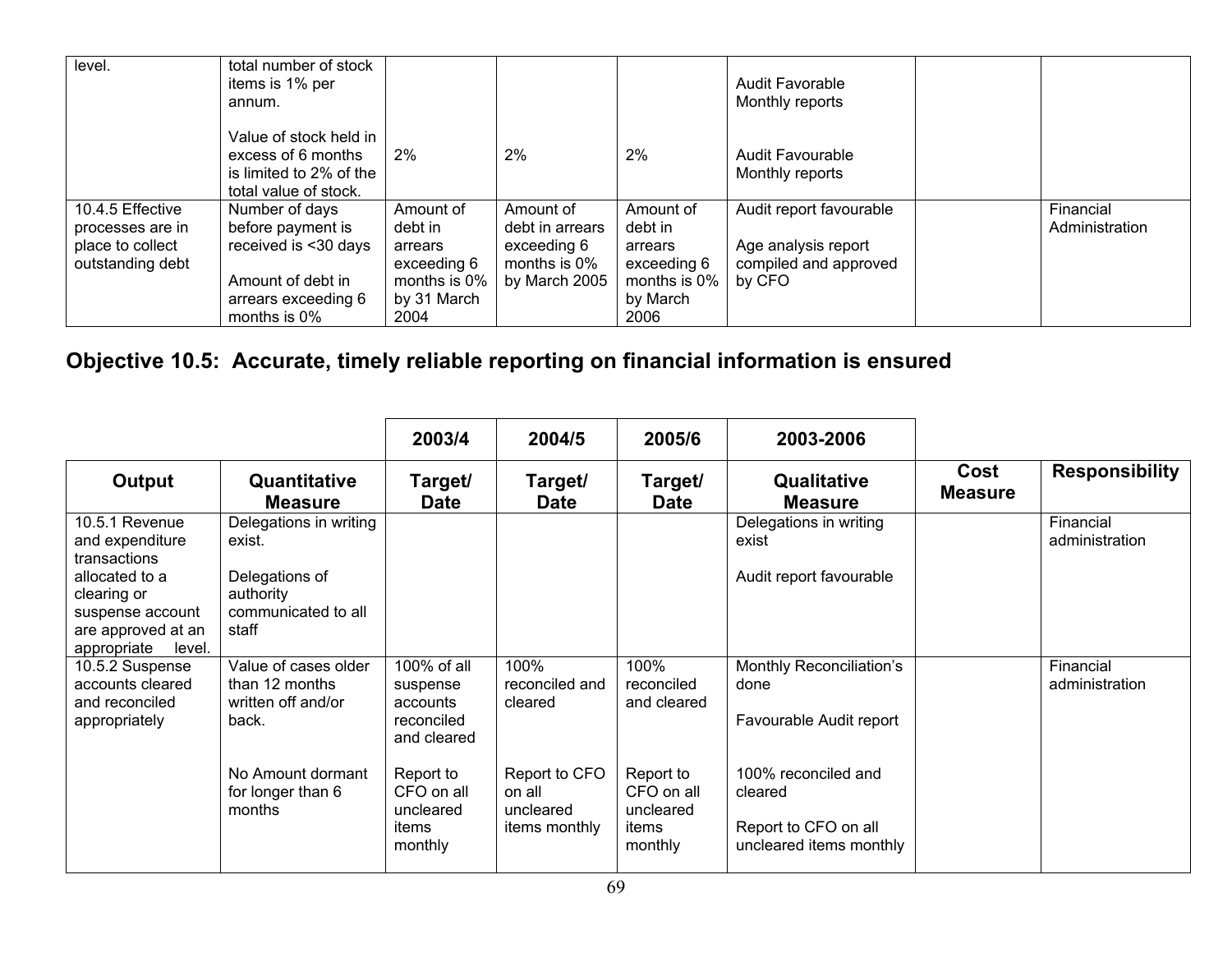| | | | | | | | |
|---|---|---|---|---|---|---|---|
| level. | total number of stock items is 1% per annum.<br><br>Value of stock held in excess of 6 months is limited to 2% of the total value of stock. | <br><br><br><br>2% | <br><br><br><br>2% | <br><br><br><br>2% | Audit Favorable Monthly reports<br><br>Audit Favourable Monthly reports | | |
| 10.4.5 Effective processes are in place to collect outstanding debt | Number of days before payment is received is <30 days<br><br>Amount of debt in arrears exceeding 6 months is 0% | Amount of debt in arrears exceeding 6 months is 0% by 31 March 2004 | Amount of debt in arrears exceeding 6 months is 0% by March 2005 | Amount of debt in arrears exceeding 6 months is 0% by March 2006 | Audit report favourable<br><br>Age analysis report compiled and approved by CFO | | Financial Administration |

## Objective 10.5: Accurate, timely reliable reporting on financial information is ensured

| | | 2003/4 | 2004/5 | 2005/6 | 2003-2006 | | |
|---|---|---|---|---|---|---|---|
| **Output** | **Quantitative Measure** | **Target/ Date** | **Target/ Date** | **Target/ Date** | **Qualitative Measure** | **Cost Measure** | **Responsibility** |
| 10.5.1 Revenue and expenditure transactions allocated to a clearing or suspense account are approved at an appropriate level. | Delegations in writing exist.<br><br>Delegations of authority communicated to all staff | | | | Delegations in writing exist<br><br>Audit report favourable | | Financial administration |
| 10.5.2 Suspense accounts cleared and reconciled appropriately | Value of cases older than 12 months written off and/or back.<br><br>No Amount dormant for longer than 6 months | 100% of all suspense accounts reconciled and cleared<br><br>Report to CFO on all uncleared items monthly | 100% reconciled and cleared<br><br>Report to CFO on all uncleared items monthly | 100% reconciled and cleared<br><br>Report to CFO on all uncleared items monthly | Monthly Reconciliation's done<br><br>Favourable Audit report<br><br>100% reconciled and cleared<br><br>Report to CFO on all uncleared items monthly | | Financial administration |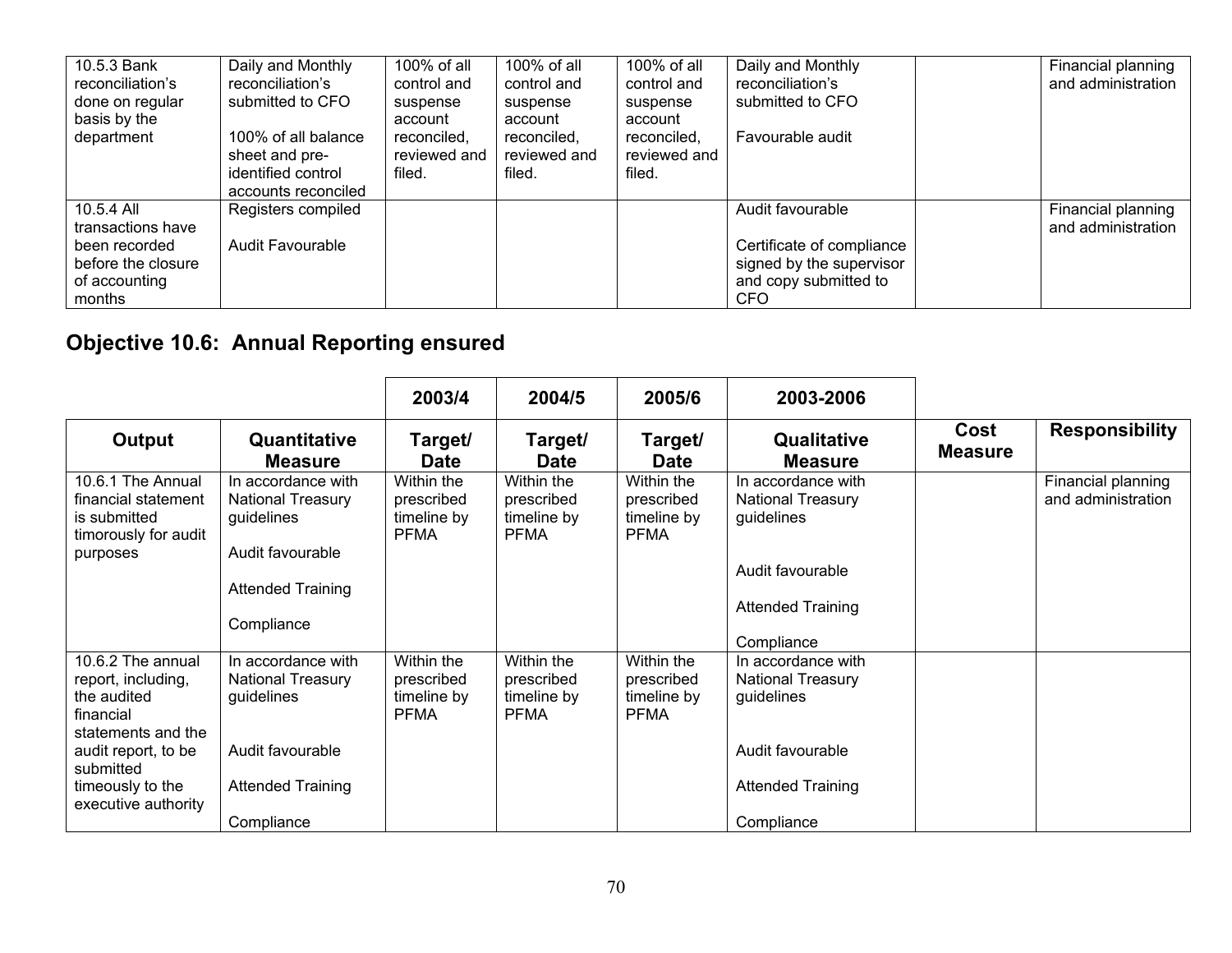| 10.5.3 Bank reconciliation's done on regular basis by the department | Daily and Monthly reconciliation's submitted to CFO<br><br>100% of all balance sheet and pre-identified control accounts reconciled | 100% of all control and suspense account reconciled, reviewed and filed. | 100% of all control and suspense account reconciled, reviewed and filed. | 100% of all control and suspense account reconciled, reviewed and filed. | Daily and Monthly reconciliation's submitted to CFO<br><br>Favourable audit | | Financial planning and administration |
|---|---|---|---|---|---|---|---|
| 10.5.4 All transactions have been recorded before the closure of accounting months | Registers compiled<br><br>Audit Favourable | | | | Audit favourable<br><br>Certificate of compliance signed by the supervisor and copy submitted to CFO | | Financial planning and administration |

## Objective 10.6: Annual Reporting ensured

| | | 2003/4 | 2004/5 | 2005/6 | 2003-2006 | | |
|---|---|---|---|---|---|---|---|
| **Output** | **Quantitative Measure** | **Target/ Date** | **Target/ Date** | **Target/ Date** | **Qualitative Measure** | **Cost Measure** | **Responsibility** |
| 10.6.1 The Annual financial statement is submitted timorously for audit purposes | In accordance with National Treasury guidelines<br><br>Audit favourable<br><br>Attended Training<br><br>Compliance | Within the prescribed timeline by PFMA | Within the prescribed timeline by PFMA | Within the prescribed timeline by PFMA | In accordance with National Treasury guidelines<br><br>Audit favourable<br><br>Attended Training<br><br>Compliance | | Financial planning and administration |
| 10.6.2 The annual report, including, the audited financial statements and the audit report, to be submitted timeously to the executive authority | In accordance with National Treasury guidelines<br><br>Audit favourable<br><br>Attended Training<br><br>Compliance | Within the prescribed timeline by PFMA | Within the prescribed timeline by PFMA | Within the prescribed timeline by PFMA | In accordance with National Treasury guidelines<br><br>Audit favourable<br><br>Attended Training<br><br>Compliance | | |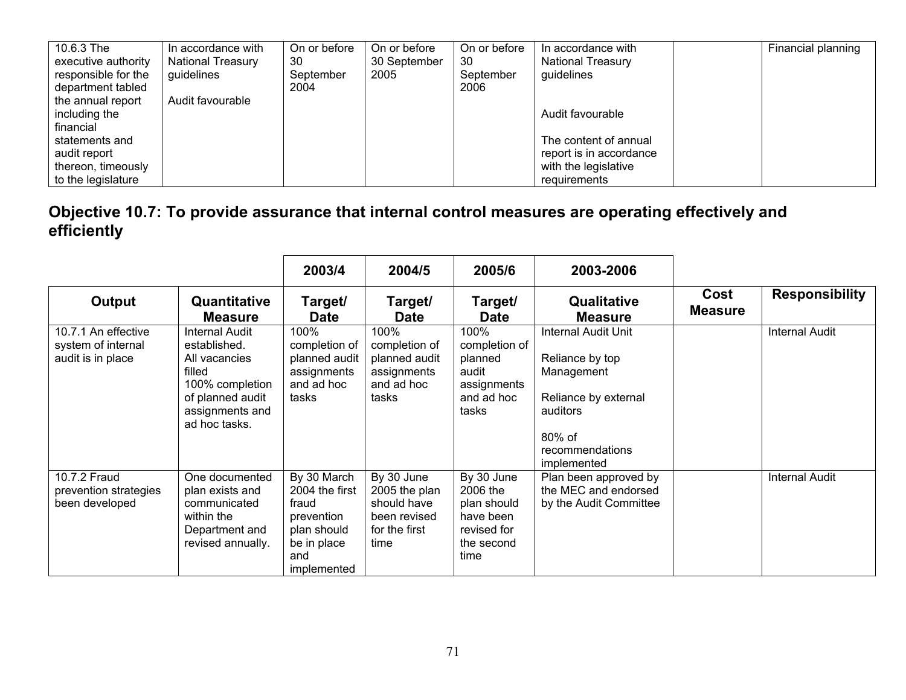| 10.6.3 The executive authority responsible for the department tabled the annual report including the financial statements and audit report thereon, timeously to the legislature | In accordance with National Treasury guidelines<br><br>Audit favourable | On or before 30 September 2004 | On or before 30 September 2005 | On or before 30 September 2006 | In accordance with National Treasury guidelines<br><br>Audit favourable<br><br>The content of annual report is in accordance with the legislative requirements | | Financial planning |
|---|---|---|---|---|---|---|---|

## Objective 10.7: To provide assurance that internal control measures are operating effectively and efficiently

| | | 2003/4 | 2004/5 | 2005/6 | 2003-2006 | | |
|---|---|---|---|---|---|---|---|
| **Output** | **Quantitative Measure** | **Target/ Date** | **Target/ Date** | **Target/ Date** | **Qualitative Measure** | **Cost Measure** | **Responsibility** |
| 10.7.1 An effective system of internal audit is in place | Internal Audit established.<br>All vacancies filled<br>100% completion of planned audit assignments and ad hoc tasks. | 100% completion of planned audit assignments and ad hoc tasks | 100% completion of planned audit assignments and ad hoc tasks | 100% completion of planned audit assignments and ad hoc tasks | Internal Audit Unit<br><br>Reliance by top Management<br><br>Reliance by external auditors<br><br>80% of recommendations implemented | | Internal Audit |
| 10.7.2 Fraud prevention strategies been developed | One documented plan exists and communicated within the Department and revised annually. | By 30 March 2004 the first fraud prevention plan should be in place and implemented | By 30 June 2005 the plan should have been revised for the first time | By 30 June 2006 the plan should have been revised for the second time | Plan been approved by the MEC and endorsed by the Audit Committee | | Internal Audit |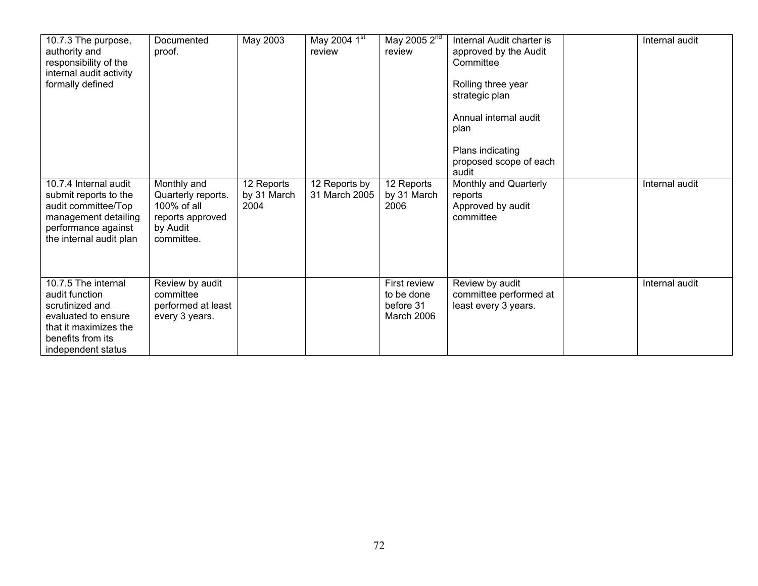| | | | | | | | |
|---|---|---|---|---|---|---|---|
| 10.7.3 The purpose, authority and responsibility of the internal audit activity formally defined | Documented proof. | May 2003 | May 2004 1st review | May 2005 2nd review | Internal Audit charter is approved by the Audit Committee<br><br>Rolling three year strategic plan<br><br>Annual internal audit plan<br><br>Plans indicating proposed scope of each audit | | Internal audit |
| 10.7.4 Internal audit submit reports to the audit committee/Top management detailing performance against the internal audit plan | Monthly and Quarterly reports. 100% of all reports approved by Audit committee. | 12 Reports by 31 March 2004 | 12 Reports by 31 March 2005 | 12 Reports by 31 March 2006 | Monthly and Quarterly reports<br>Approved by audit committee | | Internal audit |
| 10.7.5 The internal audit function scrutinized and evaluated to ensure that it maximizes the benefits from its independent status | Review by audit committee performed at least every 3 years. | | | First review to be done before 31 March 2006 | Review by audit committee performed at least every 3 years. | | Internal audit |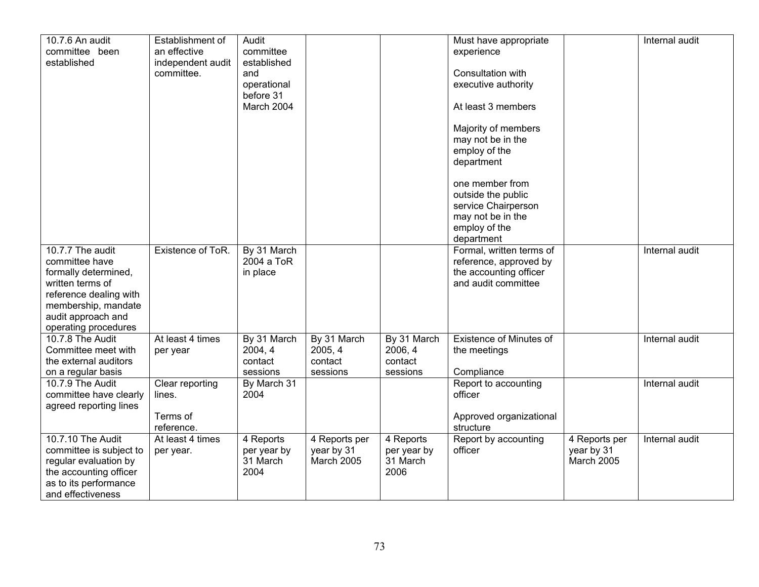| | | | | | | | |
|---|---|---|---|---|---|---|---|
| 10.7.6 An audit committee been established | Establishment of an effective independent audit committee. | Audit committee established and operational before 31 March 2004 | | | Must have appropriate experience<br><br>Consultation with executive authority<br><br>At least 3 members<br><br>Majority of members may not be in the employ of the department<br><br>one member from outside the public service Chairperson may not be in the employ of the department | | Internal audit |
| 10.7.7 The audit committee have formally determined, written terms of reference dealing with membership, mandate audit approach and operating procedures | Existence of ToR. | By 31 March 2004 a ToR in place | | | Formal, written terms of reference, approved by the accounting officer and audit committee | | Internal audit |
| 10.7.8 The Audit Committee meet with the external auditors on a regular basis | At least 4 times per year | By 31 March 2004, 4 contact sessions | By 31 March 2005, 4 contact sessions | By 31 March 2006, 4 contact sessions | Existence of Minutes of the meetings<br><br>Compliance | | Internal audit |
| 10.7.9 The Audit committee have clearly agreed reporting lines | Clear reporting lines.<br><br>Terms of reference. | By March 31 2004 | | | Report to accounting officer<br><br>Approved organizational structure | | Internal audit |
| 10.7.10 The Audit committee is subject to regular evaluation by the accounting officer as to its performance and effectiveness | At least 4 times per year. | 4 Reports per year by 31 March 2004 | 4 Reports per year by 31 March 2005 | 4 Reports per year by 31 March 2006 | Report by accounting officer | 4 Reports per year by 31 March 2005 | Internal audit |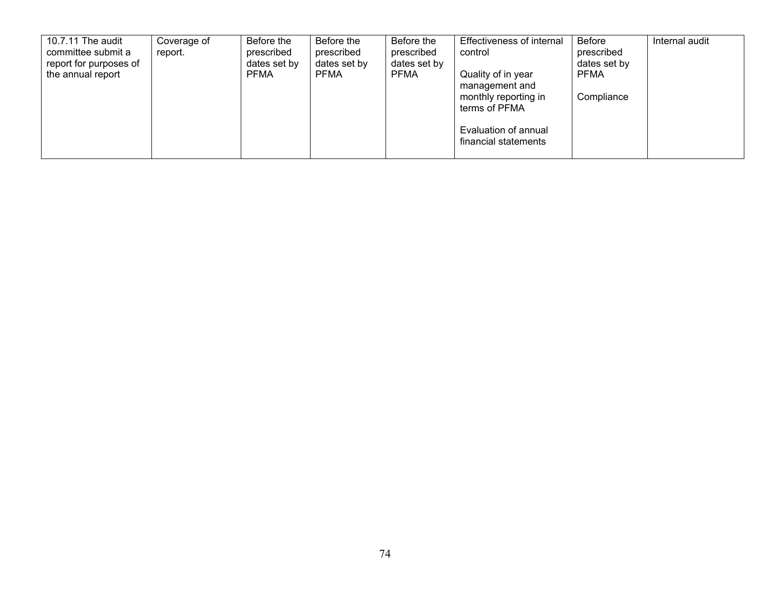| 10.7.11 The audit committee submit a report for purposes of the annual report | Coverage of report. | Before the prescribed dates set by PFMA | Before the prescribed dates set by PFMA | Before the prescribed dates set by PFMA | Effectiveness of internal control<br><br>Quality of in year management and monthly reporting in terms of PFMA<br><br>Evaluation of annual financial statements | Before prescribed dates set by PFMA<br><br>Compliance | Internal audit |
|---|---|---|---|---|---|---|---|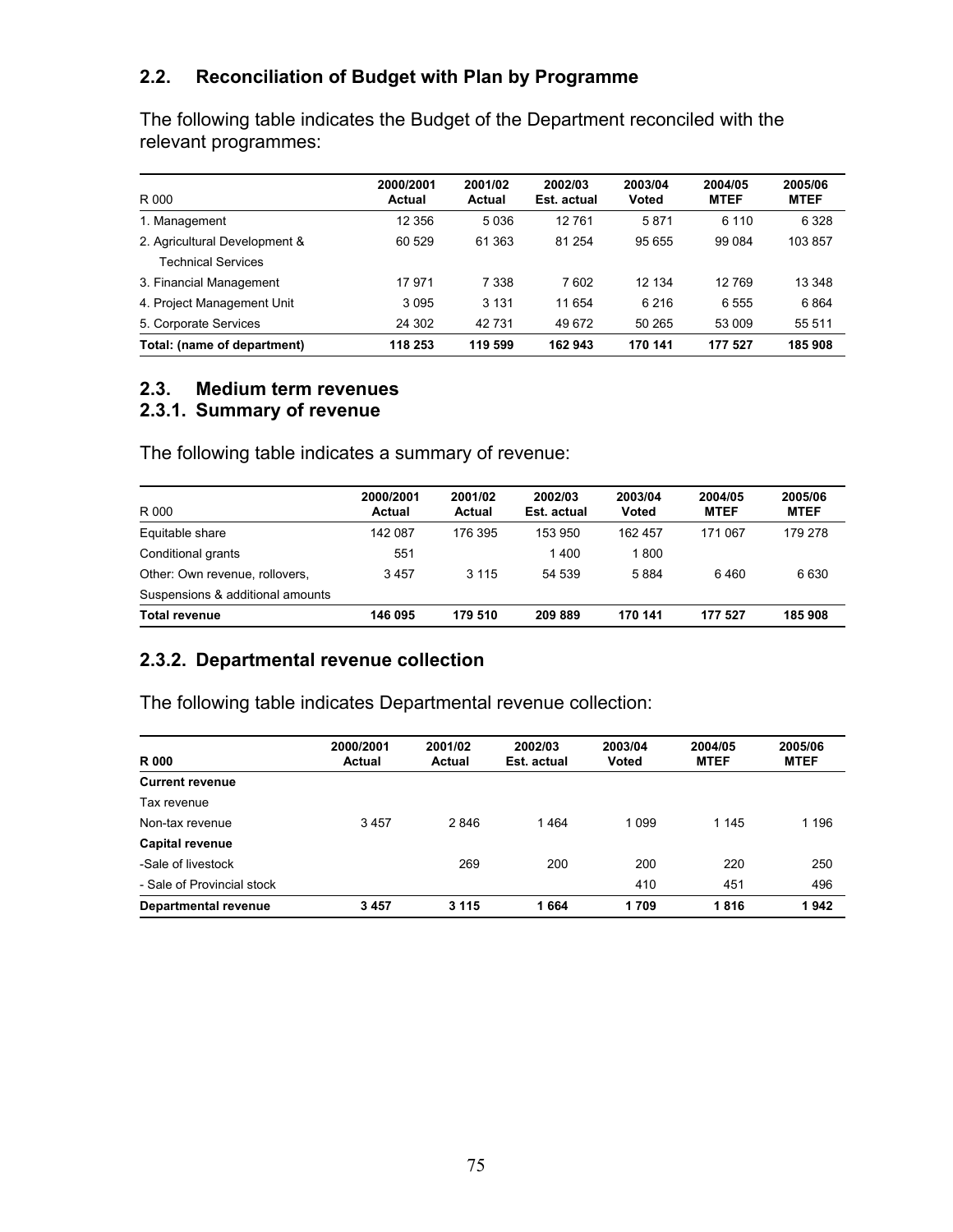## 2.2. Reconciliation of Budget with Plan by Programme

The following table indicates the Budget of the Department reconciled with the relevant programmes:

| R 000 | 2000/2001 Actual | 2001/02 Actual | 2002/03 Est. actual | 2003/04 Voted | 2004/05 MTEF | 2005/06 MTEF |
|---|---|---|---|---|---|---|
| 1. Management | 12 356 | 5 036 | 12 761 | 5 871 | 6 110 | 6 328 |
| 2. Agricultural Development & Technical Services | 60 529 | 61 363 | 81 254 | 95 655 | 99 084 | 103 857 |
| 3. Financial Management | 17 971 | 7 338 | 7 602 | 12 134 | 12 769 | 13 348 |
| 4. Project Management Unit | 3 095 | 3 131 | 11 654 | 6 216 | 6 555 | 6 864 |
| 5. Corporate Services | 24 302 | 42 731 | 49 672 | 50 265 | 53 009 | 55 511 |
| **Total: (name of department)** | **118 253** | **119 599** | **162 943** | **170 141** | **177 527** | **185 908** |

## 2.3. Medium term revenues

### 2.3.1. Summary of revenue

The following table indicates a summary of revenue:

| R 000 | 2000/2001 Actual | 2001/02 Actual | 2002/03 Est. actual | 2003/04 Voted | 2004/05 MTEF | 2005/06 MTEF |
|---|---|---|---|---|---|---|
| Equitable share | 142 087 | 176 395 | 153 950 | 162 457 | 171 067 | 179 278 |
| Conditional grants | 551 | | 1 400 | 1 800 | | |
| Other: Own revenue, rollovers, Suspensions & additional amounts | 3 457 | 3 115 | 54 539 | 5 884 | 6 460 | 6 630 |
| **Total revenue** | **146 095** | **179 510** | **209 889** | **170 141** | **177 527** | **185 908** |

### 2.3.2. Departmental revenue collection

The following table indicates Departmental revenue collection:

| **R 000** | 2000/2001 Actual | 2001/02 Actual | 2002/03 Est. actual | 2003/04 Voted | 2004/05 MTEF | 2005/06 MTEF |
|---|---|---|---|---|---|---|
| **Current revenue** | | | | | | |
| Tax revenue | | | | | | |
| Non-tax revenue | 3 457 | 2 846 | 1 464 | 1 099 | 1 145 | 1 196 |
| **Capital revenue** | | | | | | |
| -Sale of livestock | | 269 | 200 | 200 | 220 | 250 |
| - Sale of Provincial stock | | | | 410 | 451 | 496 |
| **Departmental revenue** | **3 457** | **3 115** | **1 664** | **1 709** | **1 816** | **1 942** |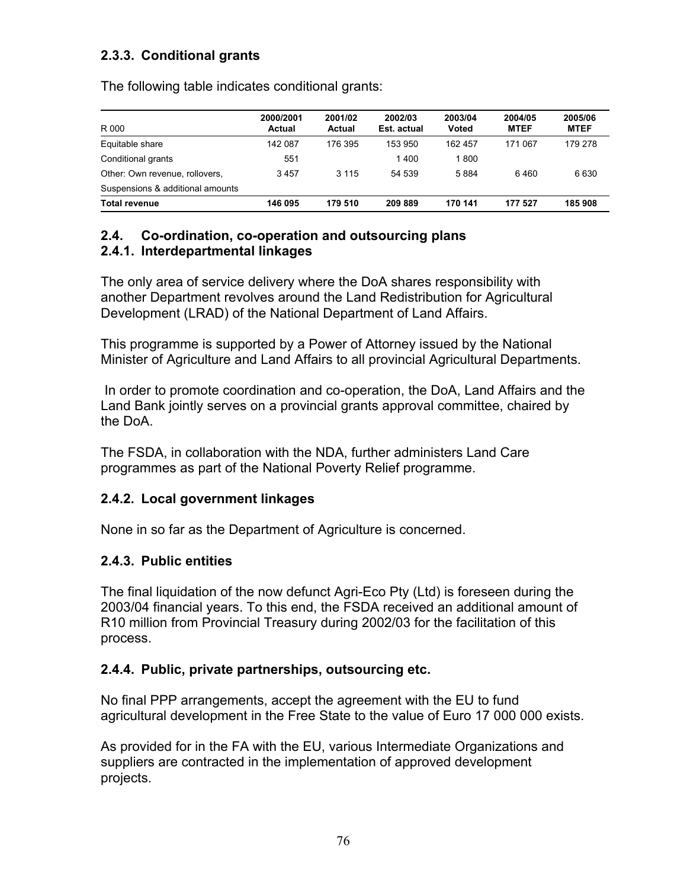### 2.3.3. Conditional grants

The following table indicates conditional grants:

| R 000 | 2000/2001 Actual | 2001/02 Actual | 2002/03 Est. actual | 2003/04 Voted | 2004/05 MTEF | 2005/06 MTEF |
|---|---|---|---|---|---|---|
| Equitable share | 142 087 | 176 395 | 153 950 | 162 457 | 171 067 | 179 278 |
| Conditional grants | 551 | | 1 400 | 1 800 | | |
| Other: Own revenue, rollovers, Suspensions & additional amounts | 3 457 | 3 115 | 54 539 | 5 884 | 6 460 | 6 630 |
| **Total revenue** | **146 095** | **179 510** | **209 889** | **170 141** | **177 527** | **185 908** |

## 2.4. Co-ordination, co-operation and outsourcing plans

### 2.4.1. Interdepartmental linkages

The only area of service delivery where the DoA shares responsibility with another Department revolves around the Land Redistribution for Agricultural Development (LRAD) of the National Department of Land Affairs.

This programme is supported by a Power of Attorney issued by the National Minister of Agriculture and Land Affairs to all provincial Agricultural Departments.

In order to promote coordination and co-operation, the DoA, Land Affairs and the Land Bank jointly serves on a provincial grants approval committee, chaired by the DoA.

The FSDA, in collaboration with the NDA, further administers Land Care programmes as part of the National Poverty Relief programme.

### 2.4.2. Local government linkages

None in so far as the Department of Agriculture is concerned.

### 2.4.3. Public entities

The final liquidation of the now defunct Agri-Eco Pty (Ltd) is foreseen during the 2003/04 financial years. To this end, the FSDA received an additional amount of R10 million from Provincial Treasury during 2002/03 for the facilitation of this process.

### 2.4.4. Public, private partnerships, outsourcing etc.

No final PPP arrangements, accept the agreement with the EU to fund agricultural development in the Free State to the value of Euro 17 000 000 exists.

As provided for in the FA with the EU, various Intermediate Organizations and suppliers are contracted in the implementation of approved development projects.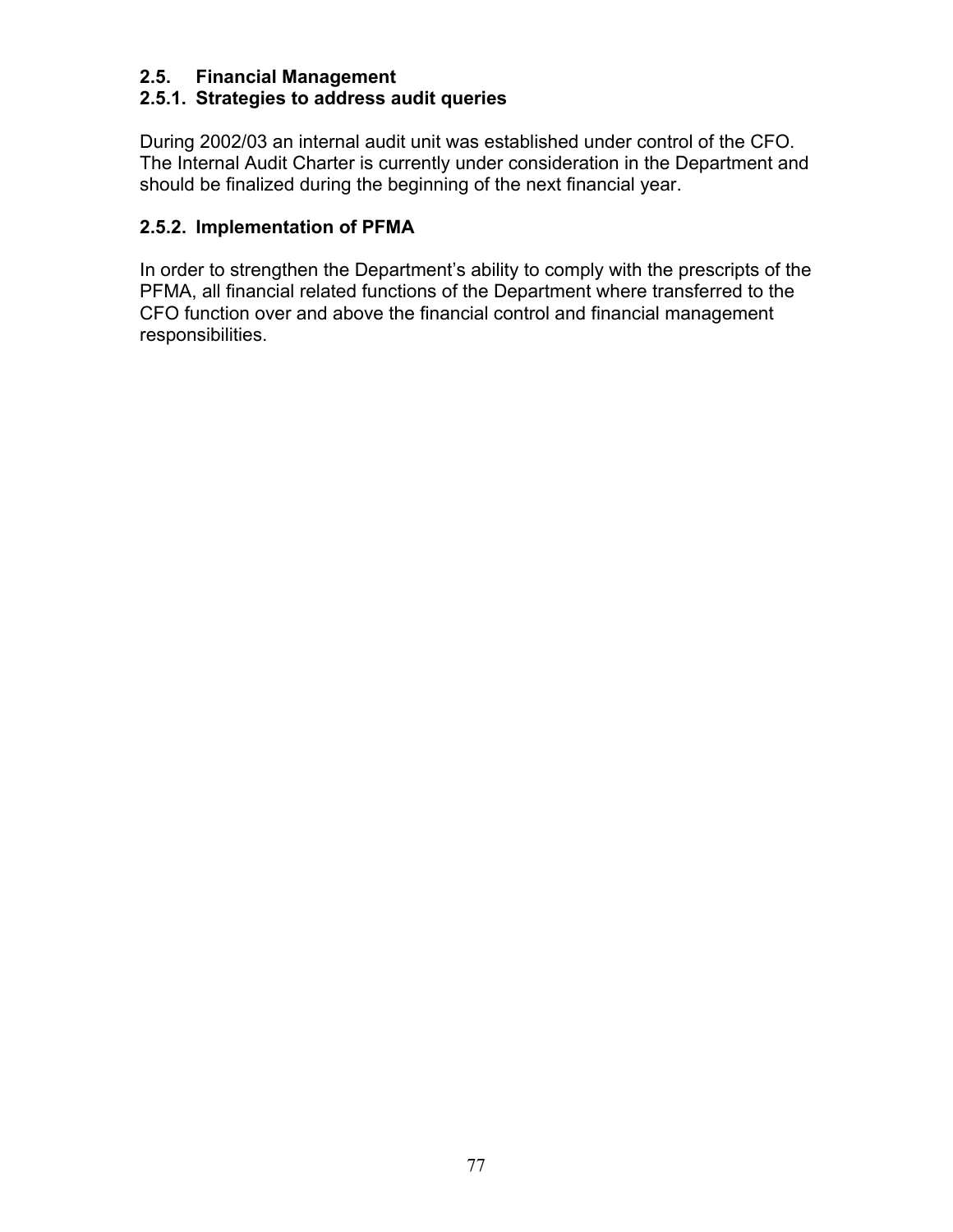## 2.5. Financial Management

### 2.5.1. Strategies to address audit queries

During 2002/03 an internal audit unit was established under control of the CFO. The Internal Audit Charter is currently under consideration in the Department and should be finalized during the beginning of the next financial year.

### 2.5.2. Implementation of PFMA

In order to strengthen the Department's ability to comply with the prescripts of the PFMA, all financial related functions of the Department where transferred to the CFO function over and above the financial control and financial management responsibilities.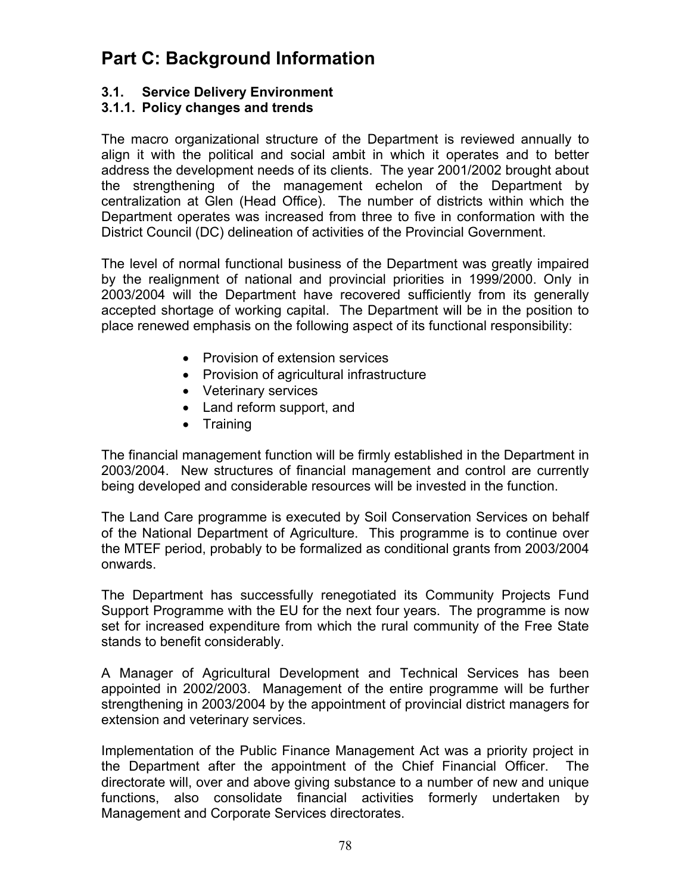# Part C: Background Information

### 3.1. Service Delivery Environment

### 3.1.1. Policy changes and trends

The macro organizational structure of the Department is reviewed annually to align it with the political and social ambit in which it operates and to better address the development needs of its clients. The year 2001/2002 brought about the strengthening of the management echelon of the Department by centralization at Glen (Head Office). The number of districts within which the Department operates was increased from three to five in conformation with the District Council (DC) delineation of activities of the Provincial Government.

The level of normal functional business of the Department was greatly impaired by the realignment of national and provincial priorities in 1999/2000. Only in 2003/2004 will the Department have recovered sufficiently from its generally accepted shortage of working capital. The Department will be in the position to place renewed emphasis on the following aspect of its functional responsibility:

- Provision of extension services
- Provision of agricultural infrastructure
- Veterinary services
- Land reform support, and
- Training

The financial management function will be firmly established in the Department in 2003/2004. New structures of financial management and control are currently being developed and considerable resources will be invested in the function.

The Land Care programme is executed by Soil Conservation Services on behalf of the National Department of Agriculture. This programme is to continue over the MTEF period, probably to be formalized as conditional grants from 2003/2004 onwards.

The Department has successfully renegotiated its Community Projects Fund Support Programme with the EU for the next four years. The programme is now set for increased expenditure from which the rural community of the Free State stands to benefit considerably.

A Manager of Agricultural Development and Technical Services has been appointed in 2002/2003. Management of the entire programme will be further strengthening in 2003/2004 by the appointment of provincial district managers for extension and veterinary services.

Implementation of the Public Finance Management Act was a priority project in the Department after the appointment of the Chief Financial Officer. The directorate will, over and above giving substance to a number of new and unique functions, also consolidate financial activities formerly undertaken by Management and Corporate Services directorates.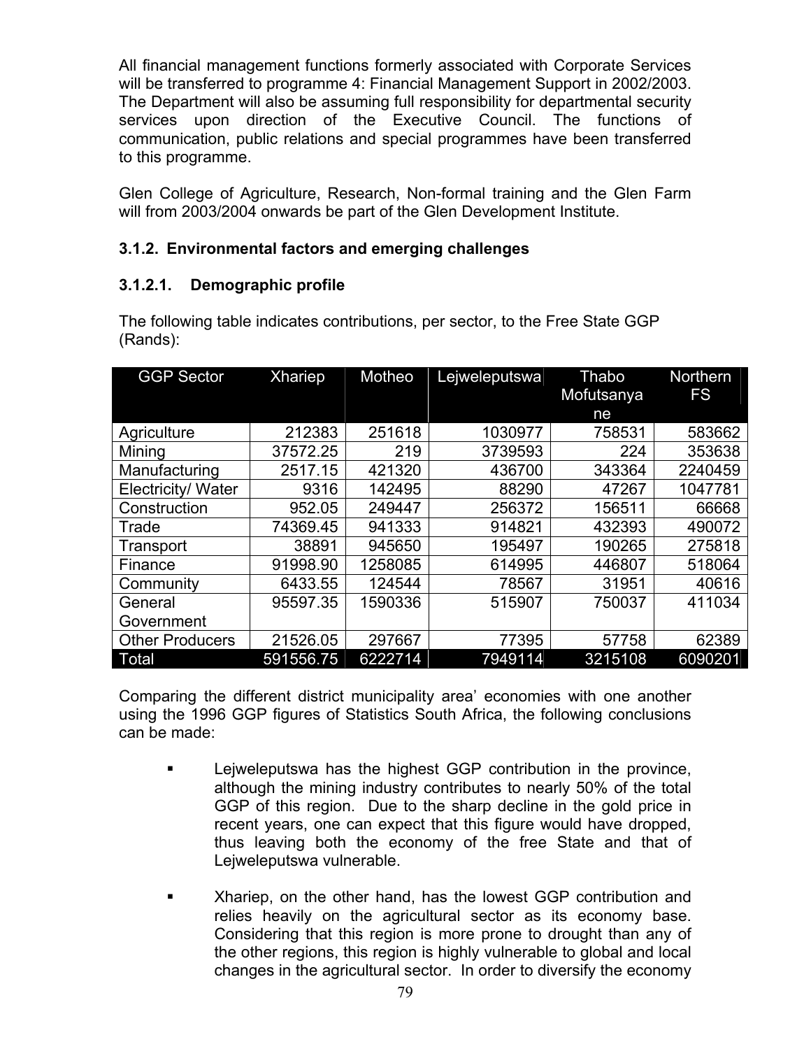All financial management functions formerly associated with Corporate Services will be transferred to programme 4: Financial Management Support in 2002/2003. The Department will also be assuming full responsibility for departmental security services upon direction of the Executive Council. The functions of communication, public relations and special programmes have been transferred to this programme.

Glen College of Agriculture, Research, Non-formal training and the Glen Farm will from 2003/2004 onwards be part of the Glen Development Institute.

### 3.1.2. Environmental factors and emerging challenges

#### 3.1.2.1. Demographic profile

The following table indicates contributions, per sector, to the Free State GGP (Rands):

| GGP Sector | Xhariep | Motheo | Lejweleputswa | Thabo Mofutsanyane | Northern FS |
|---|---|---|---|---|---|
| Agriculture | 212383 | 251618 | 1030977 | 758531 | 583662 |
| Mining | 37572.25 | 219 | 3739593 | 224 | 353638 |
| Manufacturing | 2517.15 | 421320 | 436700 | 343364 | 2240459 |
| Electricity/ Water | 9316 | 142495 | 88290 | 47267 | 1047781 |
| Construction | 952.05 | 249447 | 256372 | 156511 | 66668 |
| Trade | 74369.45 | 941333 | 914821 | 432393 | 490072 |
| Transport | 38891 | 945650 | 195497 | 190265 | 275818 |
| Finance | 91998.90 | 1258085 | 614995 | 446807 | 518064 |
| Community | 6433.55 | 124544 | 78567 | 31951 | 40616 |
| General Government | 95597.35 | 1590336 | 515907 | 750037 | 411034 |
| Other Producers | 21526.05 | 297667 | 77395 | 57758 | 62389 |
| Total | 591556.75 | 6222714 | 7949114 | 3215108 | 6090201 |

Comparing the different district municipality area' economies with one another using the 1996 GGP figures of Statistics South Africa, the following conclusions can be made:

- Lejweleputswa has the highest GGP contribution in the province, although the mining industry contributes to nearly 50% of the total GGP of this region. Due to the sharp decline in the gold price in recent years, one can expect that this figure would have dropped, thus leaving both the economy of the free State and that of Lejweleputswa vulnerable.

- Xhariep, on the other hand, has the lowest GGP contribution and relies heavily on the agricultural sector as its economy base. Considering that this region is more prone to drought than any of the other regions, this region is highly vulnerable to global and local changes in the agricultural sector. In order to diversify the economy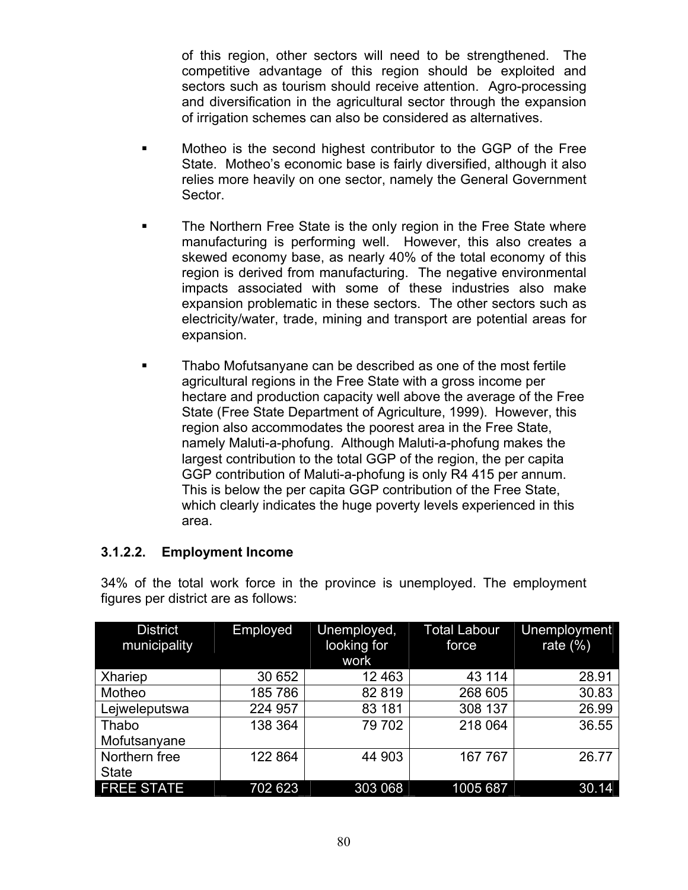of this region, other sectors will need to be strengthened. The competitive advantage of this region should be exploited and sectors such as tourism should receive attention. Agro-processing and diversification in the agricultural sector through the expansion of irrigation schemes can also be considered as alternatives.

- Motheo is the second highest contributor to the GGP of the Free State. Motheo's economic base is fairly diversified, although it also relies more heavily on one sector, namely the General Government Sector.

- The Northern Free State is the only region in the Free State where manufacturing is performing well. However, this also creates a skewed economy base, as nearly 40% of the total economy of this region is derived from manufacturing. The negative environmental impacts associated with some of these industries also make expansion problematic in these sectors. The other sectors such as electricity/water, trade, mining and transport are potential areas for expansion.

- Thabo Mofutsanyane can be described as one of the most fertile agricultural regions in the Free State with a gross income per hectare and production capacity well above the average of the Free State (Free State Department of Agriculture, 1999). However, this region also accommodates the poorest area in the Free State, namely Maluti-a-phofung. Although Maluti-a-phofung makes the largest contribution to the total GGP of the region, the per capita GGP contribution of Maluti-a-phofung is only R4 415 per annum. This is below the per capita GGP contribution of the Free State, which clearly indicates the huge poverty levels experienced in this area.

#### 3.1.2.2. Employment Income

34% of the total work force in the province is unemployed. The employment figures per district are as follows:

| District municipality | Employed | Unemployed, looking for work | Total Labour force | Unemployment rate (%) |
|---|---|---|---|---|
| Xhariep | 30 652 | 12 463 | 43 114 | 28.91 |
| Motheo | 185 786 | 82 819 | 268 605 | 30.83 |
| Lejweleputswa | 224 957 | 83 181 | 308 137 | 26.99 |
| Thabo Mofutsanyane | 138 364 | 79 702 | 218 064 | 36.55 |
| Northern free State | 122 864 | 44 903 | 167 767 | 26.77 |
| FREE STATE | 702 623 | 303 068 | 1005 687 | 30.14 |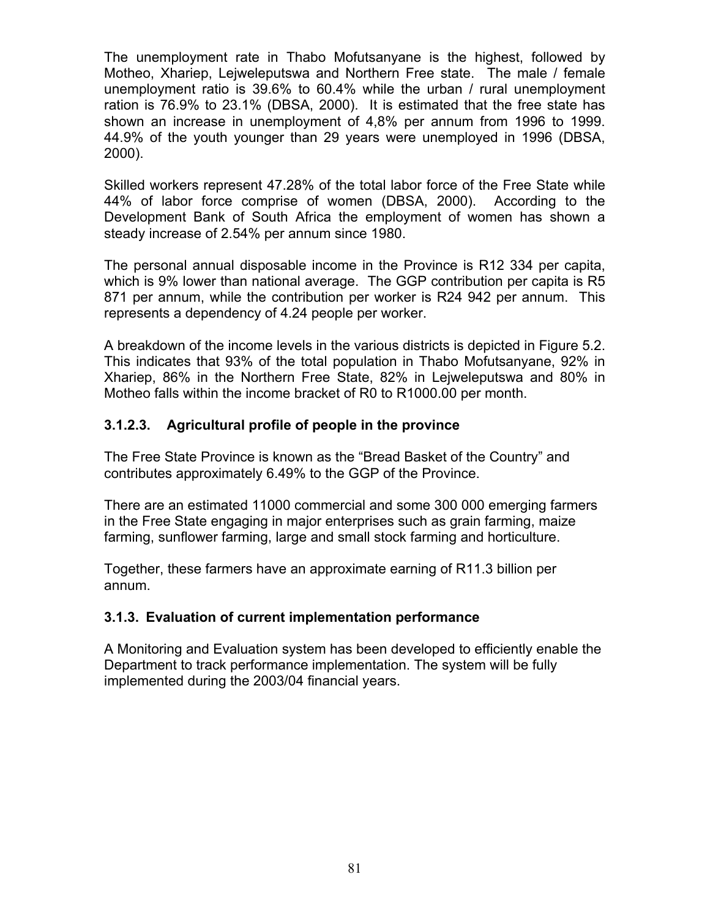The unemployment rate in Thabo Mofutsanyane is the highest, followed by Motheo, Xhariep, Lejweleputswa and Northern Free state. The male / female unemployment ratio is 39.6% to 60.4% while the urban / rural unemployment ration is 76.9% to 23.1% (DBSA, 2000). It is estimated that the free state has shown an increase in unemployment of 4,8% per annum from 1996 to 1999. 44.9% of the youth younger than 29 years were unemployed in 1996 (DBSA, 2000).

Skilled workers represent 47.28% of the total labor force of the Free State while 44% of labor force comprise of women (DBSA, 2000). According to the Development Bank of South Africa the employment of women has shown a steady increase of 2.54% per annum since 1980.

The personal annual disposable income in the Province is R12 334 per capita, which is 9% lower than national average. The GGP contribution per capita is R5 871 per annum, while the contribution per worker is R24 942 per annum. This represents a dependency of 4.24 people per worker.

A breakdown of the income levels in the various districts is depicted in Figure 5.2. This indicates that 93% of the total population in Thabo Mofutsanyane, 92% in Xhariep, 86% in the Northern Free State, 82% in Lejweleputswa and 80% in Motheo falls within the income bracket of R0 to R1000.00 per month.

### 3.1.2.3. Agricultural profile of people in the province

The Free State Province is known as the "Bread Basket of the Country" and contributes approximately 6.49% to the GGP of the Province.

There are an estimated 11000 commercial and some 300 000 emerging farmers in the Free State engaging in major enterprises such as grain farming, maize farming, sunflower farming, large and small stock farming and horticulture.

Together, these farmers have an approximate earning of R11.3 billion per annum.

### 3.1.3. Evaluation of current implementation performance

A Monitoring and Evaluation system has been developed to efficiently enable the Department to track performance implementation. The system will be fully implemented during the 2003/04 financial years.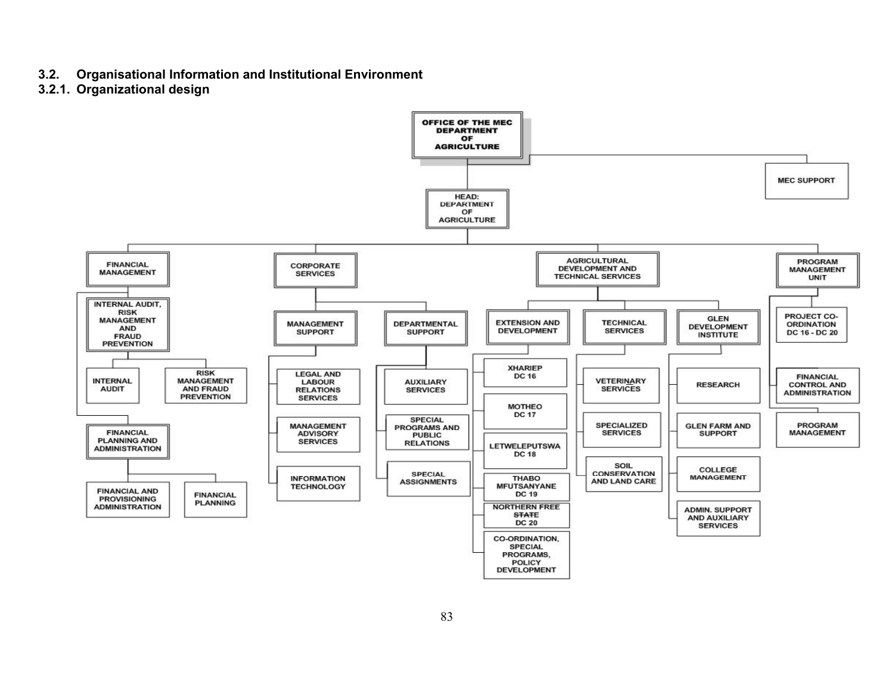## 3.2. Organisational Information and Institutional Environment

### 3.2.1. Organizational design

- OFFICE OF THE MEC DEPARTMENT OF AGRICULTURE
  - MEC SUPPORT
  - HEAD: DEPARTMENT OF AGRICULTURE
    - FINANCIAL MANAGEMENT
      - INTERNAL AUDIT, RISK MANAGEMENT AND FRAUD PREVENTION
        - INTERNAL AUDIT
        - RISK MANAGEMENT AND FRAUD PREVENTION
      - FINANCIAL PLANNING AND ADMINISTRATION
        - FINANCIAL AND PROVISIONING ADMINISTRATION
        - FINANCIAL PLANNING
    - CORPORATE SERVICES
      - MANAGEMENT SUPPORT
        - LEGAL AND LABOUR RELATIONS SERVICES
        - MANAGEMENT ADVISORY SERVICES
        - INFORMATION TECHNOLOGY
      - DEPARTMENTAL SUPPORT
        - AUXILIARY SERVICES
        - SPECIAL PROGRAMS AND PUBLIC RELATIONS
        - SPECIAL ASSIGNMENTS
    - AGRICULTURAL DEVELOPMENT AND TECHNICAL SERVICES
      - EXTENSION AND DEVELOPMENT
        - XHARIEP DC 16
        - MOTHEO DC 17
        - LETWELEPUTSWA DC 18
        - THABO MFUTSANYANE DC 19
        - NORTHERN FREE STATE DC 20
        - CO-ORDINATION, SPECIAL PROGRAMS, POLICY DEVELOPMENT
      - TECHNICAL SERVICES
        - VETERINARY SERVICES
        - SPECIALIZED SERVICES
        - SOIL CONSERVATION AND LAND CARE
      - GLEN DEVELOPMENT INSTITUTE
        - RESEARCH
        - GLEN FARM AND SUPPORT
        - COLLEGE MANAGEMENT
        - ADMIN. SUPPORT AND AUXILIARY SERVICES
    - PROGRAM MANAGEMENT UNIT
      - PROJECT CO-ORDINATION DC 16 - DC 20
      - FINANCIAL CONTROL AND ADMINISTRATION
      - PROGRAM MANAGEMENT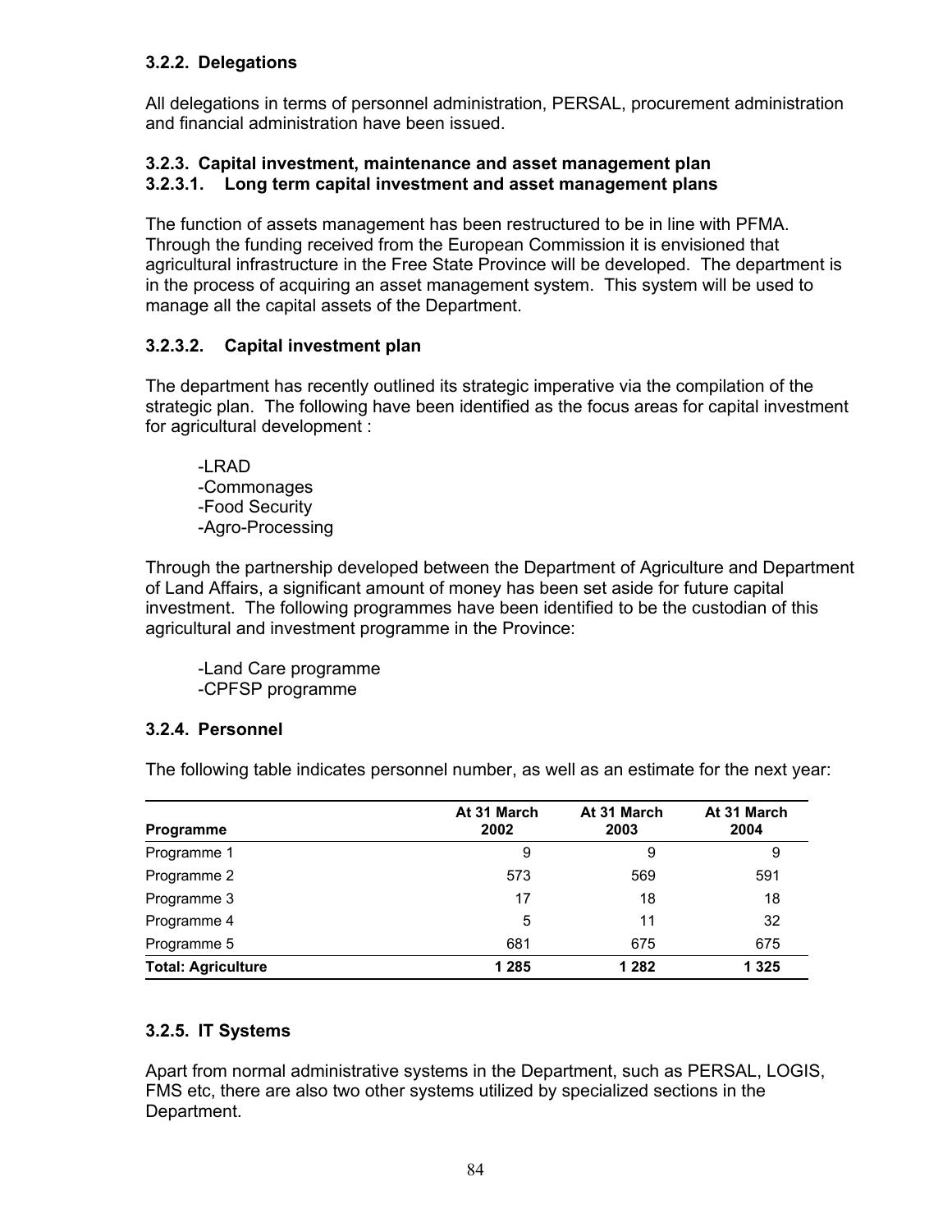### 3.2.2. Delegations

All delegations in terms of personnel administration, PERSAL, procurement administration and financial administration have been issued.

### 3.2.3. Capital investment, maintenance and asset management plan

#### 3.2.3.1. Long term capital investment and asset management plans

The function of assets management has been restructured to be in line with PFMA. Through the funding received from the European Commission it is envisioned that agricultural infrastructure in the Free State Province will be developed. The department is in the process of acquiring an asset management system. This system will be used to manage all the capital assets of the Department.

#### 3.2.3.2. Capital investment plan

The department has recently outlined its strategic imperative via the compilation of the strategic plan. The following have been identified as the focus areas for capital investment for agricultural development :

-LRAD
-Commonages
-Food Security
-Agro-Processing

Through the partnership developed between the Department of Agriculture and Department of Land Affairs, a significant amount of money has been set aside for future capital investment. The following programmes have been identified to be the custodian of this agricultural and investment programme in the Province:

-Land Care programme
-CPFSP programme

### 3.2.4. Personnel

The following table indicates personnel number, as well as an estimate for the next year:

| Programme | At 31 March 2002 | At 31 March 2003 | At 31 March 2004 |
|---|---|---|---|
| Programme 1 | 9 | 9 | 9 |
| Programme 2 | 573 | 569 | 591 |
| Programme 3 | 17 | 18 | 18 |
| Programme 4 | 5 | 11 | 32 |
| Programme 5 | 681 | 675 | 675 |
| **Total: Agriculture** | **1 285** | **1 282** | **1 325** |

### 3.2.5. IT Systems

Apart from normal administrative systems in the Department, such as PERSAL, LOGIS, FMS etc, there are also two other systems utilized by specialized sections in the Department.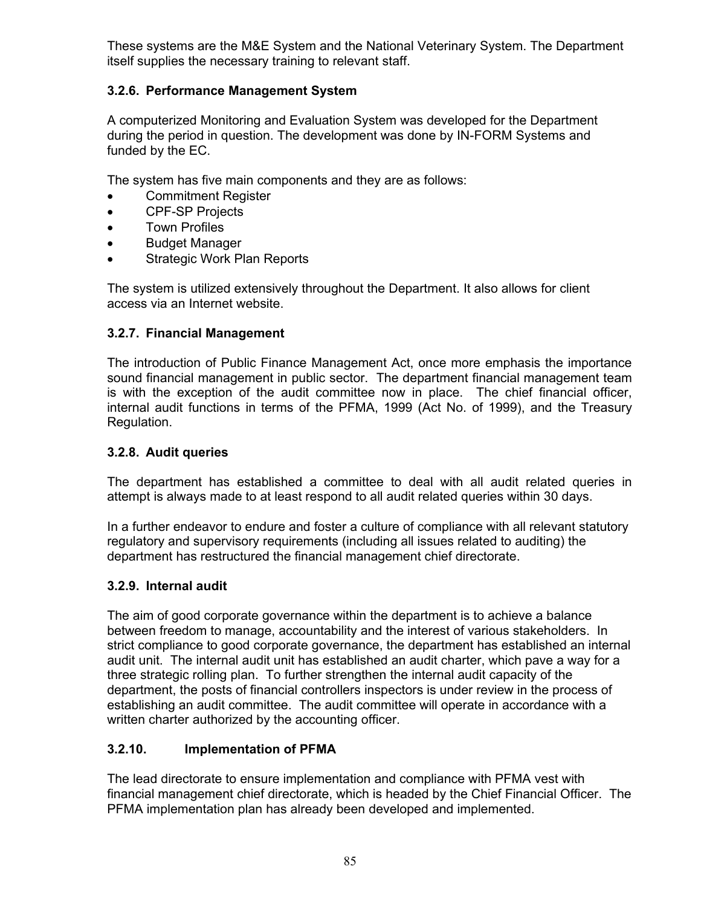These systems are the M&E System and the National Veterinary System. The Department itself supplies the necessary training to relevant staff.

### 3.2.6. Performance Management System

A computerized Monitoring and Evaluation System was developed for the Department during the period in question. The development was done by IN-FORM Systems and funded by the EC.

The system has five main components and they are as follows:

- Commitment Register
- CPF-SP Projects
- Town Profiles
- Budget Manager
- Strategic Work Plan Reports

The system is utilized extensively throughout the Department. It also allows for client access via an Internet website.

### 3.2.7. Financial Management

The introduction of Public Finance Management Act, once more emphasis the importance sound financial management in public sector. The department financial management team is with the exception of the audit committee now in place. The chief financial officer, internal audit functions in terms of the PFMA, 1999 (Act No. of 1999), and the Treasury Regulation.

### 3.2.8. Audit queries

The department has established a committee to deal with all audit related queries in attempt is always made to at least respond to all audit related queries within 30 days.

In a further endeavor to endure and foster a culture of compliance with all relevant statutory regulatory and supervisory requirements (including all issues related to auditing) the department has restructured the financial management chief directorate.

### 3.2.9. Internal audit

The aim of good corporate governance within the department is to achieve a balance between freedom to manage, accountability and the interest of various stakeholders. In strict compliance to good corporate governance, the department has established an internal audit unit. The internal audit unit has established an audit charter, which pave a way for a three strategic rolling plan. To further strengthen the internal audit capacity of the department, the posts of financial controllers inspectors is under review in the process of establishing an audit committee. The audit committee will operate in accordance with a written charter authorized by the accounting officer.

### 3.2.10. Implementation of PFMA

The lead directorate to ensure implementation and compliance with PFMA vest with financial management chief directorate, which is headed by the Chief Financial Officer. The PFMA implementation plan has already been developed and implemented.